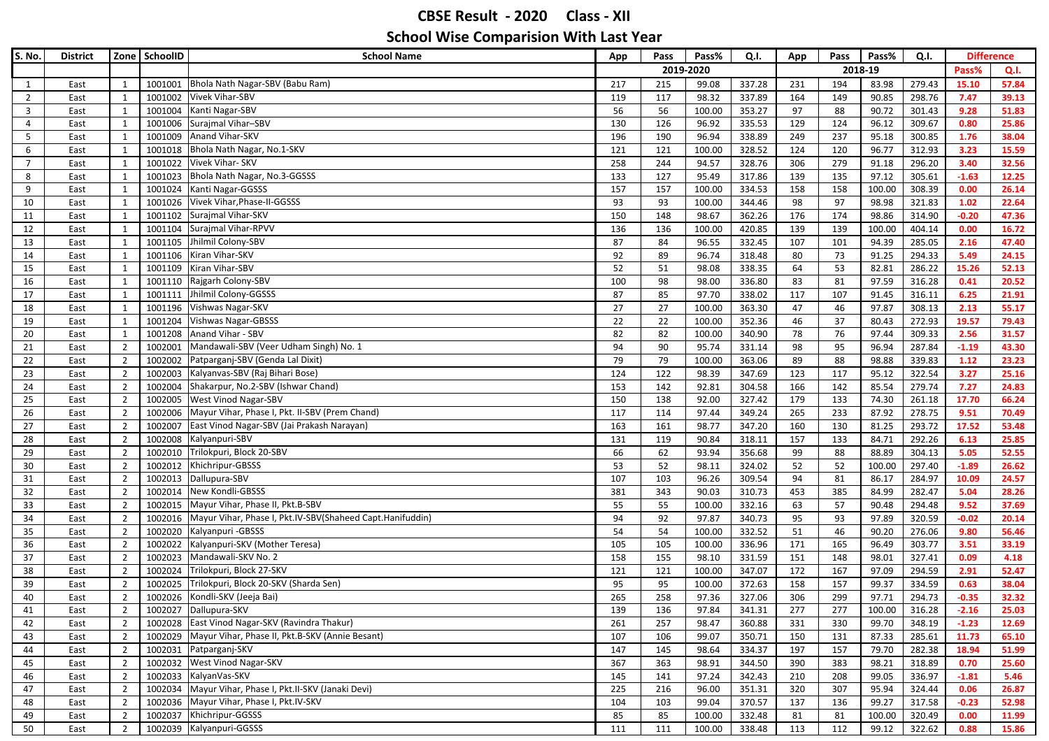# CBSE Result - 2020 Class - XII

## School Wise Comparision With Last Year

| S. No. | District | Zone | SchoolID | School Name | App | Pass | Pass% | Q.I. | App | Pass | Pass% | Q.I. | Difference | |
|---|---|---|---|---|---|---|---|---|---|---|---|---|---|---|
| | | | | | 2019-2020 | | | | 2018-19 | | | | Pass% | Q.I. |
| 1 | East | 1 | 1001001 | Bhola Nath Nagar-SBV (Babu Ram) | 217 | 215 | 99.08 | 337.28 | 231 | 194 | 83.98 | 279.43 | 15.10 | 57.84 |
| 2 | East | 1 | 1001002 | Vivek Vihar-SBV | 119 | 117 | 98.32 | 337.89 | 164 | 149 | 90.85 | 298.76 | 7.47 | 39.13 |
| 3 | East | 1 | 1001004 | Kanti Nagar-SBV | 56 | 56 | 100.00 | 353.27 | 97 | 88 | 90.72 | 301.43 | 9.28 | 51.83 |
| 4 | East | 1 | 1001006 | Surajmal Vihar–SBV | 130 | 126 | 96.92 | 335.53 | 129 | 124 | 96.12 | 309.67 | 0.80 | 25.86 |
| 5 | East | 1 | 1001009 | Anand Vihar-SKV | 196 | 190 | 96.94 | 338.89 | 249 | 237 | 95.18 | 300.85 | 1.76 | 38.04 |
| 6 | East | 1 | 1001018 | Bhola Nath Nagar, No.1-SKV | 121 | 121 | 100.00 | 328.52 | 124 | 120 | 96.77 | 312.93 | 3.23 | 15.59 |
| 7 | East | 1 | 1001022 | Vivek Vihar- SKV | 258 | 244 | 94.57 | 328.76 | 306 | 279 | 91.18 | 296.20 | 3.40 | 32.56 |
| 8 | East | 1 | 1001023 | Bhola Nath Nagar, No.3-GGSSS | 133 | 127 | 95.49 | 317.86 | 139 | 135 | 97.12 | 305.61 | -1.63 | 12.25 |
| 9 | East | 1 | 1001024 | Kanti Nagar-GGSSS | 157 | 157 | 100.00 | 334.53 | 158 | 158 | 100.00 | 308.39 | 0.00 | 26.14 |
| 10 | East | 1 | 1001026 | Vivek Vihar,Phase-II-GGSSS | 93 | 93 | 100.00 | 344.46 | 98 | 97 | 98.98 | 321.83 | 1.02 | 22.64 |
| 11 | East | 1 | 1001102 | Surajmal Vihar-SKV | 150 | 148 | 98.67 | 362.26 | 176 | 174 | 98.86 | 314.90 | -0.20 | 47.36 |
| 12 | East | 1 | 1001104 | Surajmal Vihar-RPVV | 136 | 136 | 100.00 | 420.85 | 139 | 139 | 100.00 | 404.14 | 0.00 | 16.72 |
| 13 | East | 1 | 1001105 | Jhilmil Colony-SBV | 87 | 84 | 96.55 | 332.45 | 107 | 101 | 94.39 | 285.05 | 2.16 | 47.40 |
| 14 | East | 1 | 1001106 | Kiran Vihar-SKV | 92 | 89 | 96.74 | 318.48 | 80 | 73 | 91.25 | 294.33 | 5.49 | 24.15 |
| 15 | East | 1 | 1001109 | Kiran Vihar-SBV | 52 | 51 | 98.08 | 338.35 | 64 | 53 | 82.81 | 286.22 | 15.26 | 52.13 |
| 16 | East | 1 | 1001110 | Rajgarh Colony-SBV | 100 | 98 | 98.00 | 336.80 | 83 | 81 | 97.59 | 316.28 | 0.41 | 20.52 |
| 17 | East | 1 | 1001111 | Jhilmil Colony-GGSSS | 87 | 85 | 97.70 | 338.02 | 117 | 107 | 91.45 | 316.11 | 6.25 | 21.91 |
| 18 | East | 1 | 1001196 | Vishwas Nagar-SKV | 27 | 27 | 100.00 | 363.30 | 47 | 46 | 97.87 | 308.13 | 2.13 | 55.17 |
| 19 | East | 1 | 1001204 | Vishwas Nagar-GBSSS | 22 | 22 | 100.00 | 352.36 | 46 | 37 | 80.43 | 272.93 | 19.57 | 79.43 |
| 20 | East | 1 | 1001208 | Anand Vihar - SBV | 82 | 82 | 100.00 | 340.90 | 78 | 76 | 97.44 | 309.33 | 2.56 | 31.57 |
| 21 | East | 2 | 1002001 | Mandawali-SBV (Veer Udham Singh) No. 1 | 94 | 90 | 95.74 | 331.14 | 98 | 95 | 96.94 | 287.84 | -1.19 | 43.30 |
| 22 | East | 2 | 1002002 | Patparganj-SBV (Genda Lal Dixit) | 79 | 79 | 100.00 | 363.06 | 89 | 88 | 98.88 | 339.83 | 1.12 | 23.23 |
| 23 | East | 2 | 1002003 | Kalyanvas-SBV (Raj Bihari Bose) | 124 | 122 | 98.39 | 347.69 | 123 | 117 | 95.12 | 322.54 | 3.27 | 25.16 |
| 24 | East | 2 | 1002004 | Shakarpur, No.2-SBV (Ishwar Chand) | 153 | 142 | 92.81 | 304.58 | 166 | 142 | 85.54 | 279.74 | 7.27 | 24.83 |
| 25 | East | 2 | 1002005 | West Vinod Nagar-SBV | 150 | 138 | 92.00 | 327.42 | 179 | 133 | 74.30 | 261.18 | 17.70 | 66.24 |
| 26 | East | 2 | 1002006 | Mayur Vihar, Phase I, Pkt. II-SBV (Prem Chand) | 117 | 114 | 97.44 | 349.24 | 265 | 233 | 87.92 | 278.75 | 9.51 | 70.49 |
| 27 | East | 2 | 1002007 | East Vinod Nagar-SBV (Jai Prakash Narayan) | 163 | 161 | 98.77 | 347.20 | 160 | 130 | 81.25 | 293.72 | 17.52 | 53.48 |
| 28 | East | 2 | 1002008 | Kalyanpuri-SBV | 131 | 119 | 90.84 | 318.11 | 157 | 133 | 84.71 | 292.26 | 6.13 | 25.85 |
| 29 | East | 2 | 1002010 | Trilokpuri, Block 20-SBV | 66 | 62 | 93.94 | 356.68 | 99 | 88 | 88.89 | 304.13 | 5.05 | 52.55 |
| 30 | East | 2 | 1002012 | Khichripur-GBSSS | 53 | 52 | 98.11 | 324.02 | 52 | 52 | 100.00 | 297.40 | -1.89 | 26.62 |
| 31 | East | 2 | 1002013 | Dallupura-SBV | 107 | 103 | 96.26 | 309.54 | 94 | 81 | 86.17 | 284.97 | 10.09 | 24.57 |
| 32 | East | 2 | 1002014 | New Kondli-GBSSS | 381 | 343 | 90.03 | 310.73 | 453 | 385 | 84.99 | 282.47 | 5.04 | 28.26 |
| 33 | East | 2 | 1002015 | Mayur Vihar, Phase II, Pkt.B-SBV | 55 | 55 | 100.00 | 332.16 | 63 | 57 | 90.48 | 294.48 | 9.52 | 37.69 |
| 34 | East | 2 | 1002016 | Mayur Vihar, Phase I, Pkt.IV-SBV(Shaheed Capt.Hanifuddin) | 94 | 92 | 97.87 | 340.73 | 95 | 93 | 97.89 | 320.59 | -0.02 | 20.14 |
| 35 | East | 2 | 1002020 | Kalyanpuri -GBSSS | 54 | 54 | 100.00 | 332.52 | 51 | 46 | 90.20 | 276.06 | 9.80 | 56.46 |
| 36 | East | 2 | 1002022 | Kalyanpuri-SKV (Mother Teresa) | 105 | 105 | 100.00 | 336.96 | 171 | 165 | 96.49 | 303.77 | 3.51 | 33.19 |
| 37 | East | 2 | 1002023 | Mandawali-SKV No. 2 | 158 | 155 | 98.10 | 331.59 | 151 | 148 | 98.01 | 327.41 | 0.09 | 4.18 |
| 38 | East | 2 | 1002024 | Trilokpuri, Block 27-SKV | 121 | 121 | 100.00 | 347.07 | 172 | 167 | 97.09 | 294.59 | 2.91 | 52.47 |
| 39 | East | 2 | 1002025 | Trilokpuri, Block 20-SKV (Sharda Sen) | 95 | 95 | 100.00 | 372.63 | 158 | 157 | 99.37 | 334.59 | 0.63 | 38.04 |
| 40 | East | 2 | 1002026 | Kondli-SKV (Jeeja Bai) | 265 | 258 | 97.36 | 327.06 | 306 | 299 | 97.71 | 294.73 | -0.35 | 32.32 |
| 41 | East | 2 | 1002027 | Dallupura-SKV | 139 | 136 | 97.84 | 341.31 | 277 | 277 | 100.00 | 316.28 | -2.16 | 25.03 |
| 42 | East | 2 | 1002028 | East Vinod Nagar-SKV (Ravindra Thakur) | 261 | 257 | 98.47 | 360.88 | 331 | 330 | 99.70 | 348.19 | -1.23 | 12.69 |
| 43 | East | 2 | 1002029 | Mayur Vihar, Phase II, Pkt.B-SKV (Annie Besant) | 107 | 106 | 99.07 | 350.71 | 150 | 131 | 87.33 | 285.61 | 11.73 | 65.10 |
| 44 | East | 2 | 1002031 | Patparganj-SKV | 147 | 145 | 98.64 | 334.37 | 197 | 157 | 79.70 | 282.38 | 18.94 | 51.99 |
| 45 | East | 2 | 1002032 | West Vinod Nagar-SKV | 367 | 363 | 98.91 | 344.50 | 390 | 383 | 98.21 | 318.89 | 0.70 | 25.60 |
| 46 | East | 2 | 1002033 | KalyanVas-SKV | 145 | 141 | 97.24 | 342.43 | 210 | 208 | 99.05 | 336.97 | -1.81 | 5.46 |
| 47 | East | 2 | 1002034 | Mayur Vihar, Phase I, Pkt.II-SKV (Janaki Devi) | 225 | 216 | 96.00 | 351.31 | 320 | 307 | 95.94 | 324.44 | 0.06 | 26.87 |
| 48 | East | 2 | 1002036 | Mayur Vihar, Phase I, Pkt.IV-SKV | 104 | 103 | 99.04 | 370.57 | 137 | 136 | 99.27 | 317.58 | -0.23 | 52.98 |
| 49 | East | 2 | 1002037 | Khichripur-GGSSS | 85 | 85 | 100.00 | 332.48 | 81 | 81 | 100.00 | 320.49 | 0.00 | 11.99 |
| 50 | East | 2 | 1002039 | Kalyanpuri-GGSSS | 111 | 111 | 100.00 | 338.48 | 113 | 112 | 99.12 | 322.62 | 0.88 | 15.86 |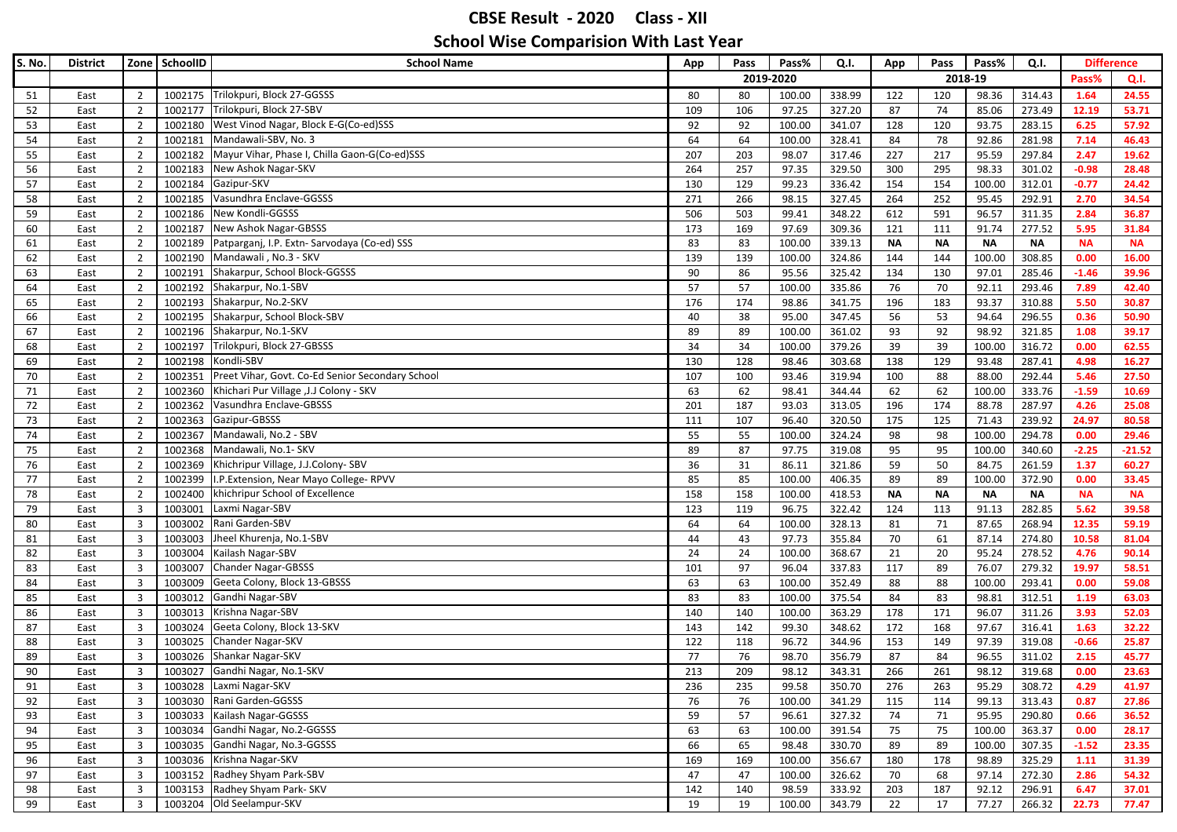# CBSE Result - 2020 Class - XII

## School Wise Comparision With Last Year

| S. No. | District | Zone | SchoolID | School Name | App | Pass | Pass% | Q.I. | App | Pass | Pass% | Q.I. | Difference | |
|---|---|---|---|---|---|---|---|---|---|---|---|---|---|---|
| | | | | | 2019-2020 | | | | 2018-19 | | | | Pass% | Q.I. |
| 51 | East | 2 | 1002175 | Trilokpuri, Block 27-GGSSS | 80 | 80 | 100.00 | 338.99 | 122 | 120 | 98.36 | 314.43 | 1.64 | 24.55 |
| 52 | East | 2 | 1002177 | Trilokpuri, Block 27-SBV | 109 | 106 | 97.25 | 327.20 | 87 | 74 | 85.06 | 273.49 | 12.19 | 53.71 |
| 53 | East | 2 | 1002180 | West Vinod Nagar, Block E-G(Co-ed)SSS | 92 | 92 | 100.00 | 341.07 | 128 | 120 | 93.75 | 283.15 | 6.25 | 57.92 |
| 54 | East | 2 | 1002181 | Mandawali-SBV, No. 3 | 64 | 64 | 100.00 | 328.41 | 84 | 78 | 92.86 | 281.98 | 7.14 | 46.43 |
| 55 | East | 2 | 1002182 | Mayur Vihar, Phase I, Chilla Gaon-G(Co-ed)SSS | 207 | 203 | 98.07 | 317.46 | 227 | 217 | 95.59 | 297.84 | 2.47 | 19.62 |
| 56 | East | 2 | 1002183 | New Ashok Nagar-SKV | 264 | 257 | 97.35 | 329.50 | 300 | 295 | 98.33 | 301.02 | -0.98 | 28.48 |
| 57 | East | 2 | 1002184 | Gazipur-SKV | 130 | 129 | 99.23 | 336.42 | 154 | 154 | 100.00 | 312.01 | -0.77 | 24.42 |
| 58 | East | 2 | 1002185 | Vasundhra Enclave-GGSSS | 271 | 266 | 98.15 | 327.45 | 264 | 252 | 95.45 | 292.91 | 2.70 | 34.54 |
| 59 | East | 2 | 1002186 | New Kondli-GGSSS | 506 | 503 | 99.41 | 348.22 | 612 | 591 | 96.57 | 311.35 | 2.84 | 36.87 |
| 60 | East | 2 | 1002187 | New Ashok Nagar-GBSSS | 173 | 169 | 97.69 | 309.36 | 121 | 111 | 91.74 | 277.52 | 5.95 | 31.84 |
| 61 | East | 2 | 1002189 | Patparganj, I.P. Extn- Sarvodaya (Co-ed) SSS | 83 | 83 | 100.00 | 339.13 | NA | NA | NA | NA | NA | NA |
| 62 | East | 2 | 1002190 | Mandawali , No.3 - SKV | 139 | 139 | 100.00 | 324.86 | 144 | 144 | 100.00 | 308.85 | 0.00 | 16.00 |
| 63 | East | 2 | 1002191 | Shakarpur, School Block-GGSSS | 90 | 86 | 95.56 | 325.42 | 134 | 130 | 97.01 | 285.46 | -1.46 | 39.96 |
| 64 | East | 2 | 1002192 | Shakarpur, No.1-SBV | 57 | 57 | 100.00 | 335.86 | 76 | 70 | 92.11 | 293.46 | 7.89 | 42.40 |
| 65 | East | 2 | 1002193 | Shakarpur, No.2-SKV | 176 | 174 | 98.86 | 341.75 | 196 | 183 | 93.37 | 310.88 | 5.50 | 30.87 |
| 66 | East | 2 | 1002195 | Shakarpur, School Block-SBV | 40 | 38 | 95.00 | 347.45 | 56 | 53 | 94.64 | 296.55 | 0.36 | 50.90 |
| 67 | East | 2 | 1002196 | Shakarpur, No.1-SKV | 89 | 89 | 100.00 | 361.02 | 93 | 92 | 98.92 | 321.85 | 1.08 | 39.17 |
| 68 | East | 2 | 1002197 | Trilokpuri, Block 27-GBSSS | 34 | 34 | 100.00 | 379.26 | 39 | 39 | 100.00 | 316.72 | 0.00 | 62.55 |
| 69 | East | 2 | 1002198 | Kondli-SBV | 130 | 128 | 98.46 | 303.68 | 138 | 129 | 93.48 | 287.41 | 4.98 | 16.27 |
| 70 | East | 2 | 1002351 | Preet Vihar, Govt. Co-Ed Senior Secondary School | 107 | 100 | 93.46 | 319.94 | 100 | 88 | 88.00 | 292.44 | 5.46 | 27.50 |
| 71 | East | 2 | 1002360 | Khichari Pur Village ,J.J Colony - SKV | 63 | 62 | 98.41 | 344.44 | 62 | 62 | 100.00 | 333.76 | -1.59 | 10.69 |
| 72 | East | 2 | 1002362 | Vasundhra Enclave-GBSSS | 201 | 187 | 93.03 | 313.05 | 196 | 174 | 88.78 | 287.97 | 4.26 | 25.08 |
| 73 | East | 2 | 1002363 | Gazipur-GBSSS | 111 | 107 | 96.40 | 320.50 | 175 | 125 | 71.43 | 239.92 | 24.97 | 80.58 |
| 74 | East | 2 | 1002367 | Mandawali, No.2 - SBV | 55 | 55 | 100.00 | 324.24 | 98 | 98 | 100.00 | 294.78 | 0.00 | 29.46 |
| 75 | East | 2 | 1002368 | Mandawali, No.1- SKV | 89 | 87 | 97.75 | 319.08 | 95 | 95 | 100.00 | 340.60 | -2.25 | -21.52 |
| 76 | East | 2 | 1002369 | Khichripur Village, J.J.Colony- SBV | 36 | 31 | 86.11 | 321.86 | 59 | 50 | 84.75 | 261.59 | 1.37 | 60.27 |
| 77 | East | 2 | 1002399 | I.P.Extension, Near Mayo College- RPVV | 85 | 85 | 100.00 | 406.35 | 89 | 89 | 100.00 | 372.90 | 0.00 | 33.45 |
| 78 | East | 2 | 1002400 | khichripur School of Excellence | 158 | 158 | 100.00 | 418.53 | NA | NA | NA | NA | NA | NA |
| 79 | East | 3 | 1003001 | Laxmi Nagar-SBV | 123 | 119 | 96.75 | 322.42 | 124 | 113 | 91.13 | 282.85 | 5.62 | 39.58 |
| 80 | East | 3 | 1003002 | Rani Garden-SBV | 64 | 64 | 100.00 | 328.13 | 81 | 71 | 87.65 | 268.94 | 12.35 | 59.19 |
| 81 | East | 3 | 1003003 | Jheel Khurenja, No.1-SBV | 44 | 43 | 97.73 | 355.84 | 70 | 61 | 87.14 | 274.80 | 10.58 | 81.04 |
| 82 | East | 3 | 1003004 | Kailash Nagar-SBV | 24 | 24 | 100.00 | 368.67 | 21 | 20 | 95.24 | 278.52 | 4.76 | 90.14 |
| 83 | East | 3 | 1003007 | Chander Nagar-GBSSS | 101 | 97 | 96.04 | 337.83 | 117 | 89 | 76.07 | 279.32 | 19.97 | 58.51 |
| 84 | East | 3 | 1003009 | Geeta Colony, Block 13-GBSSS | 63 | 63 | 100.00 | 352.49 | 88 | 88 | 100.00 | 293.41 | 0.00 | 59.08 |
| 85 | East | 3 | 1003012 | Gandhi Nagar-SBV | 83 | 83 | 100.00 | 375.54 | 84 | 83 | 98.81 | 312.51 | 1.19 | 63.03 |
| 86 | East | 3 | 1003013 | Krishna Nagar-SBV | 140 | 140 | 100.00 | 363.29 | 178 | 171 | 96.07 | 311.26 | 3.93 | 52.03 |
| 87 | East | 3 | 1003024 | Geeta Colony, Block 13-SKV | 143 | 142 | 99.30 | 348.62 | 172 | 168 | 97.67 | 316.41 | 1.63 | 32.22 |
| 88 | East | 3 | 1003025 | Chander Nagar-SKV | 122 | 118 | 96.72 | 344.96 | 153 | 149 | 97.39 | 319.08 | -0.66 | 25.87 |
| 89 | East | 3 | 1003026 | Shankar Nagar-SKV | 77 | 76 | 98.70 | 356.79 | 87 | 84 | 96.55 | 311.02 | 2.15 | 45.77 |
| 90 | East | 3 | 1003027 | Gandhi Nagar, No.1-SKV | 213 | 209 | 98.12 | 343.31 | 266 | 261 | 98.12 | 319.68 | 0.00 | 23.63 |
| 91 | East | 3 | 1003028 | Laxmi Nagar-SKV | 236 | 235 | 99.58 | 350.70 | 276 | 263 | 95.29 | 308.72 | 4.29 | 41.97 |
| 92 | East | 3 | 1003030 | Rani Garden-GGSSS | 76 | 76 | 100.00 | 341.29 | 115 | 114 | 99.13 | 313.43 | 0.87 | 27.86 |
| 93 | East | 3 | 1003033 | Kailash Nagar-GGSSS | 59 | 57 | 96.61 | 327.32 | 74 | 71 | 95.95 | 290.80 | 0.66 | 36.52 |
| 94 | East | 3 | 1003034 | Gandhi Nagar, No.2-GGSSS | 63 | 63 | 100.00 | 391.54 | 75 | 75 | 100.00 | 363.37 | 0.00 | 28.17 |
| 95 | East | 3 | 1003035 | Gandhi Nagar, No.3-GGSSS | 66 | 65 | 98.48 | 330.70 | 89 | 89 | 100.00 | 307.35 | -1.52 | 23.35 |
| 96 | East | 3 | 1003036 | Krishna Nagar-SKV | 169 | 169 | 100.00 | 356.67 | 180 | 178 | 98.89 | 325.29 | 1.11 | 31.39 |
| 97 | East | 3 | 1003152 | Radhey Shyam Park-SBV | 47 | 47 | 100.00 | 326.62 | 70 | 68 | 97.14 | 272.30 | 2.86 | 54.32 |
| 98 | East | 3 | 1003153 | Radhey Shyam Park- SKV | 142 | 140 | 98.59 | 333.92 | 203 | 187 | 92.12 | 296.91 | 6.47 | 37.01 |
| 99 | East | 3 | 1003204 | Old Seelampur-SKV | 19 | 19 | 100.00 | 343.79 | 22 | 17 | 77.27 | 266.32 | 22.73 | 77.47 |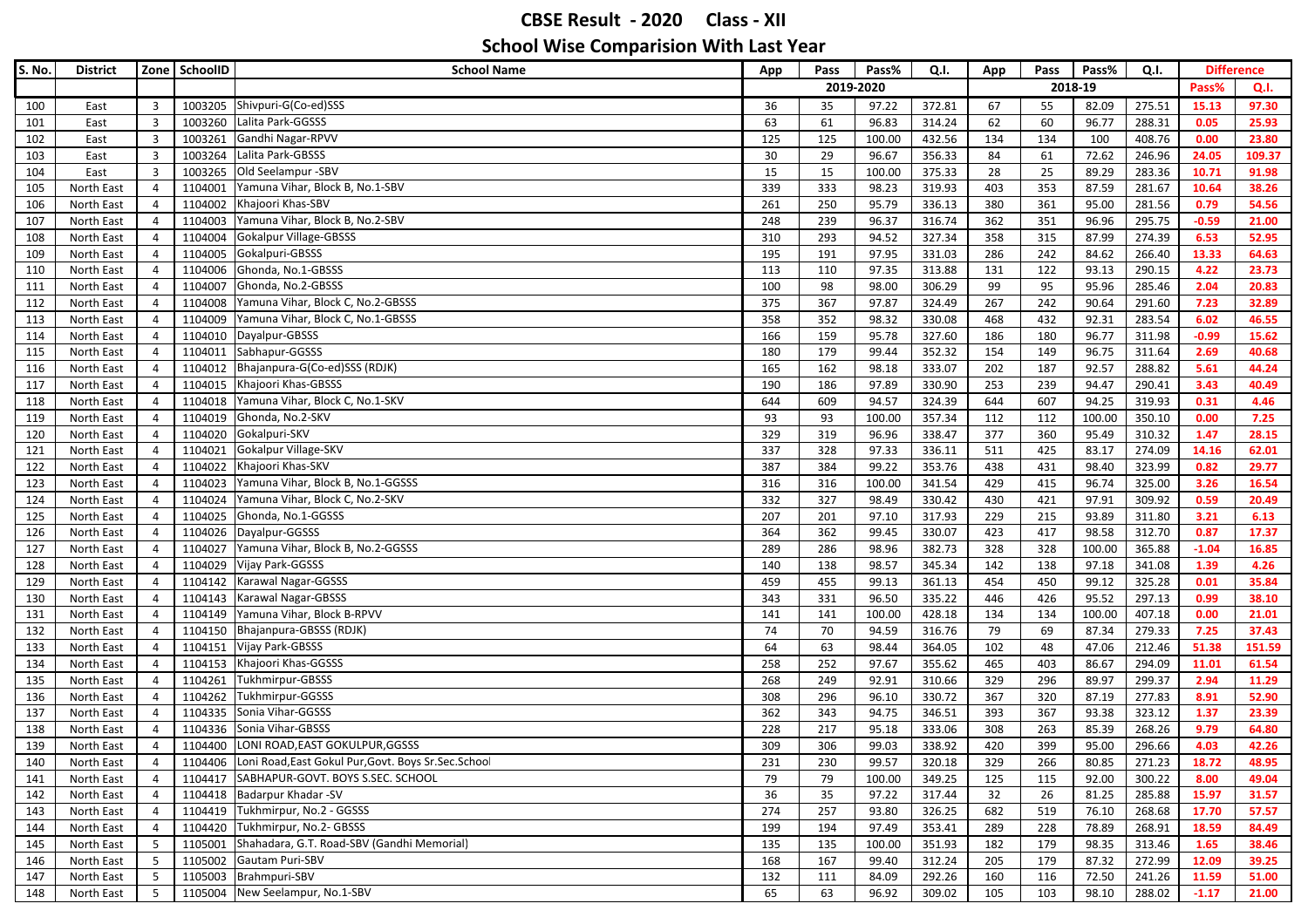# CBSE Result - 2020 Class - XII

## School Wise Comparision With Last Year

| S. No. | District | Zone | SchoolID | School Name | App | Pass | Pass% | Q.I. | App | Pass | Pass% | Q.I. | Difference | |
|---|---|---|---|---|---|---|---|---|---|---|---|---|---|---|
| | | | | | 2019-2020 | | | | 2018-19 | | | | Pass% | Q.I. |
| 100 | East | 3 | 1003205 | Shivpuri-G(Co-ed)SSS | 36 | 35 | 97.22 | 372.81 | 67 | 55 | 82.09 | 275.51 | 15.13 | 97.30 |
| 101 | East | 3 | 1003260 | Lalita Park-GGSSS | 63 | 61 | 96.83 | 314.24 | 62 | 60 | 96.77 | 288.31 | 0.05 | 25.93 |
| 102 | East | 3 | 1003261 | Gandhi Nagar-RPVV | 125 | 125 | 100.00 | 432.56 | 134 | 134 | 100 | 408.76 | 0.00 | 23.80 |
| 103 | East | 3 | 1003264 | Lalita Park-GBSSS | 30 | 29 | 96.67 | 356.33 | 84 | 61 | 72.62 | 246.96 | 24.05 | 109.37 |
| 104 | East | 3 | 1003265 | Old Seelampur -SBV | 15 | 15 | 100.00 | 375.33 | 28 | 25 | 89.29 | 283.36 | 10.71 | 91.98 |
| 105 | North East | 4 | 1104001 | Yamuna Vihar, Block B, No.1-SBV | 339 | 333 | 98.23 | 319.93 | 403 | 353 | 87.59 | 281.67 | 10.64 | 38.26 |
| 106 | North East | 4 | 1104002 | Khajoori Khas-SBV | 261 | 250 | 95.79 | 336.13 | 380 | 361 | 95.00 | 281.56 | 0.79 | 54.56 |
| 107 | North East | 4 | 1104003 | Yamuna Vihar, Block B, No.2-SBV | 248 | 239 | 96.37 | 316.74 | 362 | 351 | 96.96 | 295.75 | -0.59 | 21.00 |
| 108 | North East | 4 | 1104004 | Gokalpur Village-GBSSS | 310 | 293 | 94.52 | 327.34 | 358 | 315 | 87.99 | 274.39 | 6.53 | 52.95 |
| 109 | North East | 4 | 1104005 | Gokalpuri-GBSSS | 195 | 191 | 97.95 | 331.03 | 286 | 242 | 84.62 | 266.40 | 13.33 | 64.63 |
| 110 | North East | 4 | 1104006 | Ghonda, No.1-GBSSS | 113 | 110 | 97.35 | 313.88 | 131 | 122 | 93.13 | 290.15 | 4.22 | 23.73 |
| 111 | North East | 4 | 1104007 | Ghonda, No.2-GBSSS | 100 | 98 | 98.00 | 306.29 | 99 | 95 | 95.96 | 285.46 | 2.04 | 20.83 |
| 112 | North East | 4 | 1104008 | Yamuna Vihar, Block C, No.2-GBSSS | 375 | 367 | 97.87 | 324.49 | 267 | 242 | 90.64 | 291.60 | 7.23 | 32.89 |
| 113 | North East | 4 | 1104009 | Yamuna Vihar, Block C, No.1-GBSSS | 358 | 352 | 98.32 | 330.08 | 468 | 432 | 92.31 | 283.54 | 6.02 | 46.55 |
| 114 | North East | 4 | 1104010 | Dayalpur-GBSSS | 166 | 159 | 95.78 | 327.60 | 186 | 180 | 96.77 | 311.98 | -0.99 | 15.62 |
| 115 | North East | 4 | 1104011 | Sabhapur-GGSSS | 180 | 179 | 99.44 | 352.32 | 154 | 149 | 96.75 | 311.64 | 2.69 | 40.68 |
| 116 | North East | 4 | 1104012 | Bhajanpura-G(Co-ed)SSS (RDJK) | 165 | 162 | 98.18 | 333.07 | 202 | 187 | 92.57 | 288.82 | 5.61 | 44.24 |
| 117 | North East | 4 | 1104015 | Khajoori Khas-GBSSS | 190 | 186 | 97.89 | 330.90 | 253 | 239 | 94.47 | 290.41 | 3.43 | 40.49 |
| 118 | North East | 4 | 1104018 | Yamuna Vihar, Block C, No.1-SKV | 644 | 609 | 94.57 | 324.39 | 644 | 607 | 94.25 | 319.93 | 0.31 | 4.46 |
| 119 | North East | 4 | 1104019 | Ghonda, No.2-SKV | 93 | 93 | 100.00 | 357.34 | 112 | 112 | 100.00 | 350.10 | 0.00 | 7.25 |
| 120 | North East | 4 | 1104020 | Gokalpuri-SKV | 329 | 319 | 96.96 | 338.47 | 377 | 360 | 95.49 | 310.32 | 1.47 | 28.15 |
| 121 | North East | 4 | 1104021 | Gokalpur Village-SKV | 337 | 328 | 97.33 | 336.11 | 511 | 425 | 83.17 | 274.09 | 14.16 | 62.01 |
| 122 | North East | 4 | 1104022 | Khajoori Khas-SKV | 387 | 384 | 99.22 | 353.76 | 438 | 431 | 98.40 | 323.99 | 0.82 | 29.77 |
| 123 | North East | 4 | 1104023 | Yamuna Vihar, Block B, No.1-GGSSS | 316 | 316 | 100.00 | 341.54 | 429 | 415 | 96.74 | 325.00 | 3.26 | 16.54 |
| 124 | North East | 4 | 1104024 | Yamuna Vihar, Block C, No.2-SKV | 332 | 327 | 98.49 | 330.42 | 430 | 421 | 97.91 | 309.92 | 0.59 | 20.49 |
| 125 | North East | 4 | 1104025 | Ghonda, No.1-GGSSS | 207 | 201 | 97.10 | 317.93 | 229 | 215 | 93.89 | 311.80 | 3.21 | 6.13 |
| 126 | North East | 4 | 1104026 | Dayalpur-GGSSS | 364 | 362 | 99.45 | 330.07 | 423 | 417 | 98.58 | 312.70 | 0.87 | 17.37 |
| 127 | North East | 4 | 1104027 | Yamuna Vihar, Block B, No.2-GGSSS | 289 | 286 | 98.96 | 382.73 | 328 | 328 | 100.00 | 365.88 | -1.04 | 16.85 |
| 128 | North East | 4 | 1104029 | Vijay Park-GGSSS | 140 | 138 | 98.57 | 345.34 | 142 | 138 | 97.18 | 341.08 | 1.39 | 4.26 |
| 129 | North East | 4 | 1104142 | Karawal Nagar-GGSSS | 459 | 455 | 99.13 | 361.13 | 454 | 450 | 99.12 | 325.28 | 0.01 | 35.84 |
| 130 | North East | 4 | 1104143 | Karawal Nagar-GBSSS | 343 | 331 | 96.50 | 335.22 | 446 | 426 | 95.52 | 297.13 | 0.99 | 38.10 |
| 131 | North East | 4 | 1104149 | Yamuna Vihar, Block B-RPVV | 141 | 141 | 100.00 | 428.18 | 134 | 134 | 100.00 | 407.18 | 0.00 | 21.01 |
| 132 | North East | 4 | 1104150 | Bhajanpura-GBSSS (RDJK) | 74 | 70 | 94.59 | 316.76 | 79 | 69 | 87.34 | 279.33 | 7.25 | 37.43 |
| 133 | North East | 4 | 1104151 | Vijay Park-GBSSS | 64 | 63 | 98.44 | 364.05 | 102 | 48 | 47.06 | 212.46 | 51.38 | 151.59 |
| 134 | North East | 4 | 1104153 | Khajoori Khas-GGSSS | 258 | 252 | 97.67 | 355.62 | 465 | 403 | 86.67 | 294.09 | 11.01 | 61.54 |
| 135 | North East | 4 | 1104261 | Tukhmirpur-GBSSS | 268 | 249 | 92.91 | 310.66 | 329 | 296 | 89.97 | 299.37 | 2.94 | 11.29 |
| 136 | North East | 4 | 1104262 | Tukhmirpur-GGSSS | 308 | 296 | 96.10 | 330.72 | 367 | 320 | 87.19 | 277.83 | 8.91 | 52.90 |
| 137 | North East | 4 | 1104335 | Sonia Vihar-GGSSS | 362 | 343 | 94.75 | 346.51 | 393 | 367 | 93.38 | 323.12 | 1.37 | 23.39 |
| 138 | North East | 4 | 1104336 | Sonia Vihar-GBSSS | 228 | 217 | 95.18 | 333.06 | 308 | 263 | 85.39 | 268.26 | 9.79 | 64.80 |
| 139 | North East | 4 | 1104400 | LONI ROAD,EAST GOKULPUR,GGSSS | 309 | 306 | 99.03 | 338.92 | 420 | 399 | 95.00 | 296.66 | 4.03 | 42.26 |
| 140 | North East | 4 | 1104406 | Loni Road,East Gokul Pur,Govt. Boys Sr.Sec.School | 231 | 230 | 99.57 | 320.18 | 329 | 266 | 80.85 | 271.23 | 18.72 | 48.95 |
| 141 | North East | 4 | 1104417 | SABHAPUR-GOVT. BOYS S.SEC. SCHOOL | 79 | 79 | 100.00 | 349.25 | 125 | 115 | 92.00 | 300.22 | 8.00 | 49.04 |
| 142 | North East | 4 | 1104418 | Badarpur Khadar -SV | 36 | 35 | 97.22 | 317.44 | 32 | 26 | 81.25 | 285.88 | 15.97 | 31.57 |
| 143 | North East | 4 | 1104419 | Tukhmirpur, No.2 - GGSSS | 274 | 257 | 93.80 | 326.25 | 682 | 519 | 76.10 | 268.68 | 17.70 | 57.57 |
| 144 | North East | 4 | 1104420 | Tukhmirpur, No.2- GBSSS | 199 | 194 | 97.49 | 353.41 | 289 | 228 | 78.89 | 268.91 | 18.59 | 84.49 |
| 145 | North East | 5 | 1105001 | Shahadara, G.T. Road-SBV (Gandhi Memorial) | 135 | 135 | 100.00 | 351.93 | 182 | 179 | 98.35 | 313.46 | 1.65 | 38.46 |
| 146 | North East | 5 | 1105002 | Gautam Puri-SBV | 168 | 167 | 99.40 | 312.24 | 205 | 179 | 87.32 | 272.99 | 12.09 | 39.25 |
| 147 | North East | 5 | 1105003 | Brahmpuri-SBV | 132 | 111 | 84.09 | 292.26 | 160 | 116 | 72.50 | 241.26 | 11.59 | 51.00 |
| 148 | North East | 5 | 1105004 | New Seelampur, No.1-SBV | 65 | 63 | 96.92 | 309.02 | 105 | 103 | 98.10 | 288.02 | -1.17 | 21.00 |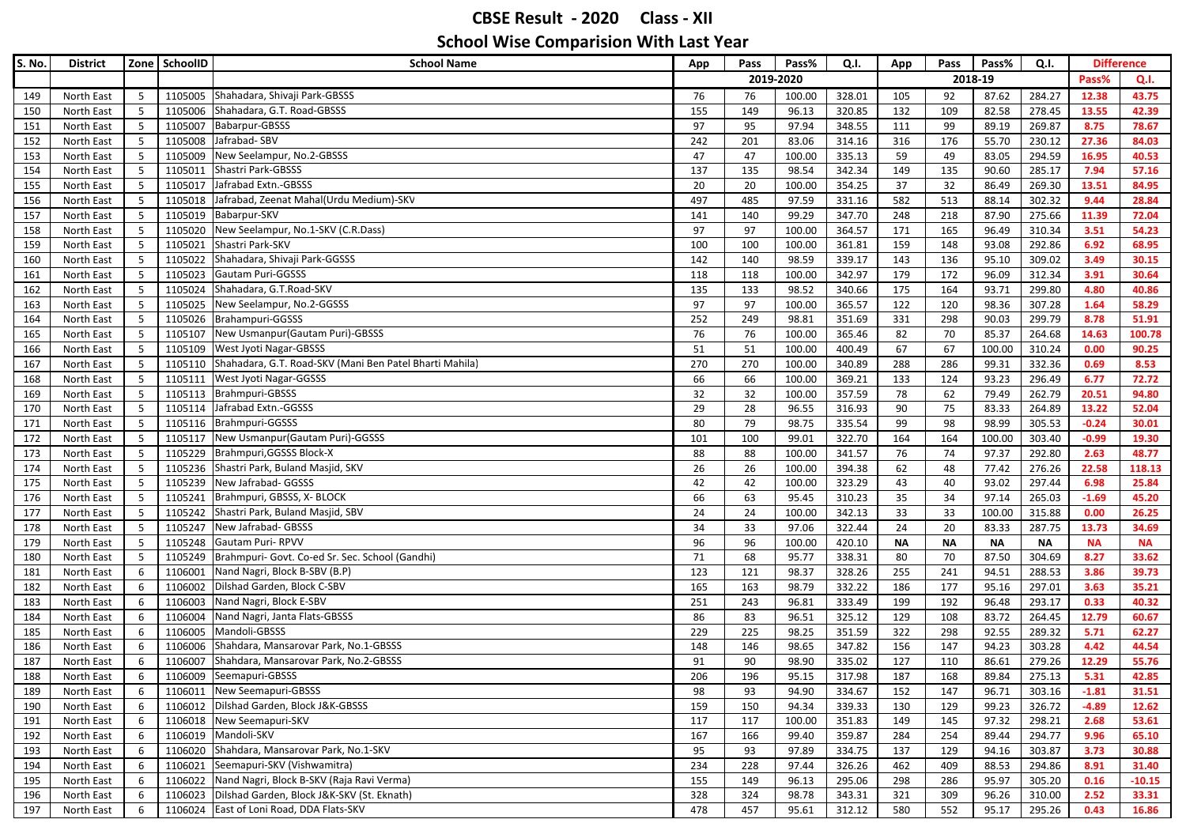# CBSE Result - 2020 Class - XII

## School Wise Comparision With Last Year

| S. No. | District | Zone | SchoolID | School Name | App | Pass | Pass% | Q.I. | App | Pass | Pass% | Q.I. | Difference | |
|---|---|---|---|---|---|---|---|---|---|---|---|---|---|---|
| | | | | | 2019-2020 | | | | 2018-19 | | | | Pass% | Q.I. |
| 149 | North East | 5 | 1105005 | Shahadara, Shivaji Park-GBSSS | 76 | 76 | 100.00 | 328.01 | 105 | 92 | 87.62 | 284.27 | 12.38 | 43.75 |
| 150 | North East | 5 | 1105006 | Shahadara, G.T. Road-GBSSS | 155 | 149 | 96.13 | 320.85 | 132 | 109 | 82.58 | 278.45 | 13.55 | 42.39 |
| 151 | North East | 5 | 1105007 | Babarpur-GBSSS | 97 | 95 | 97.94 | 348.55 | 111 | 99 | 89.19 | 269.87 | 8.75 | 78.67 |
| 152 | North East | 5 | 1105008 | Jafrabad- SBV | 242 | 201 | 83.06 | 314.16 | 316 | 176 | 55.70 | 230.12 | 27.36 | 84.03 |
| 153 | North East | 5 | 1105009 | New Seelampur, No.2-GBSSS | 47 | 47 | 100.00 | 335.13 | 59 | 49 | 83.05 | 294.59 | 16.95 | 40.53 |
| 154 | North East | 5 | 1105011 | Shastri Park-GBSSS | 137 | 135 | 98.54 | 342.34 | 149 | 135 | 90.60 | 285.17 | 7.94 | 57.16 |
| 155 | North East | 5 | 1105017 | Jafrabad Extn.-GBSSS | 20 | 20 | 100.00 | 354.25 | 37 | 32 | 86.49 | 269.30 | 13.51 | 84.95 |
| 156 | North East | 5 | 1105018 | Jafrabad, Zeenat Mahal(Urdu Medium)-SKV | 497 | 485 | 97.59 | 331.16 | 582 | 513 | 88.14 | 302.32 | 9.44 | 28.84 |
| 157 | North East | 5 | 1105019 | Babarpur-SKV | 141 | 140 | 99.29 | 347.70 | 248 | 218 | 87.90 | 275.66 | 11.39 | 72.04 |
| 158 | North East | 5 | 1105020 | New Seelampur, No.1-SKV (C.R.Dass) | 97 | 97 | 100.00 | 364.57 | 171 | 165 | 96.49 | 310.34 | 3.51 | 54.23 |
| 159 | North East | 5 | 1105021 | Shastri Park-SKV | 100 | 100 | 100.00 | 361.81 | 159 | 148 | 93.08 | 292.86 | 6.92 | 68.95 |
| 160 | North East | 5 | 1105022 | Shahadara, Shivaji Park-GGSSS | 142 | 140 | 98.59 | 339.17 | 143 | 136 | 95.10 | 309.02 | 3.49 | 30.15 |
| 161 | North East | 5 | 1105023 | Gautam Puri-GGSSS | 118 | 118 | 100.00 | 342.97 | 179 | 172 | 96.09 | 312.34 | 3.91 | 30.64 |
| 162 | North East | 5 | 1105024 | Shahadara, G.T.Road-SKV | 135 | 133 | 98.52 | 340.66 | 175 | 164 | 93.71 | 299.80 | 4.80 | 40.86 |
| 163 | North East | 5 | 1105025 | New Seelampur, No.2-GGSSS | 97 | 97 | 100.00 | 365.57 | 122 | 120 | 98.36 | 307.28 | 1.64 | 58.29 |
| 164 | North East | 5 | 1105026 | Brahampuri-GGSSS | 252 | 249 | 98.81 | 351.69 | 331 | 298 | 90.03 | 299.79 | 8.78 | 51.91 |
| 165 | North East | 5 | 1105107 | New Usmanpur(Gautam Puri)-GBSSS | 76 | 76 | 100.00 | 365.46 | 82 | 70 | 85.37 | 264.68 | 14.63 | 100.78 |
| 166 | North East | 5 | 1105109 | West Jyoti Nagar-GBSSS | 51 | 51 | 100.00 | 400.49 | 67 | 67 | 100.00 | 310.24 | 0.00 | 90.25 |
| 167 | North East | 5 | 1105110 | Shahadara, G.T. Road-SKV (Mani Ben Patel Bharti Mahila) | 270 | 270 | 100.00 | 340.89 | 288 | 286 | 99.31 | 332.36 | 0.69 | 8.53 |
| 168 | North East | 5 | 1105111 | West Jyoti Nagar-GGSSS | 66 | 66 | 100.00 | 369.21 | 133 | 124 | 93.23 | 296.49 | 6.77 | 72.72 |
| 169 | North East | 5 | 1105113 | Brahmpuri-GBSSS | 32 | 32 | 100.00 | 357.59 | 78 | 62 | 79.49 | 262.79 | 20.51 | 94.80 |
| 170 | North East | 5 | 1105114 | Jafrabad Extn.-GGSSS | 29 | 28 | 96.55 | 316.93 | 90 | 75 | 83.33 | 264.89 | 13.22 | 52.04 |
| 171 | North East | 5 | 1105116 | Brahmpuri-GGSSS | 80 | 79 | 98.75 | 335.54 | 99 | 98 | 98.99 | 305.53 | -0.24 | 30.01 |
| 172 | North East | 5 | 1105117 | New Usmanpur(Gautam Puri)-GGSSS | 101 | 100 | 99.01 | 322.70 | 164 | 164 | 100.00 | 303.40 | -0.99 | 19.30 |
| 173 | North East | 5 | 1105229 | Brahmpuri,GGSSS Block-X | 88 | 88 | 100.00 | 341.57 | 76 | 74 | 97.37 | 292.80 | 2.63 | 48.77 |
| 174 | North East | 5 | 1105236 | Shastri Park, Buland Masjid, SKV | 26 | 26 | 100.00 | 394.38 | 62 | 48 | 77.42 | 276.26 | 22.58 | 118.13 |
| 175 | North East | 5 | 1105239 | New Jafrabad- GGSSS | 42 | 42 | 100.00 | 323.29 | 43 | 40 | 93.02 | 297.44 | 6.98 | 25.84 |
| 176 | North East | 5 | 1105241 | Brahmpuri, GBSSS, X- BLOCK | 66 | 63 | 95.45 | 310.23 | 35 | 34 | 97.14 | 265.03 | -1.69 | 45.20 |
| 177 | North East | 5 | 1105242 | Shastri Park, Buland Masjid, SBV | 24 | 24 | 100.00 | 342.13 | 33 | 33 | 100.00 | 315.88 | 0.00 | 26.25 |
| 178 | North East | 5 | 1105247 | New Jafrabad- GBSSS | 34 | 33 | 97.06 | 322.44 | 24 | 20 | 83.33 | 287.75 | 13.73 | 34.69 |
| 179 | North East | 5 | 1105248 | Gautam Puri- RPVV | 96 | 96 | 100.00 | 420.10 | NA | NA | NA | NA | NA | NA |
| 180 | North East | 5 | 1105249 | Brahmpuri- Govt. Co-ed Sr. Sec. School (Gandhi) | 71 | 68 | 95.77 | 338.31 | 80 | 70 | 87.50 | 304.69 | 8.27 | 33.62 |
| 181 | North East | 6 | 1106001 | Nand Nagri, Block B-SBV (B.P) | 123 | 121 | 98.37 | 328.26 | 255 | 241 | 94.51 | 288.53 | 3.86 | 39.73 |
| 182 | North East | 6 | 1106002 | Dilshad Garden, Block C-SBV | 165 | 163 | 98.79 | 332.22 | 186 | 177 | 95.16 | 297.01 | 3.63 | 35.21 |
| 183 | North East | 6 | 1106003 | Nand Nagri, Block E-SBV | 251 | 243 | 96.81 | 333.49 | 199 | 192 | 96.48 | 293.17 | 0.33 | 40.32 |
| 184 | North East | 6 | 1106004 | Nand Nagri, Janta Flats-GBSSS | 86 | 83 | 96.51 | 325.12 | 129 | 108 | 83.72 | 264.45 | 12.79 | 60.67 |
| 185 | North East | 6 | 1106005 | Mandoli-GBSSS | 229 | 225 | 98.25 | 351.59 | 322 | 298 | 92.55 | 289.32 | 5.71 | 62.27 |
| 186 | North East | 6 | 1106006 | Shahdara, Mansarovar Park, No.1-GBSSS | 148 | 146 | 98.65 | 347.82 | 156 | 147 | 94.23 | 303.28 | 4.42 | 44.54 |
| 187 | North East | 6 | 1106007 | Shahdara, Mansarovar Park, No.2-GBSSS | 91 | 90 | 98.90 | 335.02 | 127 | 110 | 86.61 | 279.26 | 12.29 | 55.76 |
| 188 | North East | 6 | 1106009 | Seemapuri-GBSSS | 206 | 196 | 95.15 | 317.98 | 187 | 168 | 89.84 | 275.13 | 5.31 | 42.85 |
| 189 | North East | 6 | 1106011 | New Seemapuri-GBSSS | 98 | 93 | 94.90 | 334.67 | 152 | 147 | 96.71 | 303.16 | -1.81 | 31.51 |
| 190 | North East | 6 | 1106012 | Dilshad Garden, Block J&K-GBSSS | 159 | 150 | 94.34 | 339.33 | 130 | 129 | 99.23 | 326.72 | -4.89 | 12.62 |
| 191 | North East | 6 | 1106018 | New Seemapuri-SKV | 117 | 117 | 100.00 | 351.83 | 149 | 145 | 97.32 | 298.21 | 2.68 | 53.61 |
| 192 | North East | 6 | 1106019 | Mandoli-SKV | 167 | 166 | 99.40 | 359.87 | 284 | 254 | 89.44 | 294.77 | 9.96 | 65.10 |
| 193 | North East | 6 | 1106020 | Shahdara, Mansarovar Park, No.1-SKV | 95 | 93 | 97.89 | 334.75 | 137 | 129 | 94.16 | 303.87 | 3.73 | 30.88 |
| 194 | North East | 6 | 1106021 | Seemapuri-SKV (Vishwamitra) | 234 | 228 | 97.44 | 326.26 | 462 | 409 | 88.53 | 294.86 | 8.91 | 31.40 |
| 195 | North East | 6 | 1106022 | Nand Nagri, Block B-SKV (Raja Ravi Verma) | 155 | 149 | 96.13 | 295.06 | 298 | 286 | 95.97 | 305.20 | 0.16 | -10.15 |
| 196 | North East | 6 | 1106023 | Dilshad Garden, Block J&K-SKV (St. Eknath) | 328 | 324 | 98.78 | 343.31 | 321 | 309 | 96.26 | 310.00 | 2.52 | 33.31 |
| 197 | North East | 6 | 1106024 | East of Loni Road, DDA Flats-SKV | 478 | 457 | 95.61 | 312.12 | 580 | 552 | 95.17 | 295.26 | 0.43 | 16.86 |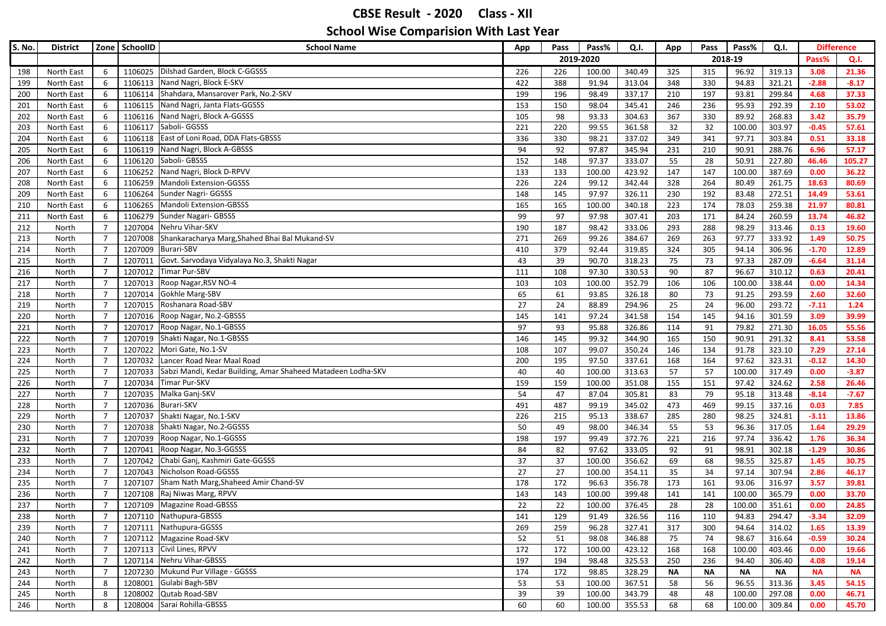# CBSE Result - 2020 Class - XII

## School Wise Comparision With Last Year

| S. No. | District | Zone | SchoolID | School Name | App | Pass | Pass% | Q.I. | App | Pass | Pass% | Q.I. | Difference | |
|---|---|---|---|---|---|---|---|---|---|---|---|---|---|---|
| | | | | | 2019-2020 | | | | 2018-19 | | | | Pass% | Q.I. |
| 198 | North East | 6 | 1106025 | Dilshad Garden, Block C-GGSSS | 226 | 226 | 100.00 | 340.49 | 325 | 315 | 96.92 | 319.13 | **3.08** | **21.36** |
| 199 | North East | 6 | 1106113 | Nand Nagri, Block E-SKV | 422 | 388 | 91.94 | 313.04 | 348 | 330 | 94.83 | 321.21 | **-2.88** | **-8.17** |
| 200 | North East | 6 | 1106114 | Shahdara, Mansarover Park, No.2-SKV | 199 | 196 | 98.49 | 337.17 | 210 | 197 | 93.81 | 299.84 | **4.68** | **37.33** |
| 201 | North East | 6 | 1106115 | Nand Nagri, Janta Flats-GGSSS | 153 | 150 | 98.04 | 345.41 | 246 | 236 | 95.93 | 292.39 | **2.10** | **53.02** |
| 202 | North East | 6 | 1106116 | Nand Nagri, Block A-GGSSS | 105 | 98 | 93.33 | 304.63 | 367 | 330 | 89.92 | 268.83 | **3.42** | **35.79** |
| 203 | North East | 6 | 1106117 | Saboli- GGSSS | 221 | 220 | 99.55 | 361.58 | 32 | 32 | 100.00 | 303.97 | **-0.45** | **57.61** |
| 204 | North East | 6 | 1106118 | East of Loni Road, DDA Flats-GBSSS | 336 | 330 | 98.21 | 337.02 | 349 | 341 | 97.71 | 303.84 | **0.51** | **33.18** |
| 205 | North East | 6 | 1106119 | Nand Nagri, Block A-GBSSS | 94 | 92 | 97.87 | 345.94 | 231 | 210 | 90.91 | 288.76 | **6.96** | **57.17** |
| 206 | North East | 6 | 1106120 | Saboli- GBSSS | 152 | 148 | 97.37 | 333.07 | 55 | 28 | 50.91 | 227.80 | **46.46** | **105.27** |
| 207 | North East | 6 | 1106252 | Nand Nagri, Block D-RPVV | 133 | 133 | 100.00 | 423.92 | 147 | 147 | 100.00 | 387.69 | **0.00** | **36.22** |
| 208 | North East | 6 | 1106259 | Mandoli Extension-GGSSS | 226 | 224 | 99.12 | 342.44 | 328 | 264 | 80.49 | 261.75 | **18.63** | **80.69** |
| 209 | North East | 6 | 1106264 | Sunder Nagri- GGSSS | 148 | 145 | 97.97 | 326.11 | 230 | 192 | 83.48 | 272.51 | **14.49** | **53.61** |
| 210 | North East | 6 | 1106265 | Mandoli Extension-GBSSS | 165 | 165 | 100.00 | 340.18 | 223 | 174 | 78.03 | 259.38 | **21.97** | **80.81** |
| 211 | North East | 6 | 1106279 | Sunder Nagari- GBSSS | 99 | 97 | 97.98 | 307.41 | 203 | 171 | 84.24 | 260.59 | **13.74** | **46.82** |
| 212 | North | 7 | 1207004 | Nehru Vihar-SKV | 190 | 187 | 98.42 | 333.06 | 293 | 288 | 98.29 | 313.46 | **0.13** | **19.60** |
| 213 | North | 7 | 1207008 | Shankaracharya Marg,Shahed Bhai Bal Mukand-SV | 271 | 269 | 99.26 | 384.67 | 269 | 263 | 97.77 | 333.92 | **1.49** | **50.75** |
| 214 | North | 7 | 1207009 | Burari-SBV | 410 | 379 | 92.44 | 319.85 | 324 | 305 | 94.14 | 306.96 | **-1.70** | **12.89** |
| 215 | North | 7 | 1207011 | Govt. Sarvodaya Vidyalaya No.3, Shakti Nagar | 43 | 39 | 90.70 | 318.23 | 75 | 73 | 97.33 | 287.09 | **-6.64** | **31.14** |
| 216 | North | 7 | 1207012 | Timar Pur-SBV | 111 | 108 | 97.30 | 330.53 | 90 | 87 | 96.67 | 310.12 | **0.63** | **20.41** |
| 217 | North | 7 | 1207013 | Roop Nagar,RSV NO-4 | 103 | 103 | 100.00 | 352.79 | 106 | 106 | 100.00 | 338.44 | **0.00** | **14.34** |
| 218 | North | 7 | 1207014 | Gokhle Marg-SBV | 65 | 61 | 93.85 | 326.18 | 80 | 73 | 91.25 | 293.59 | **2.60** | **32.60** |
| 219 | North | 7 | 1207015 | Roshanara Road-SBV | 27 | 24 | 88.89 | 294.96 | 25 | 24 | 96.00 | 293.72 | **-7.11** | **1.24** |
| 220 | North | 7 | 1207016 | Roop Nagar, No.2-GBSSS | 145 | 141 | 97.24 | 341.58 | 154 | 145 | 94.16 | 301.59 | **3.09** | **39.99** |
| 221 | North | 7 | 1207017 | Roop Nagar, No.1-GBSSS | 97 | 93 | 95.88 | 326.86 | 114 | 91 | 79.82 | 271.30 | **16.05** | **55.56** |
| 222 | North | 7 | 1207019 | Shakti Nagar, No.1-GBSSS | 146 | 145 | 99.32 | 344.90 | 165 | 150 | 90.91 | 291.32 | **8.41** | **53.58** |
| 223 | North | 7 | 1207022 | Mori Gate, No.1-SV | 108 | 107 | 99.07 | 350.24 | 146 | 134 | 91.78 | 323.10 | **7.29** | **27.14** |
| 224 | North | 7 | 1207032 | Lancer Road Near Maal Road | 200 | 195 | 97.50 | 337.61 | 168 | 164 | 97.62 | 323.31 | **-0.12** | **14.30** |
| 225 | North | 7 | 1207033 | Sabzi Mandi, Kedar Building, Amar Shaheed Matadeen Lodha-SKV | 40 | 40 | 100.00 | 313.63 | 57 | 57 | 100.00 | 317.49 | **0.00** | **-3.87** |
| 226 | North | 7 | 1207034 | Timar Pur-SKV | 159 | 159 | 100.00 | 351.08 | 155 | 151 | 97.42 | 324.62 | **2.58** | **26.46** |
| 227 | North | 7 | 1207035 | Malka Ganj-SKV | 54 | 47 | 87.04 | 305.81 | 83 | 79 | 95.18 | 313.48 | **-8.14** | **-7.67** |
| 228 | North | 7 | 1207036 | Burari-SKV | 491 | 487 | 99.19 | 345.02 | 473 | 469 | 99.15 | 337.16 | **0.03** | **7.85** |
| 229 | North | 7 | 1207037 | Shakti Nagar, No.1-SKV | 226 | 215 | 95.13 | 338.67 | 285 | 280 | 98.25 | 324.81 | **-3.11** | **13.86** |
| 230 | North | 7 | 1207038 | Shakti Nagar, No.2-GGSSS | 50 | 49 | 98.00 | 346.34 | 55 | 53 | 96.36 | 317.05 | **1.64** | **29.29** |
| 231 | North | 7 | 1207039 | Roop Nagar, No.1-GGSSS | 198 | 197 | 99.49 | 372.76 | 221 | 216 | 97.74 | 336.42 | **1.76** | **36.34** |
| 232 | North | 7 | 1207041 | Roop Nagar, No.3-GGSSS | 84 | 82 | 97.62 | 333.05 | 92 | 91 | 98.91 | 302.18 | **-1.29** | **30.86** |
| 233 | North | 7 | 1207042 | Chabi Ganj, Kashmiri Gate-GGSSS | 37 | 37 | 100.00 | 356.62 | 69 | 68 | 98.55 | 325.87 | **1.45** | **30.75** |
| 234 | North | 7 | 1207043 | Nicholson Road-GGSSS | 27 | 27 | 100.00 | 354.11 | 35 | 34 | 97.14 | 307.94 | **2.86** | **46.17** |
| 235 | North | 7 | 1207107 | Sham Nath Marg,Shaheed Amir Chand-SV | 178 | 172 | 96.63 | 356.78 | 173 | 161 | 93.06 | 316.97 | **3.57** | **39.81** |
| 236 | North | 7 | 1207108 | Raj Niwas Marg, RPVV | 143 | 143 | 100.00 | 399.48 | 141 | 141 | 100.00 | 365.79 | **0.00** | **33.70** |
| 237 | North | 7 | 1207109 | Magazine Road-GBSSS | 22 | 22 | 100.00 | 376.45 | 28 | 28 | 100.00 | 351.61 | **0.00** | **24.85** |
| 238 | North | 7 | 1207110 | Nathupura-GBSSS | 141 | 129 | 91.49 | 326.56 | 116 | 110 | 94.83 | 294.47 | **-3.34** | **32.09** |
| 239 | North | 7 | 1207111 | Nathupura-GGSSS | 269 | 259 | 96.28 | 327.41 | 317 | 300 | 94.64 | 314.02 | **1.65** | **13.39** |
| 240 | North | 7 | 1207112 | Magazine Road-SKV | 52 | 51 | 98.08 | 346.88 | 75 | 74 | 98.67 | 316.64 | **-0.59** | **30.24** |
| 241 | North | 7 | 1207113 | Civil Lines, RPVV | 172 | 172 | 100.00 | 423.12 | 168 | 168 | 100.00 | 403.46 | **0.00** | **19.66** |
| 242 | North | 7 | 1207114 | Nehru Vihar-GBSSS | 197 | 194 | 98.48 | 325.53 | 250 | 236 | 94.40 | 306.40 | **4.08** | **19.14** |
| 243 | North | 7 | 1207230 | Mukund Pur Village - GGSSS | 174 | 172 | 98.85 | 328.29 | **NA** | **NA** | **NA** | **NA** | **NA** | **NA** |
| 244 | North | 8 | 1208001 | Gulabi Bagh-SBV | 53 | 53 | 100.00 | 367.51 | 58 | 56 | 96.55 | 313.36 | **3.45** | **54.15** |
| 245 | North | 8 | 1208002 | Qutab Road-SBV | 39 | 39 | 100.00 | 343.79 | 48 | 48 | 100.00 | 297.08 | **0.00** | **46.71** |
| 246 | North | 8 | 1208004 | Sarai Rohilla-GBSSS | 60 | 60 | 100.00 | 355.53 | 68 | 68 | 100.00 | 309.84 | **0.00** | **45.70** |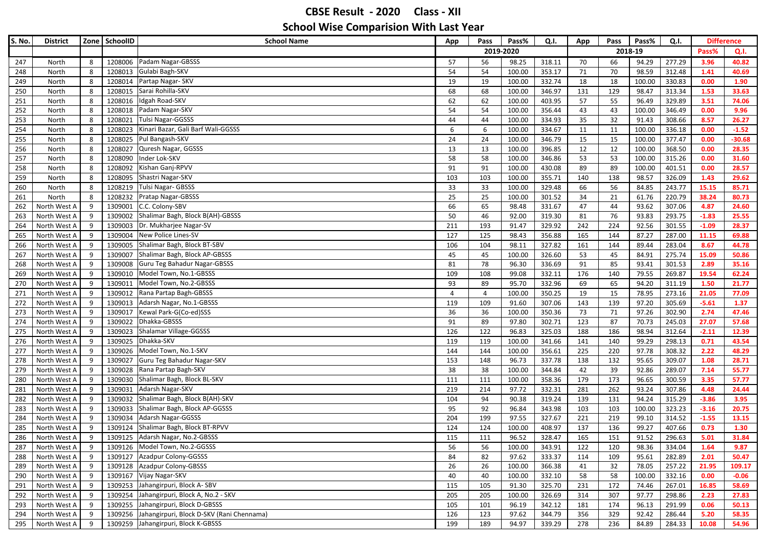# CBSE Result - 2020 Class - XII

## School Wise Comparision With Last Year

| S. No. | District | Zone | SchoolID | School Name | App | Pass | Pass% | Q.I. | App | Pass | Pass% | Q.I. | Difference | |
|---|---|---|---|---|---|---|---|---|---|---|---|---|---|---|
| | | | | | 2019-2020 | | | | 2018-19 | | | | Pass% | Q.I. |
| 247 | North | 8 | 1208006 | Padam Nagar-GBSSS | 57 | 56 | 98.25 | 318.11 | 70 | 66 | 94.29 | 277.29 | 3.96 | 40.82 |
| 248 | North | 8 | 1208013 | Gulabi Bagh-SKV | 54 | 54 | 100.00 | 353.17 | 71 | 70 | 98.59 | 312.48 | 1.41 | 40.69 |
| 249 | North | 8 | 1208014 | Partap Nagar- SKV | 19 | 19 | 100.00 | 332.74 | 18 | 18 | 100.00 | 330.83 | 0.00 | 1.90 |
| 250 | North | 8 | 1208015 | Sarai Rohilla-SKV | 68 | 68 | 100.00 | 346.97 | 131 | 129 | 98.47 | 313.34 | 1.53 | 33.63 |
| 251 | North | 8 | 1208016 | Idgah Road-SKV | 62 | 62 | 100.00 | 403.95 | 57 | 55 | 96.49 | 329.89 | 3.51 | 74.06 |
| 252 | North | 8 | 1208018 | Padam Nagar-SKV | 54 | 54 | 100.00 | 356.44 | 43 | 43 | 100.00 | 346.49 | 0.00 | 9.96 |
| 253 | North | 8 | 1208021 | Tulsi Nagar-GGSSS | 44 | 44 | 100.00 | 334.93 | 35 | 32 | 91.43 | 308.66 | 8.57 | 26.27 |
| 254 | North | 8 | 1208023 | Kinari Bazar, Gali Barf Wali-GGSSS | 6 | 6 | 100.00 | 334.67 | 11 | 11 | 100.00 | 336.18 | 0.00 | -1.52 |
| 255 | North | 8 | 1208025 | Pul Bangash-SKV | 24 | 24 | 100.00 | 346.79 | 15 | 15 | 100.00 | 377.47 | 0.00 | -30.68 |
| 256 | North | 8 | 1208027 | Quresh Nagar, GGSSS | 13 | 13 | 100.00 | 396.85 | 12 | 12 | 100.00 | 368.50 | 0.00 | 28.35 |
| 257 | North | 8 | 1208090 | Inder Lok-SKV | 58 | 58 | 100.00 | 346.86 | 53 | 53 | 100.00 | 315.26 | 0.00 | 31.60 |
| 258 | North | 8 | 1208092 | Kishan Ganj-RPVV | 91 | 91 | 100.00 | 430.08 | 89 | 89 | 100.00 | 401.51 | 0.00 | 28.57 |
| 259 | North | 8 | 1208095 | Shastri Nagar-SKV | 103 | 103 | 100.00 | 355.71 | 140 | 138 | 98.57 | 326.09 | 1.43 | 29.62 |
| 260 | North | 8 | 1208219 | Tulsi Nagar- GBSSS | 33 | 33 | 100.00 | 329.48 | 66 | 56 | 84.85 | 243.77 | 15.15 | 85.71 |
| 261 | North | 8 | 1208232 | Pratap Nagar-GBSSS | 25 | 25 | 100.00 | 301.52 | 34 | 21 | 61.76 | 220.79 | 38.24 | 80.73 |
| 262 | North West A | 9 | 1309001 | C.C. Colony-SBV | 66 | 65 | 98.48 | 331.67 | 47 | 44 | 93.62 | 307.06 | 4.87 | 24.60 |
| 263 | North West A | 9 | 1309002 | Shalimar Bagh, Block B(AH)-GBSSS | 50 | 46 | 92.00 | 319.30 | 81 | 76 | 93.83 | 293.75 | -1.83 | 25.55 |
| 264 | North West A | 9 | 1309003 | Dr. Mukharjee Nagar-SV | 211 | 193 | 91.47 | 329.92 | 242 | 224 | 92.56 | 301.55 | -1.09 | 28.37 |
| 265 | North West A | 9 | 1309004 | New Police Lines-SV | 127 | 125 | 98.43 | 356.88 | 165 | 144 | 87.27 | 287.00 | 11.15 | 69.88 |
| 266 | North West A | 9 | 1309005 | Shalimar Bagh, Block BT-SBV | 106 | 104 | 98.11 | 327.82 | 161 | 144 | 89.44 | 283.04 | 8.67 | 44.78 |
| 267 | North West A | 9 | 1309007 | Shalimar Bagh, Block AP-GBSSS | 45 | 45 | 100.00 | 326.60 | 53 | 45 | 84.91 | 275.74 | 15.09 | 50.86 |
| 268 | North West A | 9 | 1309008 | Guru Teg Bahadur Nagar-GBSSS | 81 | 78 | 96.30 | 336.69 | 91 | 85 | 93.41 | 301.53 | 2.89 | 35.16 |
| 269 | North West A | 9 | 1309010 | Model Town, No.1-GBSS | 109 | 108 | 99.08 | 332.11 | 176 | 140 | 79.55 | 269.87 | 19.54 | 62.24 |
| 270 | North West A | 9 | 1309011 | Model Town, No.2-GBSSS | 93 | 89 | 95.70 | 332.96 | 69 | 65 | 94.20 | 311.19 | 1.50 | 21.77 |
| 271 | North West A | 9 | 1309012 | Rana Partap Bagh-GBSSS | 4 | 4 | 100.00 | 350.25 | 19 | 15 | 78.95 | 273.16 | 21.05 | 77.09 |
| 272 | North West A | 9 | 1309013 | Adarsh Nagar, No.1-GBSSS | 119 | 109 | 91.60 | 307.06 | 143 | 139 | 97.20 | 305.69 | -5.61 | 1.37 |
| 273 | North West A | 9 | 1309017 | Kewal Park-G(Co-ed)SSS | 36 | 36 | 100.00 | 350.36 | 73 | 71 | 97.26 | 302.90 | 2.74 | 47.46 |
| 274 | North West A | 9 | 1309022 | Dhakka-GBSSS | 91 | 89 | 97.80 | 302.71 | 123 | 87 | 70.73 | 245.03 | 27.07 | 57.68 |
| 275 | North West A | 9 | 1309023 | Shalamar Village-GGSSS | 126 | 122 | 96.83 | 325.03 | 188 | 186 | 98.94 | 312.64 | -2.11 | 12.39 |
| 276 | North West A | 9 | 1309025 | Dhakka-SKV | 119 | 119 | 100.00 | 341.66 | 141 | 140 | 99.29 | 298.13 | 0.71 | 43.54 |
| 277 | North West A | 9 | 1309026 | Model Town, No.1-SKV | 144 | 144 | 100.00 | 356.61 | 225 | 220 | 97.78 | 308.32 | 2.22 | 48.29 |
| 278 | North West A | 9 | 1309027 | Guru Teg Bahadur Nagar-SKV | 153 | 148 | 96.73 | 337.78 | 138 | 132 | 95.65 | 309.07 | 1.08 | 28.71 |
| 279 | North West A | 9 | 1309028 | Rana Partap Bagh-SKV | 38 | 38 | 100.00 | 344.84 | 42 | 39 | 92.86 | 289.07 | 7.14 | 55.77 |
| 280 | North West A | 9 | 1309030 | Shalimar Bagh, Block BL-SKV | 111 | 111 | 100.00 | 358.36 | 179 | 173 | 96.65 | 300.59 | 3.35 | 57.77 |
| 281 | North West A | 9 | 1309031 | Adarsh Nagar-SKV | 219 | 214 | 97.72 | 332.31 | 281 | 262 | 93.24 | 307.86 | 4.48 | 24.44 |
| 282 | North West A | 9 | 1309032 | Shalimar Bagh, Block B(AH)-SKV | 104 | 94 | 90.38 | 319.24 | 139 | 131 | 94.24 | 315.29 | -3.86 | 3.95 |
| 283 | North West A | 9 | 1309033 | Shalimar Bagh, Block AP-GGSSS | 95 | 92 | 96.84 | 343.98 | 103 | 103 | 100.00 | 323.23 | -3.16 | 20.75 |
| 284 | North West A | 9 | 1309034 | Adarsh Nagar-GGSSS | 204 | 199 | 97.55 | 327.67 | 221 | 219 | 99.10 | 314.52 | -1.55 | 13.15 |
| 285 | North West A | 9 | 1309124 | Shalimar Bagh, Block BT-RPVV | 124 | 124 | 100.00 | 408.97 | 137 | 136 | 99.27 | 407.66 | 0.73 | 1.30 |
| 286 | North West A | 9 | 1309125 | Adarsh Nagar, No.2-GBSSS | 115 | 111 | 96.52 | 328.47 | 165 | 151 | 91.52 | 296.63 | 5.01 | 31.84 |
| 287 | North West A | 9 | 1309126 | Model Town, No.2-GGSSS | 56 | 56 | 100.00 | 343.91 | 122 | 120 | 98.36 | 334.04 | 1.64 | 9.87 |
| 288 | North West A | 9 | 1309127 | Azadpur Colony-GGSSS | 84 | 82 | 97.62 | 333.37 | 114 | 109 | 95.61 | 282.89 | 2.01 | 50.47 |
| 289 | North West A | 9 | 1309128 | Azadpur Colony-GBSSS | 26 | 26 | 100.00 | 366.38 | 41 | 32 | 78.05 | 257.22 | 21.95 | 109.17 |
| 290 | North West A | 9 | 1309167 | Vijay Nagar-SKV | 40 | 40 | 100.00 | 332.10 | 58 | 58 | 100.00 | 332.16 | 0.00 | -0.06 |
| 291 | North West A | 9 | 1309253 | Jahangirpuri, Block A- SBV | 115 | 105 | 91.30 | 325.70 | 231 | 172 | 74.46 | 267.01 | 16.85 | 58.69 |
| 292 | North West A | 9 | 1309254 | Jahangirpuri, Block A, No.2 - SKV | 205 | 205 | 100.00 | 326.69 | 314 | 307 | 97.77 | 298.86 | 2.23 | 27.83 |
| 293 | North West A | 9 | 1309255 | Jahangirpuri, Block D-GBSSS | 105 | 101 | 96.19 | 342.12 | 181 | 174 | 96.13 | 291.99 | 0.06 | 50.13 |
| 294 | North West A | 9 | 1309256 | Jahangirpuri, Block D-SKV (Rani Chennama) | 126 | 123 | 97.62 | 344.79 | 356 | 329 | 92.42 | 286.44 | 5.20 | 58.35 |
| 295 | North West A | 9 | 1309259 | Jahangirpuri, Block K-GBSSS | 199 | 189 | 94.97 | 339.29 | 278 | 236 | 84.89 | 284.33 | 10.08 | 54.96 |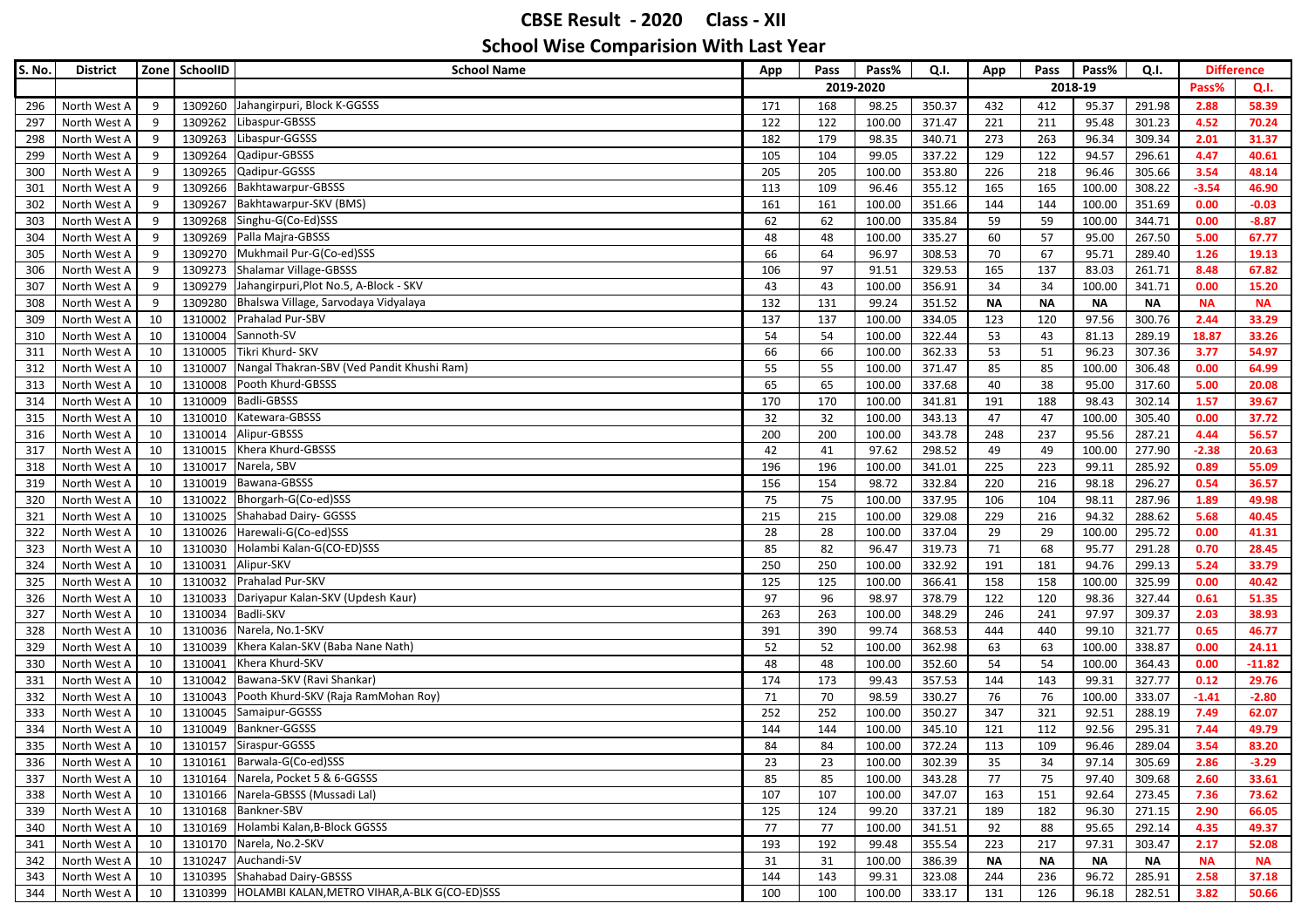# CBSE Result - 2020 Class - XII

## School Wise Comparision With Last Year

| S. No. | District | Zone | SchoolID | School Name | App | Pass | Pass% | Q.I. | App | Pass | Pass% | Q.I. | Difference | |
|---|---|---|---|---|---|---|---|---|---|---|---|---|---|---|
| | | | | | 2019-2020 | | | | 2018-19 | | | | Pass% | Q.I. |
| 296 | North West A | 9 | 1309260 | Jahangirpuri, Block K-GGSSS | 171 | 168 | 98.25 | 350.37 | 432 | 412 | 95.37 | 291.98 | 2.88 | 58.39 |
| 297 | North West A | 9 | 1309262 | Libaspur-GBSSS | 122 | 122 | 100.00 | 371.47 | 221 | 211 | 95.48 | 301.23 | 4.52 | 70.24 |
| 298 | North West A | 9 | 1309263 | Libaspur-GGSSS | 182 | 179 | 98.35 | 340.71 | 273 | 263 | 96.34 | 309.34 | 2.01 | 31.37 |
| 299 | North West A | 9 | 1309264 | Qadipur-GBSSS | 105 | 104 | 99.05 | 337.22 | 129 | 122 | 94.57 | 296.61 | 4.47 | 40.61 |
| 300 | North West A | 9 | 1309265 | Qadipur-GGSSS | 205 | 205 | 100.00 | 353.80 | 226 | 218 | 96.46 | 305.66 | 3.54 | 48.14 |
| 301 | North West A | 9 | 1309266 | Bakhtawarpur-GBSSS | 113 | 109 | 96.46 | 355.12 | 165 | 165 | 100.00 | 308.22 | -3.54 | 46.90 |
| 302 | North West A | 9 | 1309267 | Bakhtawarpur-SKV (BMS) | 161 | 161 | 100.00 | 351.66 | 144 | 144 | 100.00 | 351.69 | 0.00 | -0.03 |
| 303 | North West A | 9 | 1309268 | Singhu-G(Co-Ed)SSS | 62 | 62 | 100.00 | 335.84 | 59 | 59 | 100.00 | 344.71 | 0.00 | -8.87 |
| 304 | North West A | 9 | 1309269 | Palla Majra-GBSSS | 48 | 48 | 100.00 | 335.27 | 60 | 57 | 95.00 | 267.50 | 5.00 | 67.77 |
| 305 | North West A | 9 | 1309270 | Mukhmail Pur-G(Co-ed)SSS | 66 | 64 | 96.97 | 308.53 | 70 | 67 | 95.71 | 289.40 | 1.26 | 19.13 |
| 306 | North West A | 9 | 1309273 | Shalamar Village-GBSSS | 106 | 97 | 91.51 | 329.53 | 165 | 137 | 83.03 | 261.71 | 8.48 | 67.82 |
| 307 | North West A | 9 | 1309279 | Jahangirpuri,Plot No.5, A-Block - SKV | 43 | 43 | 100.00 | 356.91 | 34 | 34 | 100.00 | 341.71 | 0.00 | 15.20 |
| 308 | North West A | 9 | 1309280 | Bhalswa Village, Sarvodaya Vidyalaya | 132 | 131 | 99.24 | 351.52 | NA | NA | NA | NA | NA | NA |
| 309 | North West A | 10 | 1310002 | Prahalad Pur-SBV | 137 | 137 | 100.00 | 334.05 | 123 | 120 | 97.56 | 300.76 | 2.44 | 33.29 |
| 310 | North West A | 10 | 1310004 | Sannoth-SV | 54 | 54 | 100.00 | 322.44 | 53 | 43 | 81.13 | 289.19 | 18.87 | 33.26 |
| 311 | North West A | 10 | 1310005 | Tikri Khurd- SKV | 66 | 66 | 100.00 | 362.33 | 53 | 51 | 96.23 | 307.36 | 3.77 | 54.97 |
| 312 | North West A | 10 | 1310007 | Nangal Thakran-SBV (Ved Pandit Khushi Ram) | 55 | 55 | 100.00 | 371.47 | 85 | 85 | 100.00 | 306.48 | 0.00 | 64.99 |
| 313 | North West A | 10 | 1310008 | Pooth Khurd-GBSSS | 65 | 65 | 100.00 | 337.68 | 40 | 38 | 95.00 | 317.60 | 5.00 | 20.08 |
| 314 | North West A | 10 | 1310009 | Badli-GBSSS | 170 | 170 | 100.00 | 341.81 | 191 | 188 | 98.43 | 302.14 | 1.57 | 39.67 |
| 315 | North West A | 10 | 1310010 | Katewara-GBSSS | 32 | 32 | 100.00 | 343.13 | 47 | 47 | 100.00 | 305.40 | 0.00 | 37.72 |
| 316 | North West A | 10 | 1310014 | Alipur-GBSSS | 200 | 200 | 100.00 | 343.78 | 248 | 237 | 95.56 | 287.21 | 4.44 | 56.57 |
| 317 | North West A | 10 | 1310015 | Khera Khurd-GBSSS | 42 | 41 | 97.62 | 298.52 | 49 | 49 | 100.00 | 277.90 | -2.38 | 20.63 |
| 318 | North West A | 10 | 1310017 | Narela, SBV | 196 | 196 | 100.00 | 341.01 | 225 | 223 | 99.11 | 285.92 | 0.89 | 55.09 |
| 319 | North West A | 10 | 1310019 | Bawana-GBSSS | 156 | 154 | 98.72 | 332.84 | 220 | 216 | 98.18 | 296.27 | 0.54 | 36.57 |
| 320 | North West A | 10 | 1310022 | Bhorgarh-G(Co-ed)SSS | 75 | 75 | 100.00 | 337.95 | 106 | 104 | 98.11 | 287.96 | 1.89 | 49.98 |
| 321 | North West A | 10 | 1310025 | Shahabad Dairy- GGSSS | 215 | 215 | 100.00 | 329.08 | 229 | 216 | 94.32 | 288.62 | 5.68 | 40.45 |
| 322 | North West A | 10 | 1310026 | Harewali-G(Co-ed)SSS | 28 | 28 | 100.00 | 337.04 | 29 | 29 | 100.00 | 295.72 | 0.00 | 41.31 |
| 323 | North West A | 10 | 1310030 | Holambi Kalan-G(CO-ED)SSS | 85 | 82 | 96.47 | 319.73 | 71 | 68 | 95.77 | 291.28 | 0.70 | 28.45 |
| 324 | North West A | 10 | 1310031 | Alipur-SKV | 250 | 250 | 100.00 | 332.92 | 191 | 181 | 94.76 | 299.13 | 5.24 | 33.79 |
| 325 | North West A | 10 | 1310032 | Prahalad Pur-SKV | 125 | 125 | 100.00 | 366.41 | 158 | 158 | 100.00 | 325.99 | 0.00 | 40.42 |
| 326 | North West A | 10 | 1310033 | Dariyapur Kalan-SKV (Updesh Kaur) | 97 | 96 | 98.97 | 378.79 | 122 | 120 | 98.36 | 327.44 | 0.61 | 51.35 |
| 327 | North West A | 10 | 1310034 | Badli-SKV | 263 | 263 | 100.00 | 348.29 | 246 | 241 | 97.97 | 309.37 | 2.03 | 38.93 |
| 328 | North West A | 10 | 1310036 | Narela, No.1-SKV | 391 | 390 | 99.74 | 368.53 | 444 | 440 | 99.10 | 321.77 | 0.65 | 46.77 |
| 329 | North West A | 10 | 1310039 | Khera Kalan-SKV (Baba Nane Nath) | 52 | 52 | 100.00 | 362.98 | 63 | 63 | 100.00 | 338.87 | 0.00 | 24.11 |
| 330 | North West A | 10 | 1310041 | Khera Khurd-SKV | 48 | 48 | 100.00 | 352.60 | 54 | 54 | 100.00 | 364.43 | 0.00 | -11.82 |
| 331 | North West A | 10 | 1310042 | Bawana-SKV (Ravi Shankar) | 174 | 173 | 99.43 | 357.53 | 144 | 143 | 99.31 | 327.77 | 0.12 | 29.76 |
| 332 | North West A | 10 | 1310043 | Pooth Khurd-SKV (Raja RamMohan Roy) | 71 | 70 | 98.59 | 330.27 | 76 | 76 | 100.00 | 333.07 | -1.41 | -2.80 |
| 333 | North West A | 10 | 1310045 | Samaipur-GGSSS | 252 | 252 | 100.00 | 350.27 | 347 | 321 | 92.51 | 288.19 | 7.49 | 62.07 |
| 334 | North West A | 10 | 1310049 | Bankner-GGSSS | 144 | 144 | 100.00 | 345.10 | 121 | 112 | 92.56 | 295.31 | 7.44 | 49.79 |
| 335 | North West A | 10 | 1310157 | Siraspur-GGSSS | 84 | 84 | 100.00 | 372.24 | 113 | 109 | 96.46 | 289.04 | 3.54 | 83.20 |
| 336 | North West A | 10 | 1310161 | Barwala-G(Co-ed)SSS | 23 | 23 | 100.00 | 302.39 | 35 | 34 | 97.14 | 305.69 | 2.86 | -3.29 |
| 337 | North West A | 10 | 1310164 | Narela, Pocket 5 & 6-GGSSS | 85 | 85 | 100.00 | 343.28 | 77 | 75 | 97.40 | 309.68 | 2.60 | 33.61 |
| 338 | North West A | 10 | 1310166 | Narela-GBSSS (Mussadi Lal) | 107 | 107 | 100.00 | 347.07 | 163 | 151 | 92.64 | 273.45 | 7.36 | 73.62 |
| 339 | North West A | 10 | 1310168 | Bankner-SBV | 125 | 124 | 99.20 | 337.21 | 189 | 182 | 96.30 | 271.15 | 2.90 | 66.05 |
| 340 | North West A | 10 | 1310169 | Holambi Kalan,B-Block GGSSS | 77 | 77 | 100.00 | 341.51 | 92 | 88 | 95.65 | 292.14 | 4.35 | 49.37 |
| 341 | North West A | 10 | 1310170 | Narela, No.2-SKV | 193 | 192 | 99.48 | 355.54 | 223 | 217 | 97.31 | 303.47 | 2.17 | 52.08 |
| 342 | North West A | 10 | 1310247 | Auchandi-SV | 31 | 31 | 100.00 | 386.39 | NA | NA | NA | NA | NA | NA |
| 343 | North West A | 10 | 1310395 | Shahabad Dairy-GBSSS | 144 | 143 | 99.31 | 323.08 | 244 | 236 | 96.72 | 285.91 | 2.58 | 37.18 |
| 344 | North West A | 10 | 1310399 | HOLAMBI KALAN,METRO VIHAR,A-BLK G(CO-ED)SSS | 100 | 100 | 100.00 | 333.17 | 131 | 126 | 96.18 | 282.51 | 3.82 | 50.66 |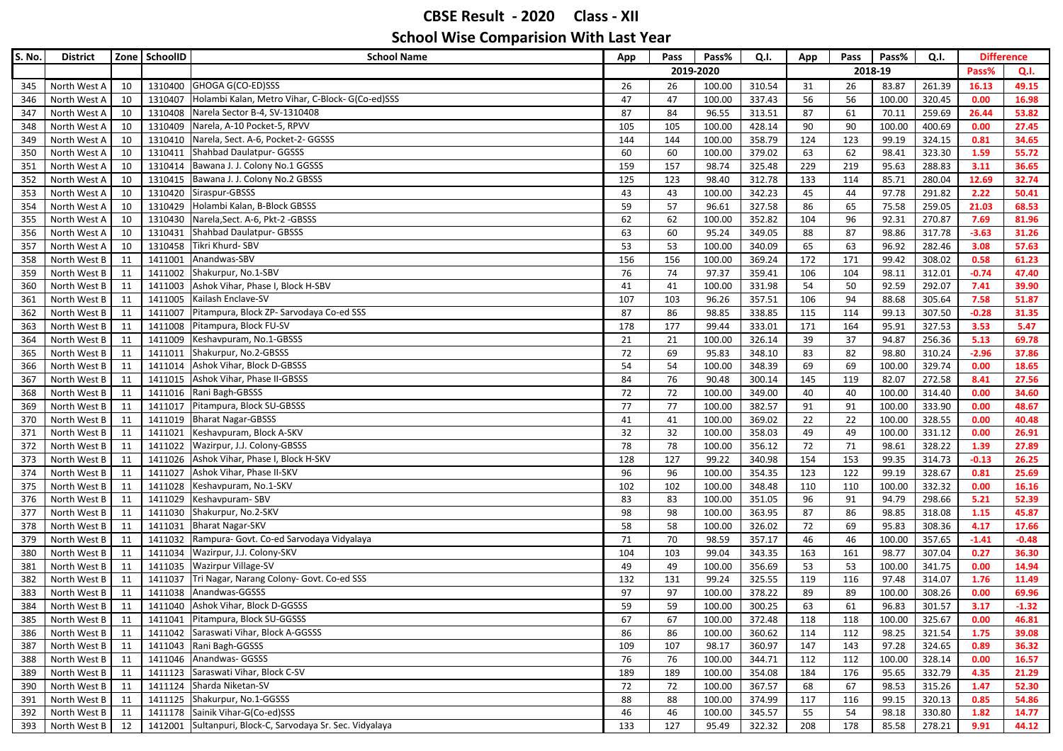# CBSE Result - 2020 Class - XII

## School Wise Comparision With Last Year

| S. No. | District | Zone | SchoolID | School Name | App | Pass | Pass% | Q.I. | App | Pass | Pass% | Q.I. | Difference | |
|---|---|---|---|---|---|---|---|---|---|---|---|---|---|---|
| | | | | | 2019-2020 | | | | 2018-19 | | | | Pass% | Q.I. |
| 345 | North West A | 10 | 1310400 | GHOGA G(CO-ED)SSS | 26 | 26 | 100.00 | 310.54 | 31 | 26 | 83.87 | 261.39 | 16.13 | 49.15 |
| 346 | North West A | 10 | 1310407 | Holambi Kalan, Metro Vihar, C-Block- G(Co-ed)SSS | 47 | 47 | 100.00 | 337.43 | 56 | 56 | 100.00 | 320.45 | 0.00 | 16.98 |
| 347 | North West A | 10 | 1310408 | Narela Sector B-4, SV-1310408 | 87 | 84 | 96.55 | 313.51 | 87 | 61 | 70.11 | 259.69 | 26.44 | 53.82 |
| 348 | North West A | 10 | 1310409 | Narela, A-10 Pocket-5, RPVV | 105 | 105 | 100.00 | 428.14 | 90 | 90 | 100.00 | 400.69 | 0.00 | 27.45 |
| 349 | North West A | 10 | 1310410 | Narela, Sect. A-6, Pocket-2- GGSSS | 144 | 144 | 100.00 | 358.79 | 124 | 123 | 99.19 | 324.15 | 0.81 | 34.65 |
| 350 | North West A | 10 | 1310411 | Shahbad Daulatpur- GGSSS | 60 | 60 | 100.00 | 379.02 | 63 | 62 | 98.41 | 323.30 | 1.59 | 55.72 |
| 351 | North West A | 10 | 1310414 | Bawana J. J. Colony No.1 GGSSS | 159 | 157 | 98.74 | 325.48 | 229 | 219 | 95.63 | 288.83 | 3.11 | 36.65 |
| 352 | North West A | 10 | 1310415 | Bawana J. J. Colony No.2 GBSSS | 125 | 123 | 98.40 | 312.78 | 133 | 114 | 85.71 | 280.04 | 12.69 | 32.74 |
| 353 | North West A | 10 | 1310420 | Siraspur-GBSSS | 43 | 43 | 100.00 | 342.23 | 45 | 44 | 97.78 | 291.82 | 2.22 | 50.41 |
| 354 | North West A | 10 | 1310429 | Holambi Kalan, B-Block GBSSS | 59 | 57 | 96.61 | 327.58 | 86 | 65 | 75.58 | 259.05 | 21.03 | 68.53 |
| 355 | North West A | 10 | 1310430 | Narela,Sect. A-6, Pkt-2 -GBSSS | 62 | 62 | 100.00 | 352.82 | 104 | 96 | 92.31 | 270.87 | 7.69 | 81.96 |
| 356 | North West A | 10 | 1310431 | Shahbad Daulatpur- GBSSS | 63 | 60 | 95.24 | 349.05 | 88 | 87 | 98.86 | 317.78 | -3.63 | 31.26 |
| 357 | North West A | 10 | 1310458 | Tikri Khurd- SBV | 53 | 53 | 100.00 | 340.09 | 65 | 63 | 96.92 | 282.46 | 3.08 | 57.63 |
| 358 | North West B | 11 | 1411001 | Anandwas-SBV | 156 | 156 | 100.00 | 369.24 | 172 | 171 | 99.42 | 308.02 | 0.58 | 61.23 |
| 359 | North West B | 11 | 1411002 | Shakurpur, No.1-SBV | 76 | 74 | 97.37 | 359.41 | 106 | 104 | 98.11 | 312.01 | -0.74 | 47.40 |
| 360 | North West B | 11 | 1411003 | Ashok Vihar, Phase I, Block H-SBV | 41 | 41 | 100.00 | 331.98 | 54 | 50 | 92.59 | 292.07 | 7.41 | 39.90 |
| 361 | North West B | 11 | 1411005 | Kailash Enclave-SV | 107 | 103 | 96.26 | 357.51 | 106 | 94 | 88.68 | 305.64 | 7.58 | 51.87 |
| 362 | North West B | 11 | 1411007 | Pitampura, Block ZP- Sarvodaya Co-ed SSS | 87 | 86 | 98.85 | 338.85 | 115 | 114 | 99.13 | 307.50 | -0.28 | 31.35 |
| 363 | North West B | 11 | 1411008 | Pitampura, Block FU-SV | 178 | 177 | 99.44 | 333.01 | 171 | 164 | 95.91 | 327.53 | 3.53 | 5.47 |
| 364 | North West B | 11 | 1411009 | Keshavpuram, No.1-GBSSS | 21 | 21 | 100.00 | 326.14 | 39 | 37 | 94.87 | 256.36 | 5.13 | 69.78 |
| 365 | North West B | 11 | 1411011 | Shakurpur, No.2-GBSSS | 72 | 69 | 95.83 | 348.10 | 83 | 82 | 98.80 | 310.24 | -2.96 | 37.86 |
| 366 | North West B | 11 | 1411014 | Ashok Vihar, Block D-GBSSS | 54 | 54 | 100.00 | 348.39 | 69 | 69 | 100.00 | 329.74 | 0.00 | 18.65 |
| 367 | North West B | 11 | 1411015 | Ashok Vihar, Phase II-GBSSS | 84 | 76 | 90.48 | 300.14 | 145 | 119 | 82.07 | 272.58 | 8.41 | 27.56 |
| 368 | North West B | 11 | 1411016 | Rani Bagh-GBSSS | 72 | 72 | 100.00 | 349.00 | 40 | 40 | 100.00 | 314.40 | 0.00 | 34.60 |
| 369 | North West B | 11 | 1411017 | Pitampura, Block SU-GBSSS | 77 | 77 | 100.00 | 382.57 | 91 | 91 | 100.00 | 333.90 | 0.00 | 48.67 |
| 370 | North West B | 11 | 1411019 | Bharat Nagar-GBSSS | 41 | 41 | 100.00 | 369.02 | 22 | 22 | 100.00 | 328.55 | 0.00 | 40.48 |
| 371 | North West B | 11 | 1411021 | Keshavpuram, Block A-SKV | 32 | 32 | 100.00 | 358.03 | 49 | 49 | 100.00 | 331.12 | 0.00 | 26.91 |
| 372 | North West B | 11 | 1411022 | Wazirpur, J.J. Colony-GBSSS | 78 | 78 | 100.00 | 356.12 | 72 | 71 | 98.61 | 328.22 | 1.39 | 27.89 |
| 373 | North West B | 11 | 1411026 | Ashok Vihar, Phase I, Block H-SKV | 128 | 127 | 99.22 | 340.98 | 154 | 153 | 99.35 | 314.73 | -0.13 | 26.25 |
| 374 | North West B | 11 | 1411027 | Ashok Vihar, Phase II-SKV | 96 | 96 | 100.00 | 354.35 | 123 | 122 | 99.19 | 328.67 | 0.81 | 25.69 |
| 375 | North West B | 11 | 1411028 | Keshavpuram, No.1-SKV | 102 | 102 | 100.00 | 348.48 | 110 | 110 | 100.00 | 332.32 | 0.00 | 16.16 |
| 376 | North West B | 11 | 1411029 | Keshavpuram- SBV | 83 | 83 | 100.00 | 351.05 | 96 | 91 | 94.79 | 298.66 | 5.21 | 52.39 |
| 377 | North West B | 11 | 1411030 | Shakurpur, No.2-SKV | 98 | 98 | 100.00 | 363.95 | 87 | 86 | 98.85 | 318.08 | 1.15 | 45.87 |
| 378 | North West B | 11 | 1411031 | Bharat Nagar-SKV | 58 | 58 | 100.00 | 326.02 | 72 | 69 | 95.83 | 308.36 | 4.17 | 17.66 |
| 379 | North West B | 11 | 1411032 | Rampura- Govt. Co-ed Sarvodaya Vidyalaya | 71 | 70 | 98.59 | 357.17 | 46 | 46 | 100.00 | 357.65 | -1.41 | -0.48 |
| 380 | North West B | 11 | 1411034 | Wazirpur, J.J. Colony-SKV | 104 | 103 | 99.04 | 343.35 | 163 | 161 | 98.77 | 307.04 | 0.27 | 36.30 |
| 381 | North West B | 11 | 1411035 | Wazirpur Village-SV | 49 | 49 | 100.00 | 356.69 | 53 | 53 | 100.00 | 341.75 | 0.00 | 14.94 |
| 382 | North West B | 11 | 1411037 | Tri Nagar, Narang Colony- Govt. Co-ed SSS | 132 | 131 | 99.24 | 325.55 | 119 | 116 | 97.48 | 314.07 | 1.76 | 11.49 |
| 383 | North West B | 11 | 1411038 | Anandwas-GGSSS | 97 | 97 | 100.00 | 378.22 | 89 | 89 | 100.00 | 308.26 | 0.00 | 69.96 |
| 384 | North West B | 11 | 1411040 | Ashok Vihar, Block D-GGSSS | 59 | 59 | 100.00 | 300.25 | 63 | 61 | 96.83 | 301.57 | 3.17 | -1.32 |
| 385 | North West B | 11 | 1411041 | Pitampura, Block SU-GGSSS | 67 | 67 | 100.00 | 372.48 | 118 | 118 | 100.00 | 325.67 | 0.00 | 46.81 |
| 386 | North West B | 11 | 1411042 | Saraswati Vihar, Block A-GGSSS | 86 | 86 | 100.00 | 360.62 | 114 | 112 | 98.25 | 321.54 | 1.75 | 39.08 |
| 387 | North West B | 11 | 1411043 | Rani Bagh-GGSSS | 109 | 107 | 98.17 | 360.97 | 147 | 143 | 97.28 | 324.65 | 0.89 | 36.32 |
| 388 | North West B | 11 | 1411046 | Anandwas- GGSSS | 76 | 76 | 100.00 | 344.71 | 112 | 112 | 100.00 | 328.14 | 0.00 | 16.57 |
| 389 | North West B | 11 | 1411123 | Saraswati Vihar, Block C-SV | 189 | 189 | 100.00 | 354.08 | 184 | 176 | 95.65 | 332.79 | 4.35 | 21.29 |
| 390 | North West B | 11 | 1411124 | Sharda Niketan-SV | 72 | 72 | 100.00 | 367.57 | 68 | 67 | 98.53 | 315.26 | 1.47 | 52.30 |
| 391 | North West B | 11 | 1411125 | Shakurpur, No.1-GGSSS | 88 | 88 | 100.00 | 374.99 | 117 | 116 | 99.15 | 320.13 | 0.85 | 54.86 |
| 392 | North West B | 11 | 1411178 | Sainik Vihar-G(Co-ed)SSS | 46 | 46 | 100.00 | 345.57 | 55 | 54 | 98.18 | 330.80 | 1.82 | 14.77 |
| 393 | North West B | 12 | 1412001 | Sultanpuri, Block-C, Sarvodaya Sr. Sec. Vidyalaya | 133 | 127 | 95.49 | 322.32 | 208 | 178 | 85.58 | 278.21 | 9.91 | 44.12 |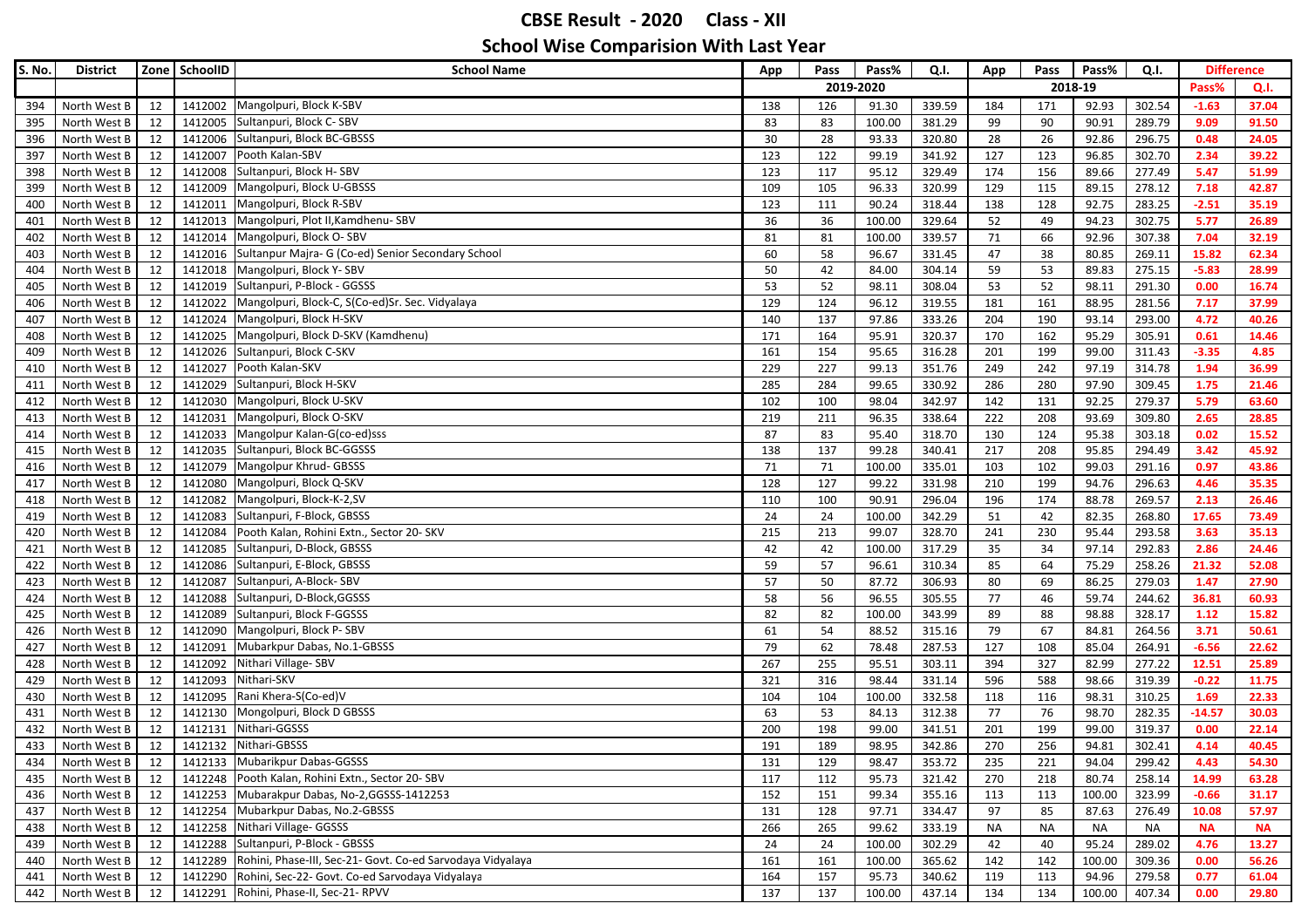# CBSE Result - 2020 Class - XII

## School Wise Comparision With Last Year

| S. No. | District | Zone | SchoolID | School Name | App | Pass | Pass% | Q.I. | App | Pass | Pass% | Q.I. | Difference | |
|---|---|---|---|---|---|---|---|---|---|---|---|---|---|---|
| | | | | | 2019-2020 | | | | 2018-19 | | | | Pass% | Q.I. |
| 394 | North West B | 12 | 1412002 | Mangolpuri, Block K-SBV | 138 | 126 | 91.30 | 339.59 | 184 | 171 | 92.93 | 302.54 | -1.63 | 37.04 |
| 395 | North West B | 12 | 1412005 | Sultanpuri, Block C- SBV | 83 | 83 | 100.00 | 381.29 | 99 | 90 | 90.91 | 289.79 | 9.09 | 91.50 |
| 396 | North West B | 12 | 1412006 | Sultanpuri, Block BC-GBSSS | 30 | 28 | 93.33 | 320.80 | 28 | 26 | 92.86 | 296.75 | 0.48 | 24.05 |
| 397 | North West B | 12 | 1412007 | Pooth Kalan-SBV | 123 | 122 | 99.19 | 341.92 | 127 | 123 | 96.85 | 302.70 | 2.34 | 39.22 |
| 398 | North West B | 12 | 1412008 | Sultanpuri, Block H- SBV | 123 | 117 | 95.12 | 329.49 | 174 | 156 | 89.66 | 277.49 | 5.47 | 51.99 |
| 399 | North West B | 12 | 1412009 | Mangolpuri, Block U-GBSSS | 109 | 105 | 96.33 | 320.99 | 129 | 115 | 89.15 | 278.12 | 7.18 | 42.87 |
| 400 | North West B | 12 | 1412011 | Mangolpuri, Block R-SBV | 123 | 111 | 90.24 | 318.44 | 138 | 128 | 92.75 | 283.25 | -2.51 | 35.19 |
| 401 | North West B | 12 | 1412013 | Mangolpuri, Plot II,Kamdhenu- SBV | 36 | 36 | 100.00 | 329.64 | 52 | 49 | 94.23 | 302.75 | 5.77 | 26.89 |
| 402 | North West B | 12 | 1412014 | Mangolpuri, Block O- SBV | 81 | 81 | 100.00 | 339.57 | 71 | 66 | 92.96 | 307.38 | 7.04 | 32.19 |
| 403 | North West B | 12 | 1412016 | Sultanpur Majra- G (Co-ed) Senior Secondary School | 60 | 58 | 96.67 | 331.45 | 47 | 38 | 80.85 | 269.11 | 15.82 | 62.34 |
| 404 | North West B | 12 | 1412018 | Mangolpuri, Block Y- SBV | 50 | 42 | 84.00 | 304.14 | 59 | 53 | 89.83 | 275.15 | -5.83 | 28.99 |
| 405 | North West B | 12 | 1412019 | Sultanpuri, P-Block - GGSSS | 53 | 52 | 98.11 | 308.04 | 53 | 52 | 98.11 | 291.30 | 0.00 | 16.74 |
| 406 | North West B | 12 | 1412022 | Mangolpuri, Block-C, S(Co-ed)Sr. Sec. Vidyalaya | 129 | 124 | 96.12 | 319.55 | 181 | 161 | 88.95 | 281.56 | 7.17 | 37.99 |
| 407 | North West B | 12 | 1412024 | Mangolpuri, Block H-SKV | 140 | 137 | 97.86 | 333.26 | 204 | 190 | 93.14 | 293.00 | 4.72 | 40.26 |
| 408 | North West B | 12 | 1412025 | Mangolpuri, Block D-SKV (Kamdhenu) | 171 | 164 | 95.91 | 320.37 | 170 | 162 | 95.29 | 305.91 | 0.61 | 14.46 |
| 409 | North West B | 12 | 1412026 | Sultanpuri, Block C-SKV | 161 | 154 | 95.65 | 316.28 | 201 | 199 | 99.00 | 311.43 | -3.35 | 4.85 |
| 410 | North West B | 12 | 1412027 | Pooth Kalan-SKV | 229 | 227 | 99.13 | 351.76 | 249 | 242 | 97.19 | 314.78 | 1.94 | 36.99 |
| 411 | North West B | 12 | 1412029 | Sultanpuri, Block H-SKV | 285 | 284 | 99.65 | 330.92 | 286 | 280 | 97.90 | 309.45 | 1.75 | 21.46 |
| 412 | North West B | 12 | 1412030 | Mangolpuri, Block U-SKV | 102 | 100 | 98.04 | 342.97 | 142 | 131 | 92.25 | 279.37 | 5.79 | 63.60 |
| 413 | North West B | 12 | 1412031 | Mangolpuri, Block O-SKV | 219 | 211 | 96.35 | 338.64 | 222 | 208 | 93.69 | 309.80 | 2.65 | 28.85 |
| 414 | North West B | 12 | 1412033 | Mangolpur Kalan-G(co-ed)sss | 87 | 83 | 95.40 | 318.70 | 130 | 124 | 95.38 | 303.18 | 0.02 | 15.52 |
| 415 | North West B | 12 | 1412035 | Sultanpuri, Block BC-GGSSS | 138 | 137 | 99.28 | 340.41 | 217 | 208 | 95.85 | 294.49 | 3.42 | 45.92 |
| 416 | North West B | 12 | 1412079 | Mangolpur Khrud- GBSSS | 71 | 71 | 100.00 | 335.01 | 103 | 102 | 99.03 | 291.16 | 0.97 | 43.86 |
| 417 | North West B | 12 | 1412080 | Mangolpuri, Block Q-SKV | 128 | 127 | 99.22 | 331.98 | 210 | 199 | 94.76 | 296.63 | 4.46 | 35.35 |
| 418 | North West B | 12 | 1412082 | Mangolpuri, Block-K-2,SV | 110 | 100 | 90.91 | 296.04 | 196 | 174 | 88.78 | 269.57 | 2.13 | 26.46 |
| 419 | North West B | 12 | 1412083 | Sultanpuri, F-Block, GBSSS | 24 | 24 | 100.00 | 342.29 | 51 | 42 | 82.35 | 268.80 | 17.65 | 73.49 |
| 420 | North West B | 12 | 1412084 | Pooth Kalan, Rohini Extn., Sector 20- SKV | 215 | 213 | 99.07 | 328.70 | 241 | 230 | 95.44 | 293.58 | 3.63 | 35.13 |
| 421 | North West B | 12 | 1412085 | Sultanpuri, D-Block, GBSSS | 42 | 42 | 100.00 | 317.29 | 35 | 34 | 97.14 | 292.83 | 2.86 | 24.46 |
| 422 | North West B | 12 | 1412086 | Sultanpuri, E-Block, GBSSS | 59 | 57 | 96.61 | 310.34 | 85 | 64 | 75.29 | 258.26 | 21.32 | 52.08 |
| 423 | North West B | 12 | 1412087 | Sultanpuri, A-Block- SBV | 57 | 50 | 87.72 | 306.93 | 80 | 69 | 86.25 | 279.03 | 1.47 | 27.90 |
| 424 | North West B | 12 | 1412088 | Sultanpuri, D-Block,GGSSS | 58 | 56 | 96.55 | 305.55 | 77 | 46 | 59.74 | 244.62 | 36.81 | 60.93 |
| 425 | North West B | 12 | 1412089 | Sultanpuri, Block F-GGSSS | 82 | 82 | 100.00 | 343.99 | 89 | 88 | 98.88 | 328.17 | 1.12 | 15.82 |
| 426 | North West B | 12 | 1412090 | Mangolpuri, Block P- SBV | 61 | 54 | 88.52 | 315.16 | 79 | 67 | 84.81 | 264.56 | 3.71 | 50.61 |
| 427 | North West B | 12 | 1412091 | Mubarkpur Dabas, No.1-GBSSS | 79 | 62 | 78.48 | 287.53 | 127 | 108 | 85.04 | 264.91 | -6.56 | 22.62 |
| 428 | North West B | 12 | 1412092 | Nithari Village- SBV | 267 | 255 | 95.51 | 303.11 | 394 | 327 | 82.99 | 277.22 | 12.51 | 25.89 |
| 429 | North West B | 12 | 1412093 | Nithari-SKV | 321 | 316 | 98.44 | 331.14 | 596 | 588 | 98.66 | 319.39 | -0.22 | 11.75 |
| 430 | North West B | 12 | 1412095 | Rani Khera-S(Co-ed)V | 104 | 104 | 100.00 | 332.58 | 118 | 116 | 98.31 | 310.25 | 1.69 | 22.33 |
| 431 | North West B | 12 | 1412130 | Mongolpuri, Block D GBSSS | 63 | 53 | 84.13 | 312.38 | 77 | 76 | 98.70 | 282.35 | -14.57 | 30.03 |
| 432 | North West B | 12 | 1412131 | Nithari-GGSSS | 200 | 198 | 99.00 | 341.51 | 201 | 199 | 99.00 | 319.37 | 0.00 | 22.14 |
| 433 | North West B | 12 | 1412132 | Nithari-GBSSS | 191 | 189 | 98.95 | 342.86 | 270 | 256 | 94.81 | 302.41 | 4.14 | 40.45 |
| 434 | North West B | 12 | 1412133 | Mubarikpur Dabas-GGSSS | 131 | 129 | 98.47 | 353.72 | 235 | 221 | 94.04 | 299.42 | 4.43 | 54.30 |
| 435 | North West B | 12 | 1412248 | Pooth Kalan, Rohini Extn., Sector 20- SBV | 117 | 112 | 95.73 | 321.42 | 270 | 218 | 80.74 | 258.14 | 14.99 | 63.28 |
| 436 | North West B | 12 | 1412253 | Mubarakpur Dabas, No-2,GGSSS-1412253 | 152 | 151 | 99.34 | 355.16 | 113 | 113 | 100.00 | 323.99 | -0.66 | 31.17 |
| 437 | North West B | 12 | 1412254 | Mubarkpur Dabas, No.2-GBSSS | 131 | 128 | 97.71 | 334.47 | 97 | 85 | 87.63 | 276.49 | 10.08 | 57.97 |
| 438 | North West B | 12 | 1412258 | Nithari Village- GGSSS | 266 | 265 | 99.62 | 333.19 | NA | NA | NA | NA | NA | NA |
| 439 | North West B | 12 | 1412288 | Sultanpuri, P-Block - GBSSS | 24 | 24 | 100.00 | 302.29 | 42 | 40 | 95.24 | 289.02 | 4.76 | 13.27 |
| 440 | North West B | 12 | 1412289 | Rohini, Phase-III, Sec-21- Govt. Co-ed Sarvodaya Vidyalaya | 161 | 161 | 100.00 | 365.62 | 142 | 142 | 100.00 | 309.36 | 0.00 | 56.26 |
| 441 | North West B | 12 | 1412290 | Rohini, Sec-22- Govt. Co-ed Sarvodaya Vidyalaya | 164 | 157 | 95.73 | 340.62 | 119 | 113 | 94.96 | 279.58 | 0.77 | 61.04 |
| 442 | North West B | 12 | 1412291 | Rohini, Phase-II, Sec-21- RPVV | 137 | 137 | 100.00 | 437.14 | 134 | 134 | 100.00 | 407.34 | 0.00 | 29.80 |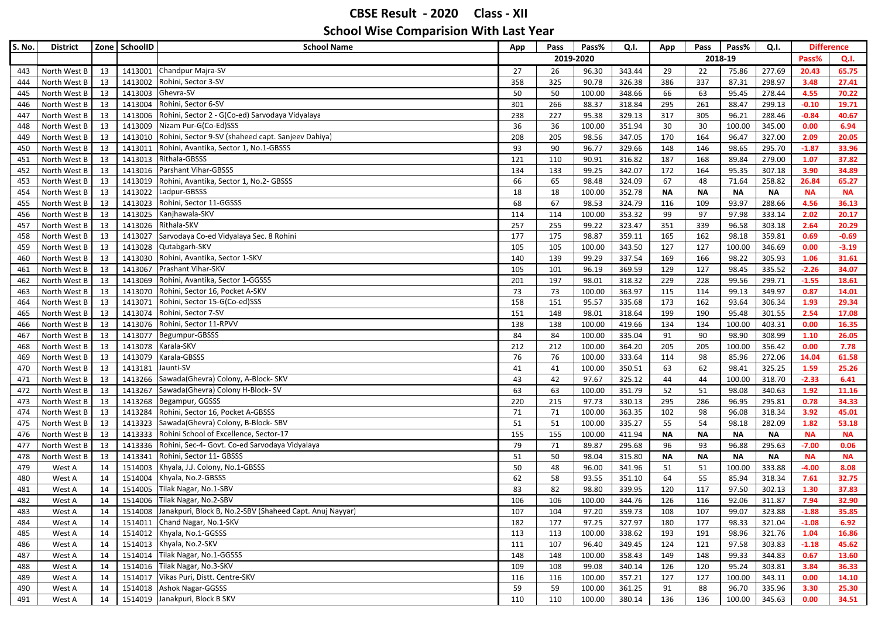# CBSE Result - 2020 Class - XII

## School Wise Comparision With Last Year

| S. No. | District | Zone | SchoolID | School Name | App | Pass | Pass% | Q.I. | App | Pass | Pass% | Q.I. | Difference | |
|---|---|---|---|---|---|---|---|---|---|---|---|---|---|---|
| | | | | | 2019-2020 | | | | 2018-19 | | | | Pass% | Q.I. |
| 443 | North West B | 13 | 1413001 | Chandpur Majra-SV | 27 | 26 | 96.30 | 343.44 | 29 | 22 | 75.86 | 277.69 | 20.43 | 65.75 |
| 444 | North West B | 13 | 1413002 | Rohini, Sector 3-SV | 358 | 325 | 90.78 | 326.38 | 386 | 337 | 87.31 | 298.97 | 3.48 | 27.41 |
| 445 | North West B | 13 | 1413003 | Ghevra-SV | 50 | 50 | 100.00 | 348.66 | 66 | 63 | 95.45 | 278.44 | 4.55 | 70.22 |
| 446 | North West B | 13 | 1413004 | Rohini, Sector 6-SV | 301 | 266 | 88.37 | 318.84 | 295 | 261 | 88.47 | 299.13 | -0.10 | 19.71 |
| 447 | North West B | 13 | 1413006 | Rohini, Sector 2 - G(Co-ed) Sarvodaya Vidyalaya | 238 | 227 | 95.38 | 329.13 | 317 | 305 | 96.21 | 288.46 | -0.84 | 40.67 |
| 448 | North West B | 13 | 1413009 | Nizam Pur-G(Co-Ed)SSS | 36 | 36 | 100.00 | 351.94 | 30 | 30 | 100.00 | 345.00 | 0.00 | 6.94 |
| 449 | North West B | 13 | 1413010 | Rohini, Sector 9-SV (shaheed capt. Sanjeev Dahiya) | 208 | 205 | 98.56 | 347.05 | 170 | 164 | 96.47 | 327.00 | 2.09 | 20.05 |
| 450 | North West B | 13 | 1413011 | Rohini, Avantika, Sector 1, No.1-GBSSS | 93 | 90 | 96.77 | 329.66 | 148 | 146 | 98.65 | 295.70 | -1.87 | 33.96 |
| 451 | North West B | 13 | 1413013 | Rithala-GBSSS | 121 | 110 | 90.91 | 316.82 | 187 | 168 | 89.84 | 279.00 | 1.07 | 37.82 |
| 452 | North West B | 13 | 1413016 | Parshant Vihar-GBSSS | 134 | 133 | 99.25 | 342.07 | 172 | 164 | 95.35 | 307.18 | 3.90 | 34.89 |
| 453 | North West B | 13 | 1413019 | Rohini, Avantika, Sector 1, No.2- GBSSS | 66 | 65 | 98.48 | 324.09 | 67 | 48 | 71.64 | 258.82 | 26.84 | 65.27 |
| 454 | North West B | 13 | 1413022 | Ladpur-GBSSS | 18 | 18 | 100.00 | 352.78 | NA | NA | NA | NA | NA | NA |
| 455 | North West B | 13 | 1413023 | Rohini, Sector 11-GGSSS | 68 | 67 | 98.53 | 324.79 | 116 | 109 | 93.97 | 288.66 | 4.56 | 36.13 |
| 456 | North West B | 13 | 1413025 | Kanjhawala-SKV | 114 | 114 | 100.00 | 353.32 | 99 | 97 | 97.98 | 333.14 | 2.02 | 20.17 |
| 457 | North West B | 13 | 1413026 | Rithala-SKV | 257 | 255 | 99.22 | 323.47 | 351 | 339 | 96.58 | 303.18 | 2.64 | 20.29 |
| 458 | North West B | 13 | 1413027 | Sarvodaya Co-ed Vidyalaya Sec. 8 Rohini | 177 | 175 | 98.87 | 359.11 | 165 | 162 | 98.18 | 359.81 | 0.69 | -0.69 |
| 459 | North West B | 13 | 1413028 | Qutabgarh-SKV | 105 | 105 | 100.00 | 343.50 | 127 | 127 | 100.00 | 346.69 | 0.00 | -3.19 |
| 460 | North West B | 13 | 1413030 | Rohini, Avantika, Sector 1-SKV | 140 | 139 | 99.29 | 337.54 | 169 | 166 | 98.22 | 305.93 | 1.06 | 31.61 |
| 461 | North West B | 13 | 1413067 | Prashant Vihar-SKV | 105 | 101 | 96.19 | 369.59 | 129 | 127 | 98.45 | 335.52 | -2.26 | 34.07 |
| 462 | North West B | 13 | 1413069 | Rohini, Avantika, Sector 1-GGSSS | 201 | 197 | 98.01 | 318.32 | 229 | 228 | 99.56 | 299.71 | -1.55 | 18.61 |
| 463 | North West B | 13 | 1413070 | Rohini, Sector 16, Pocket A-SKV | 73 | 73 | 100.00 | 363.97 | 115 | 114 | 99.13 | 349.97 | 0.87 | 14.01 |
| 464 | North West B | 13 | 1413071 | Rohini, Sector 15-G(Co-ed)SSS | 158 | 151 | 95.57 | 335.68 | 173 | 162 | 93.64 | 306.34 | 1.93 | 29.34 |
| 465 | North West B | 13 | 1413074 | Rohini, Sector 7-SV | 151 | 148 | 98.01 | 318.64 | 199 | 190 | 95.48 | 301.55 | 2.54 | 17.08 |
| 466 | North West B | 13 | 1413076 | Rohini, Sector 11-RPVV | 138 | 138 | 100.00 | 419.66 | 134 | 134 | 100.00 | 403.31 | 0.00 | 16.35 |
| 467 | North West B | 13 | 1413077 | Begumpur-GBSSS | 84 | 84 | 100.00 | 335.04 | 91 | 90 | 98.90 | 308.99 | 1.10 | 26.05 |
| 468 | North West B | 13 | 1413078 | Karala-SKV | 212 | 212 | 100.00 | 364.20 | 205 | 205 | 100.00 | 356.42 | 0.00 | 7.78 |
| 469 | North West B | 13 | 1413079 | Karala-GBSSS | 76 | 76 | 100.00 | 333.64 | 114 | 98 | 85.96 | 272.06 | 14.04 | 61.58 |
| 470 | North West B | 13 | 1413181 | Jaunti-SV | 41 | 41 | 100.00 | 350.51 | 63 | 62 | 98.41 | 325.25 | 1.59 | 25.26 |
| 471 | North West B | 13 | 1413266 | Sawada(Ghevra) Colony, A-Block- SKV | 43 | 42 | 97.67 | 325.12 | 44 | 44 | 100.00 | 318.70 | -2.33 | 6.41 |
| 472 | North West B | 13 | 1413267 | Sawada(Ghevra) Colony H-Block- SV | 63 | 63 | 100.00 | 351.79 | 52 | 51 | 98.08 | 340.63 | 1.92 | 11.16 |
| 473 | North West B | 13 | 1413268 | Begampur, GGSSS | 220 | 215 | 97.73 | 330.13 | 295 | 286 | 96.95 | 295.81 | 0.78 | 34.33 |
| 474 | North West B | 13 | 1413284 | Rohini, Sector 16, Pocket A-GBSSS | 71 | 71 | 100.00 | 363.35 | 102 | 98 | 96.08 | 318.34 | 3.92 | 45.01 |
| 475 | North West B | 13 | 1413323 | Sawada(Ghevra) Colony, B-Block- SBV | 51 | 51 | 100.00 | 335.27 | 55 | 54 | 98.18 | 282.09 | 1.82 | 53.18 |
| 476 | North West B | 13 | 1413333 | Rohini School of Excellence, Sector-17 | 155 | 155 | 100.00 | 411.94 | NA | NA | NA | NA | NA | NA |
| 477 | North West B | 13 | 1413336 | Rohini, Sec-4- Govt. Co-ed Sarvodaya Vidyalaya | 79 | 71 | 89.87 | 295.68 | 96 | 93 | 96.88 | 295.63 | -7.00 | 0.06 |
| 478 | North West B | 13 | 1413341 | Rohini, Sector 11- GBSSS | 51 | 50 | 98.04 | 315.80 | NA | NA | NA | NA | NA | NA |
| 479 | West A | 14 | 1514003 | Khyala, J.J. Colony, No.1-GBSSS | 50 | 48 | 96.00 | 341.96 | 51 | 51 | 100.00 | 333.88 | -4.00 | 8.08 |
| 480 | West A | 14 | 1514004 | Khyala, No.2-GBSSS | 62 | 58 | 93.55 | 351.10 | 64 | 55 | 85.94 | 318.34 | 7.61 | 32.75 |
| 481 | West A | 14 | 1514005 | Tilak Nagar, No.1-SBV | 83 | 82 | 98.80 | 339.95 | 120 | 117 | 97.50 | 302.13 | 1.30 | 37.83 |
| 482 | West A | 14 | 1514006 | Tilak Nagar, No.2-SBV | 106 | 106 | 100.00 | 344.76 | 126 | 116 | 92.06 | 311.87 | 7.94 | 32.90 |
| 483 | West A | 14 | 1514008 | Janakpuri, Block B, No.2-SBV (Shaheed Capt. Anuj Nayyar) | 107 | 104 | 97.20 | 359.73 | 108 | 107 | 99.07 | 323.88 | -1.88 | 35.85 |
| 484 | West A | 14 | 1514011 | Chand Nagar, No.1-SKV | 182 | 177 | 97.25 | 327.97 | 180 | 177 | 98.33 | 321.04 | -1.08 | 6.92 |
| 485 | West A | 14 | 1514012 | Khyala, No.1-GGSSS | 113 | 113 | 100.00 | 338.62 | 193 | 191 | 98.96 | 321.76 | 1.04 | 16.86 |
| 486 | West A | 14 | 1514013 | Khyala, No.2-SKV | 111 | 107 | 96.40 | 349.45 | 124 | 121 | 97.58 | 303.83 | -1.18 | 45.62 |
| 487 | West A | 14 | 1514014 | Tilak Nagar, No.1-GGSSS | 148 | 148 | 100.00 | 358.43 | 149 | 148 | 99.33 | 344.83 | 0.67 | 13.60 |
| 488 | West A | 14 | 1514016 | Tilak Nagar, No.3-SKV | 109 | 108 | 99.08 | 340.14 | 126 | 120 | 95.24 | 303.81 | 3.84 | 36.33 |
| 489 | West A | 14 | 1514017 | Vikas Puri, Distt. Centre-SKV | 116 | 116 | 100.00 | 357.21 | 127 | 127 | 100.00 | 343.11 | 0.00 | 14.10 |
| 490 | West A | 14 | 1514018 | Ashok Nagar-GGSSS | 59 | 59 | 100.00 | 361.25 | 91 | 88 | 96.70 | 335.96 | 3.30 | 25.30 |
| 491 | West A | 14 | 1514019 | Janakpuri, Block B SKV | 110 | 110 | 100.00 | 380.14 | 136 | 136 | 100.00 | 345.63 | 0.00 | 34.51 |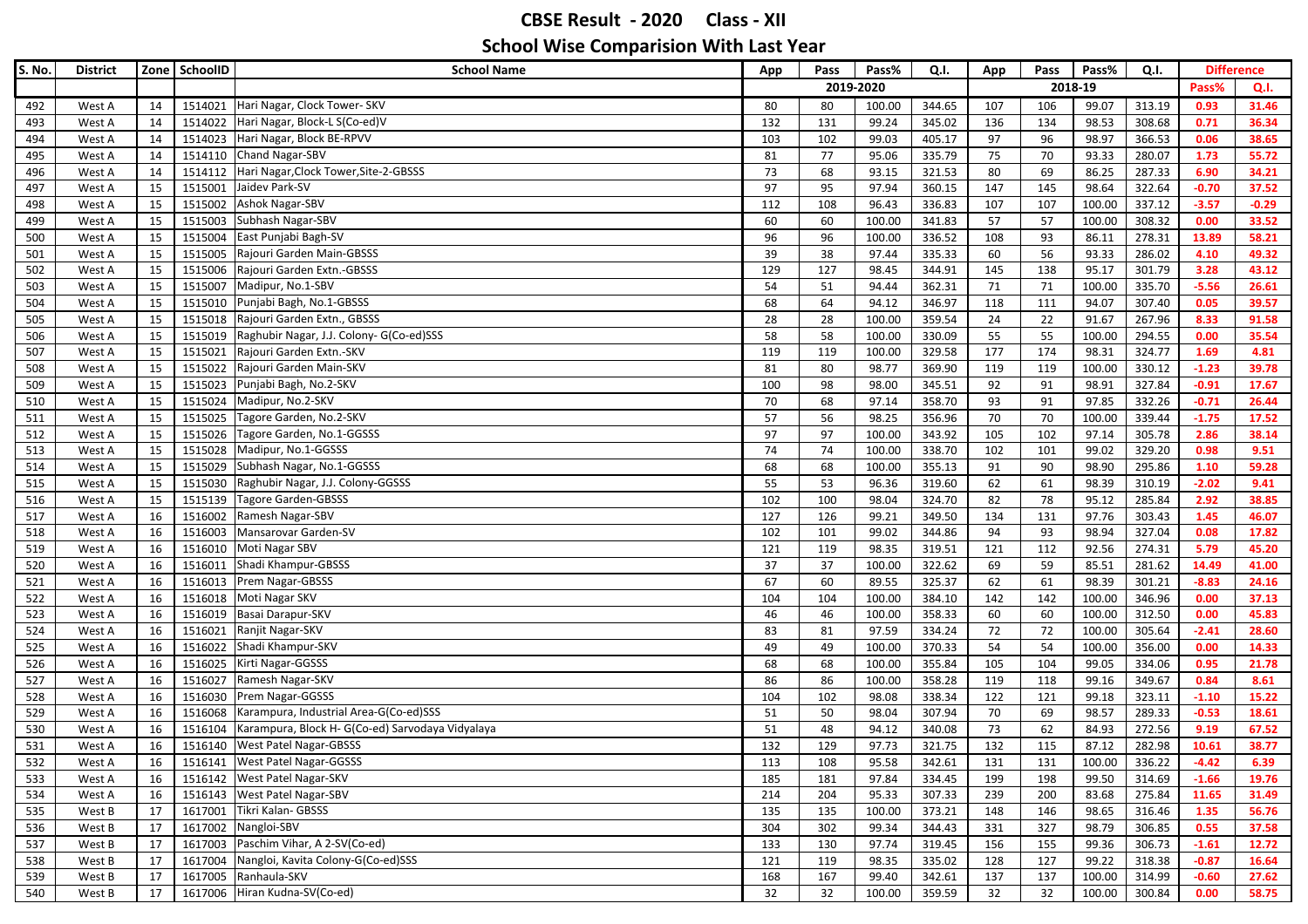# CBSE Result - 2020 Class - XII

## School Wise Comparision With Last Year

| S. No. | District | Zone | SchoolID | School Name | App | Pass | Pass% | Q.I. | App | Pass | Pass% | Q.I. | Difference | |
|---|---|---|---|---|---|---|---|---|---|---|---|---|---|---|
| | | | | | 2019-2020 | | | | 2018-19 | | | | Pass% | Q.I. |
| 492 | West A | 14 | 1514021 | Hari Nagar, Clock Tower- SKV | 80 | 80 | 100.00 | 344.65 | 107 | 106 | 99.07 | 313.19 | 0.93 | 31.46 |
| 493 | West A | 14 | 1514022 | Hari Nagar, Block-L S(Co-ed)V | 132 | 131 | 99.24 | 345.02 | 136 | 134 | 98.53 | 308.68 | 0.71 | 36.34 |
| 494 | West A | 14 | 1514023 | Hari Nagar, Block BE-RPVV | 103 | 102 | 99.03 | 405.17 | 97 | 96 | 98.97 | 366.53 | 0.06 | 38.65 |
| 495 | West A | 14 | 1514110 | Chand Nagar-SBV | 81 | 77 | 95.06 | 335.79 | 75 | 70 | 93.33 | 280.07 | 1.73 | 55.72 |
| 496 | West A | 14 | 1514112 | Hari Nagar,Clock Tower,Site-2-GBSSS | 73 | 68 | 93.15 | 321.53 | 80 | 69 | 86.25 | 287.33 | 6.90 | 34.21 |
| 497 | West A | 15 | 1515001 | Jaidev Park-SV | 97 | 95 | 97.94 | 360.15 | 147 | 145 | 98.64 | 322.64 | -0.70 | 37.52 |
| 498 | West A | 15 | 1515002 | Ashok Nagar-SBV | 112 | 108 | 96.43 | 336.83 | 107 | 107 | 100.00 | 337.12 | -3.57 | -0.29 |
| 499 | West A | 15 | 1515003 | Subhash Nagar-SBV | 60 | 60 | 100.00 | 341.83 | 57 | 57 | 100.00 | 308.32 | 0.00 | 33.52 |
| 500 | West A | 15 | 1515004 | East Punjabi Bagh-SV | 96 | 96 | 100.00 | 336.52 | 108 | 93 | 86.11 | 278.31 | 13.89 | 58.21 |
| 501 | West A | 15 | 1515005 | Rajouri Garden Main-GBSSS | 39 | 38 | 97.44 | 335.33 | 60 | 56 | 93.33 | 286.02 | 4.10 | 49.32 |
| 502 | West A | 15 | 1515006 | Rajouri Garden Extn.-GBSSS | 129 | 127 | 98.45 | 344.91 | 145 | 138 | 95.17 | 301.79 | 3.28 | 43.12 |
| 503 | West A | 15 | 1515007 | Madipur, No.1-SBV | 54 | 51 | 94.44 | 362.31 | 71 | 71 | 100.00 | 335.70 | -5.56 | 26.61 |
| 504 | West A | 15 | 1515010 | Punjabi Bagh, No.1-GBSSS | 68 | 64 | 94.12 | 346.97 | 118 | 111 | 94.07 | 307.40 | 0.05 | 39.57 |
| 505 | West A | 15 | 1515018 | Rajouri Garden Extn., GBSSS | 28 | 28 | 100.00 | 359.54 | 24 | 22 | 91.67 | 267.96 | 8.33 | 91.58 |
| 506 | West A | 15 | 1515019 | Raghubir Nagar, J.J. Colony- G(Co-ed)SSS | 58 | 58 | 100.00 | 330.09 | 55 | 55 | 100.00 | 294.55 | 0.00 | 35.54 |
| 507 | West A | 15 | 1515021 | Rajouri Garden Extn.-SKV | 119 | 119 | 100.00 | 329.58 | 177 | 174 | 98.31 | 324.77 | 1.69 | 4.81 |
| 508 | West A | 15 | 1515022 | Rajouri Garden Main-SKV | 81 | 80 | 98.77 | 369.90 | 119 | 119 | 100.00 | 330.12 | -1.23 | 39.78 |
| 509 | West A | 15 | 1515023 | Punjabi Bagh, No.2-SKV | 100 | 98 | 98.00 | 345.51 | 92 | 91 | 98.91 | 327.84 | -0.91 | 17.67 |
| 510 | West A | 15 | 1515024 | Madipur, No.2-SKV | 70 | 68 | 97.14 | 358.70 | 93 | 91 | 97.85 | 332.26 | -0.71 | 26.44 |
| 511 | West A | 15 | 1515025 | Tagore Garden, No.2-SKV | 57 | 56 | 98.25 | 356.96 | 70 | 70 | 100.00 | 339.44 | -1.75 | 17.52 |
| 512 | West A | 15 | 1515026 | Tagore Garden, No.1-GGSSS | 97 | 97 | 100.00 | 343.92 | 105 | 102 | 97.14 | 305.78 | 2.86 | 38.14 |
| 513 | West A | 15 | 1515028 | Madipur, No.1-GGSSS | 74 | 74 | 100.00 | 338.70 | 102 | 101 | 99.02 | 329.20 | 0.98 | 9.51 |
| 514 | West A | 15 | 1515029 | Subhash Nagar, No.1-GGSSS | 68 | 68 | 100.00 | 355.13 | 91 | 90 | 98.90 | 295.86 | 1.10 | 59.28 |
| 515 | West A | 15 | 1515030 | Raghubir Nagar, J.J. Colony-GGSSS | 55 | 53 | 96.36 | 319.60 | 62 | 61 | 98.39 | 310.19 | -2.02 | 9.41 |
| 516 | West A | 15 | 1515139 | Tagore Garden-GBSSS | 102 | 100 | 98.04 | 324.70 | 82 | 78 | 95.12 | 285.84 | 2.92 | 38.85 |
| 517 | West A | 16 | 1516002 | Ramesh Nagar-SBV | 127 | 126 | 99.21 | 349.50 | 134 | 131 | 97.76 | 303.43 | 1.45 | 46.07 |
| 518 | West A | 16 | 1516003 | Mansarovar Garden-SV | 102 | 101 | 99.02 | 344.86 | 94 | 93 | 98.94 | 327.04 | 0.08 | 17.82 |
| 519 | West A | 16 | 1516010 | Moti Nagar SBV | 121 | 119 | 98.35 | 319.51 | 121 | 112 | 92.56 | 274.31 | 5.79 | 45.20 |
| 520 | West A | 16 | 1516011 | Shadi Khampur-GBSSS | 37 | 37 | 100.00 | 322.62 | 69 | 59 | 85.51 | 281.62 | 14.49 | 41.00 |
| 521 | West A | 16 | 1516013 | Prem Nagar-GBSSS | 67 | 60 | 89.55 | 325.37 | 62 | 61 | 98.39 | 301.21 | -8.83 | 24.16 |
| 522 | West A | 16 | 1516018 | Moti Nagar SKV | 104 | 104 | 100.00 | 384.10 | 142 | 142 | 100.00 | 346.96 | 0.00 | 37.13 |
| 523 | West A | 16 | 1516019 | Basai Darapur-SKV | 46 | 46 | 100.00 | 358.33 | 60 | 60 | 100.00 | 312.50 | 0.00 | 45.83 |
| 524 | West A | 16 | 1516021 | Ranjit Nagar-SKV | 83 | 81 | 97.59 | 334.24 | 72 | 72 | 100.00 | 305.64 | -2.41 | 28.60 |
| 525 | West A | 16 | 1516022 | Shadi Khampur-SKV | 49 | 49 | 100.00 | 370.33 | 54 | 54 | 100.00 | 356.00 | 0.00 | 14.33 |
| 526 | West A | 16 | 1516025 | Kirti Nagar-GGSSS | 68 | 68 | 100.00 | 355.84 | 105 | 104 | 99.05 | 334.06 | 0.95 | 21.78 |
| 527 | West A | 16 | 1516027 | Ramesh Nagar-SKV | 86 | 86 | 100.00 | 358.28 | 119 | 118 | 99.16 | 349.67 | 0.84 | 8.61 |
| 528 | West A | 16 | 1516030 | Prem Nagar-GGSSS | 104 | 102 | 98.08 | 338.34 | 122 | 121 | 99.18 | 323.11 | -1.10 | 15.22 |
| 529 | West A | 16 | 1516068 | Karampura, Industrial Area-G(Co-ed)SSS | 51 | 50 | 98.04 | 307.94 | 70 | 69 | 98.57 | 289.33 | -0.53 | 18.61 |
| 530 | West A | 16 | 1516104 | Karampura, Block H- G(Co-ed) Sarvodaya Vidyalaya | 51 | 48 | 94.12 | 340.08 | 73 | 62 | 84.93 | 272.56 | 9.19 | 67.52 |
| 531 | West A | 16 | 1516140 | West Patel Nagar-GBSSS | 132 | 129 | 97.73 | 321.75 | 132 | 115 | 87.12 | 282.98 | 10.61 | 38.77 |
| 532 | West A | 16 | 1516141 | West Patel Nagar-GGSSS | 113 | 108 | 95.58 | 342.61 | 131 | 131 | 100.00 | 336.22 | -4.42 | 6.39 |
| 533 | West A | 16 | 1516142 | West Patel Nagar-SKV | 185 | 181 | 97.84 | 334.45 | 199 | 198 | 99.50 | 314.69 | -1.66 | 19.76 |
| 534 | West A | 16 | 1516143 | West Patel Nagar-SBV | 214 | 204 | 95.33 | 307.33 | 239 | 200 | 83.68 | 275.84 | 11.65 | 31.49 |
| 535 | West B | 17 | 1617001 | Tikri Kalan- GBSSS | 135 | 135 | 100.00 | 373.21 | 148 | 146 | 98.65 | 316.46 | 1.35 | 56.76 |
| 536 | West B | 17 | 1617002 | Nangloi-SBV | 304 | 302 | 99.34 | 344.43 | 331 | 327 | 98.79 | 306.85 | 0.55 | 37.58 |
| 537 | West B | 17 | 1617003 | Paschim Vihar, A 2-SV(Co-ed) | 133 | 130 | 97.74 | 319.45 | 156 | 155 | 99.36 | 306.73 | -1.61 | 12.72 |
| 538 | West B | 17 | 1617004 | Nangloi, Kavita Colony-G(Co-ed)SSS | 121 | 119 | 98.35 | 335.02 | 128 | 127 | 99.22 | 318.38 | -0.87 | 16.64 |
| 539 | West B | 17 | 1617005 | Ranhaula-SKV | 168 | 167 | 99.40 | 342.61 | 137 | 137 | 100.00 | 314.99 | -0.60 | 27.62 |
| 540 | West B | 17 | 1617006 | Hiran Kudna-SV(Co-ed) | 32 | 32 | 100.00 | 359.59 | 32 | 32 | 100.00 | 300.84 | 0.00 | 58.75 |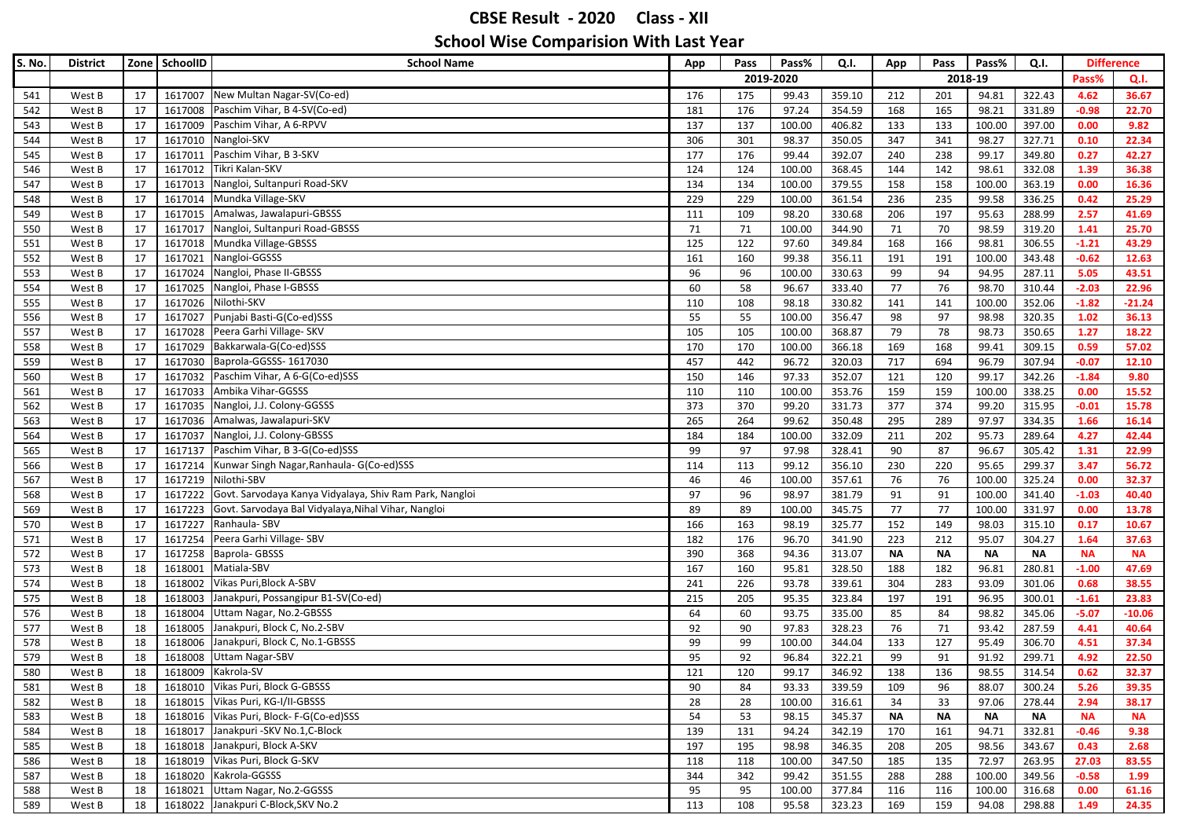# CBSE Result - 2020 Class - XII

## School Wise Comparision With Last Year

| S. No. | District | Zone | SchoolID | School Name | App | Pass | Pass% | Q.I. | App | Pass | Pass% | Q.I. | Difference | |
|---|---|---|---|---|---|---|---|---|---|---|---|---|---|---|
| | | | | | 2019-2020 | | | | 2018-19 | | | | Pass% | Q.I. |
| 541 | West B | 17 | 1617007 | New Multan Nagar-SV(Co-ed) | 176 | 175 | 99.43 | 359.10 | 212 | 201 | 94.81 | 322.43 | 4.62 | 36.67 |
| 542 | West B | 17 | 1617008 | Paschim Vihar, B 4-SV(Co-ed) | 181 | 176 | 97.24 | 354.59 | 168 | 165 | 98.21 | 331.89 | -0.98 | 22.70 |
| 543 | West B | 17 | 1617009 | Paschim Vihar, A 6-RPVV | 137 | 137 | 100.00 | 406.82 | 133 | 133 | 100.00 | 397.00 | 0.00 | 9.82 |
| 544 | West B | 17 | 1617010 | Nangloi-SKV | 306 | 301 | 98.37 | 350.05 | 347 | 341 | 98.27 | 327.71 | 0.10 | 22.34 |
| 545 | West B | 17 | 1617011 | Paschim Vihar, B 3-SKV | 177 | 176 | 99.44 | 392.07 | 240 | 238 | 99.17 | 349.80 | 0.27 | 42.27 |
| 546 | West B | 17 | 1617012 | Tikri Kalan-SKV | 124 | 124 | 100.00 | 368.45 | 144 | 142 | 98.61 | 332.08 | 1.39 | 36.38 |
| 547 | West B | 17 | 1617013 | Nangloi, Sultanpuri Road-SKV | 134 | 134 | 100.00 | 379.55 | 158 | 158 | 100.00 | 363.19 | 0.00 | 16.36 |
| 548 | West B | 17 | 1617014 | Mundka Village-SKV | 229 | 229 | 100.00 | 361.54 | 236 | 235 | 99.58 | 336.25 | 0.42 | 25.29 |
| 549 | West B | 17 | 1617015 | Amalwas, Jawalapuri-GBSSS | 111 | 109 | 98.20 | 330.68 | 206 | 197 | 95.63 | 288.99 | 2.57 | 41.69 |
| 550 | West B | 17 | 1617017 | Nangloi, Sultanpuri Road-GBSSS | 71 | 71 | 100.00 | 344.90 | 71 | 70 | 98.59 | 319.20 | 1.41 | 25.70 |
| 551 | West B | 17 | 1617018 | Mundka Village-GBSSS | 125 | 122 | 97.60 | 349.84 | 168 | 166 | 98.81 | 306.55 | -1.21 | 43.29 |
| 552 | West B | 17 | 1617021 | Nangloi-GGSSS | 161 | 160 | 99.38 | 356.11 | 191 | 191 | 100.00 | 343.48 | -0.62 | 12.63 |
| 553 | West B | 17 | 1617024 | Nangloi, Phase II-GBSSS | 96 | 96 | 100.00 | 330.63 | 99 | 94 | 94.95 | 287.11 | 5.05 | 43.51 |
| 554 | West B | 17 | 1617025 | Nangloi, Phase I-GBSSS | 60 | 58 | 96.67 | 333.40 | 77 | 76 | 98.70 | 310.44 | -2.03 | 22.96 |
| 555 | West B | 17 | 1617026 | Nilothi-SKV | 110 | 108 | 98.18 | 330.82 | 141 | 141 | 100.00 | 352.06 | -1.82 | -21.24 |
| 556 | West B | 17 | 1617027 | Punjabi Basti-G(Co-ed)SSS | 55 | 55 | 100.00 | 356.47 | 98 | 97 | 98.98 | 320.35 | 1.02 | 36.13 |
| 557 | West B | 17 | 1617028 | Peera Garhi Village- SKV | 105 | 105 | 100.00 | 368.87 | 79 | 78 | 98.73 | 350.65 | 1.27 | 18.22 |
| 558 | West B | 17 | 1617029 | Bakkarwala-G(Co-ed)SSS | 170 | 170 | 100.00 | 366.18 | 169 | 168 | 99.41 | 309.15 | 0.59 | 57.02 |
| 559 | West B | 17 | 1617030 | Baprola-GGSSS- 1617030 | 457 | 442 | 96.72 | 320.03 | 717 | 694 | 96.79 | 307.94 | -0.07 | 12.10 |
| 560 | West B | 17 | 1617032 | Paschim Vihar, A 6-G(Co-ed)SSS | 150 | 146 | 97.33 | 352.07 | 121 | 120 | 99.17 | 342.26 | -1.84 | 9.80 |
| 561 | West B | 17 | 1617033 | Ambika Vihar-GGSSS | 110 | 110 | 100.00 | 353.76 | 159 | 159 | 100.00 | 338.25 | 0.00 | 15.52 |
| 562 | West B | 17 | 1617035 | Nangloi, J.J. Colony-GGSSS | 373 | 370 | 99.20 | 331.73 | 377 | 374 | 99.20 | 315.95 | -0.01 | 15.78 |
| 563 | West B | 17 | 1617036 | Amalwas, Jawalapuri-SKV | 265 | 264 | 99.62 | 350.48 | 295 | 289 | 97.97 | 334.35 | 1.66 | 16.14 |
| 564 | West B | 17 | 1617037 | Nangloi, J.J. Colony-GBSSS | 184 | 184 | 100.00 | 332.09 | 211 | 202 | 95.73 | 289.64 | 4.27 | 42.44 |
| 565 | West B | 17 | 1617137 | Paschim Vihar, B 3-G(Co-ed)SSS | 99 | 97 | 97.98 | 328.41 | 90 | 87 | 96.67 | 305.42 | 1.31 | 22.99 |
| 566 | West B | 17 | 1617214 | Kunwar Singh Nagar,Ranhaula- G(Co-ed)SSS | 114 | 113 | 99.12 | 356.10 | 230 | 220 | 95.65 | 299.37 | 3.47 | 56.72 |
| 567 | West B | 17 | 1617219 | Nilothi-SBV | 46 | 46 | 100.00 | 357.61 | 76 | 76 | 100.00 | 325.24 | 0.00 | 32.37 |
| 568 | West B | 17 | 1617222 | Govt. Sarvodaya Kanya Vidyalaya, Shiv Ram Park, Nangloi | 97 | 96 | 98.97 | 381.79 | 91 | 91 | 100.00 | 341.40 | -1.03 | 40.40 |
| 569 | West B | 17 | 1617223 | Govt. Sarvodaya Bal Vidyalaya,Nihal Vihar, Nangloi | 89 | 89 | 100.00 | 345.75 | 77 | 77 | 100.00 | 331.97 | 0.00 | 13.78 |
| 570 | West B | 17 | 1617227 | Ranhaula- SBV | 166 | 163 | 98.19 | 325.77 | 152 | 149 | 98.03 | 315.10 | 0.17 | 10.67 |
| 571 | West B | 17 | 1617254 | Peera Garhi Village- SBV | 182 | 176 | 96.70 | 341.90 | 223 | 212 | 95.07 | 304.27 | 1.64 | 37.63 |
| 572 | West B | 17 | 1617258 | Baprola- GBSSS | 390 | 368 | 94.36 | 313.07 | NA | NA | NA | NA | NA | NA |
| 573 | West B | 18 | 1618001 | Matiala-SBV | 167 | 160 | 95.81 | 328.50 | 188 | 182 | 96.81 | 280.81 | -1.00 | 47.69 |
| 574 | West B | 18 | 1618002 | Vikas Puri,Block A-SBV | 241 | 226 | 93.78 | 339.61 | 304 | 283 | 93.09 | 301.06 | 0.68 | 38.55 |
| 575 | West B | 18 | 1618003 | Janakpuri, Possangipur B1-SV(Co-ed) | 215 | 205 | 95.35 | 323.84 | 197 | 191 | 96.95 | 300.01 | -1.61 | 23.83 |
| 576 | West B | 18 | 1618004 | Uttam Nagar, No.2-GBSSS | 64 | 60 | 93.75 | 335.00 | 85 | 84 | 98.82 | 345.06 | -5.07 | -10.06 |
| 577 | West B | 18 | 1618005 | Janakpuri, Block C, No.2-SBV | 92 | 90 | 97.83 | 328.23 | 76 | 71 | 93.42 | 287.59 | 4.41 | 40.64 |
| 578 | West B | 18 | 1618006 | Janakpuri, Block C, No.1-GBSSS | 99 | 99 | 100.00 | 344.04 | 133 | 127 | 95.49 | 306.70 | 4.51 | 37.34 |
| 579 | West B | 18 | 1618008 | Uttam Nagar-SBV | 95 | 92 | 96.84 | 322.21 | 99 | 91 | 91.92 | 299.71 | 4.92 | 22.50 |
| 580 | West B | 18 | 1618009 | Kakrola-SV | 121 | 120 | 99.17 | 346.92 | 138 | 136 | 98.55 | 314.54 | 0.62 | 32.37 |
| 581 | West B | 18 | 1618010 | Vikas Puri, Block G-GBSSS | 90 | 84 | 93.33 | 339.59 | 109 | 96 | 88.07 | 300.24 | 5.26 | 39.35 |
| 582 | West B | 18 | 1618015 | Vikas Puri, KG-I/II-GBSSS | 28 | 28 | 100.00 | 316.61 | 34 | 33 | 97.06 | 278.44 | 2.94 | 38.17 |
| 583 | West B | 18 | 1618016 | Vikas Puri, Block- F-G(Co-ed)SSS | 54 | 53 | 98.15 | 345.37 | NA | NA | NA | NA | NA | NA |
| 584 | West B | 18 | 1618017 | Janakpuri -SKV No.1,C-Block | 139 | 131 | 94.24 | 342.19 | 170 | 161 | 94.71 | 332.81 | -0.46 | 9.38 |
| 585 | West B | 18 | 1618018 | Janakpuri, Block A-SKV | 197 | 195 | 98.98 | 346.35 | 208 | 205 | 98.56 | 343.67 | 0.43 | 2.68 |
| 586 | West B | 18 | 1618019 | Vikas Puri, Block G-SKV | 118 | 118 | 100.00 | 347.50 | 185 | 135 | 72.97 | 263.95 | 27.03 | 83.55 |
| 587 | West B | 18 | 1618020 | Kakrola-GGSSS | 344 | 342 | 99.42 | 351.55 | 288 | 288 | 100.00 | 349.56 | -0.58 | 1.99 |
| 588 | West B | 18 | 1618021 | Uttam Nagar, No.2-GGSSS | 95 | 95 | 100.00 | 377.84 | 116 | 116 | 100.00 | 316.68 | 0.00 | 61.16 |
| 589 | West B | 18 | 1618022 | Janakpuri C-Block,SKV No.2 | 113 | 108 | 95.58 | 323.23 | 169 | 159 | 94.08 | 298.88 | 1.49 | 24.35 |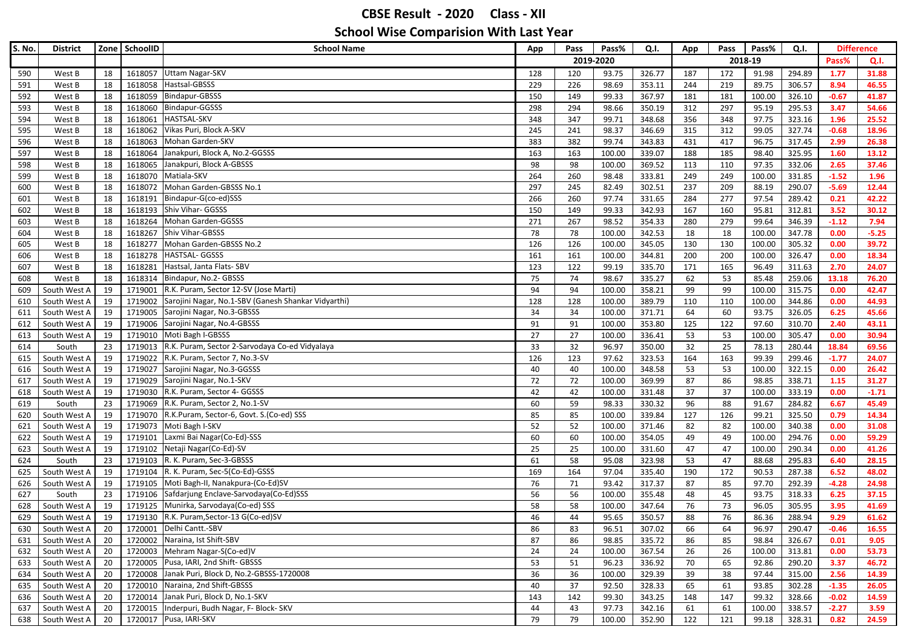# CBSE Result - 2020 Class - XII

## School Wise Comparision With Last Year

| S. No. | District | Zone | SchoolID | School Name | App | Pass | Pass% | Q.I. | App | Pass | Pass% | Q.I. | Difference | |
|---|---|---|---|---|---|---|---|---|---|---|---|---|---|---|
| | | | | | 2019-2020 | | | | 2018-19 | | | | Pass% | Q.I. |
| 590 | West B | 18 | 1618057 | Uttam Nagar-SKV | 128 | 120 | 93.75 | 326.77 | 187 | 172 | 91.98 | 294.89 | 1.77 | 31.88 |
| 591 | West B | 18 | 1618058 | Hastsal-GBSSS | 229 | 226 | 98.69 | 353.11 | 244 | 219 | 89.75 | 306.57 | 8.94 | 46.55 |
| 592 | West B | 18 | 1618059 | Bindapur-GBSSS | 150 | 149 | 99.33 | 367.97 | 181 | 181 | 100.00 | 326.10 | -0.67 | 41.87 |
| 593 | West B | 18 | 1618060 | Bindapur-GGSSS | 298 | 294 | 98.66 | 350.19 | 312 | 297 | 95.19 | 295.53 | 3.47 | 54.66 |
| 594 | West B | 18 | 1618061 | HASTSAL-SKV | 348 | 347 | 99.71 | 348.68 | 356 | 348 | 97.75 | 323.16 | 1.96 | 25.52 |
| 595 | West B | 18 | 1618062 | Vikas Puri, Block A-SKV | 245 | 241 | 98.37 | 346.69 | 315 | 312 | 99.05 | 327.74 | -0.68 | 18.96 |
| 596 | West B | 18 | 1618063 | Mohan Garden-SKV | 383 | 382 | 99.74 | 343.83 | 431 | 417 | 96.75 | 317.45 | 2.99 | 26.38 |
| 597 | West B | 18 | 1618064 | Janakpuri, Block A, No.2-GGSSS | 163 | 163 | 100.00 | 339.07 | 188 | 185 | 98.40 | 325.95 | 1.60 | 13.12 |
| 598 | West B | 18 | 1618065 | Janakpuri, Block A-GBSSS | 98 | 98 | 100.00 | 369.52 | 113 | 110 | 97.35 | 332.06 | 2.65 | 37.46 |
| 599 | West B | 18 | 1618070 | Matiala-SKV | 264 | 260 | 98.48 | 333.81 | 249 | 249 | 100.00 | 331.85 | -1.52 | 1.96 |
| 600 | West B | 18 | 1618072 | Mohan Garden-GBSSS No.1 | 297 | 245 | 82.49 | 302.51 | 237 | 209 | 88.19 | 290.07 | -5.69 | 12.44 |
| 601 | West B | 18 | 1618191 | Bindapur-G(co-ed)SSS | 266 | 260 | 97.74 | 331.65 | 284 | 277 | 97.54 | 289.42 | 0.21 | 42.22 |
| 602 | West B | 18 | 1618193 | Shiv Vihar- GGSSS | 150 | 149 | 99.33 | 342.93 | 167 | 160 | 95.81 | 312.81 | 3.52 | 30.12 |
| 603 | West B | 18 | 1618264 | Mohan Garden-GGSSS | 271 | 267 | 98.52 | 354.33 | 280 | 279 | 99.64 | 346.39 | -1.12 | 7.94 |
| 604 | West B | 18 | 1618267 | Shiv Vihar-GBSSS | 78 | 78 | 100.00 | 342.53 | 18 | 18 | 100.00 | 347.78 | 0.00 | -5.25 |
| 605 | West B | 18 | 1618277 | Mohan Garden-GBSSS No.2 | 126 | 126 | 100.00 | 345.05 | 130 | 130 | 100.00 | 305.32 | 0.00 | 39.72 |
| 606 | West B | 18 | 1618278 | HASTSAL- GGSSS | 161 | 161 | 100.00 | 344.81 | 200 | 200 | 100.00 | 326.47 | 0.00 | 18.34 |
| 607 | West B | 18 | 1618281 | Hastsal, Janta Flats- SBV | 123 | 122 | 99.19 | 335.70 | 171 | 165 | 96.49 | 311.63 | 2.70 | 24.07 |
| 608 | West B | 18 | 1618314 | Bindapur, No.2- GBSSS | 75 | 74 | 98.67 | 335.27 | 62 | 53 | 85.48 | 259.06 | 13.18 | 76.20 |
| 609 | South West A | 19 | 1719001 | R.K. Puram, Sector 12-SV (Jose Marti) | 94 | 94 | 100.00 | 358.21 | 99 | 99 | 100.00 | 315.75 | 0.00 | 42.47 |
| 610 | South West A | 19 | 1719002 | Sarojini Nagar, No.1-SBV (Ganesh Shankar Vidyarthi) | 128 | 128 | 100.00 | 389.79 | 110 | 110 | 100.00 | 344.86 | 0.00 | 44.93 |
| 611 | South West A | 19 | 1719005 | Sarojini Nagar, No.3-GBSSS | 34 | 34 | 100.00 | 371.71 | 64 | 60 | 93.75 | 326.05 | 6.25 | 45.66 |
| 612 | South West A | 19 | 1719006 | Sarojini Nagar, No.4-GBSSS | 91 | 91 | 100.00 | 353.80 | 125 | 122 | 97.60 | 310.70 | 2.40 | 43.11 |
| 613 | South West A | 19 | 1719010 | Moti Bagh I-GBSSS | 27 | 27 | 100.00 | 336.41 | 53 | 53 | 100.00 | 305.47 | 0.00 | 30.94 |
| 614 | South | 23 | 1719013 | R.K. Puram, Sector 2-Sarvodaya Co-ed Vidyalaya | 33 | 32 | 96.97 | 350.00 | 32 | 25 | 78.13 | 280.44 | 18.84 | 69.56 |
| 615 | South West A | 19 | 1719022 | R.K. Puram, Sector 7, No.3-SV | 126 | 123 | 97.62 | 323.53 | 164 | 163 | 99.39 | 299.46 | -1.77 | 24.07 |
| 616 | South West A | 19 | 1719027 | Sarojini Nagar, No.3-GGSSS | 40 | 40 | 100.00 | 348.58 | 53 | 53 | 100.00 | 322.15 | 0.00 | 26.42 |
| 617 | South West A | 19 | 1719029 | Sarojini Nagar, No.1-SKV | 72 | 72 | 100.00 | 369.99 | 87 | 86 | 98.85 | 338.71 | 1.15 | 31.27 |
| 618 | South West A | 19 | 1719030 | R.K. Puram, Sector 4- GGSSS | 42 | 42 | 100.00 | 331.48 | 37 | 37 | 100.00 | 333.19 | 0.00 | -1.71 |
| 619 | South | 23 | 1719069 | R.K. Puram, Sector 2, No.1-SV | 60 | 59 | 98.33 | 330.32 | 96 | 88 | 91.67 | 284.82 | 6.67 | 45.49 |
| 620 | South West A | 19 | 1719070 | R.K.Puram, Sector-6, Govt. S.(Co-ed) SSS | 85 | 85 | 100.00 | 339.84 | 127 | 126 | 99.21 | 325.50 | 0.79 | 14.34 |
| 621 | South West A | 19 | 1719073 | Moti Bagh I-SKV | 52 | 52 | 100.00 | 371.46 | 82 | 82 | 100.00 | 340.38 | 0.00 | 31.08 |
| 622 | South West A | 19 | 1719101 | Laxmi Bai Nagar(Co-Ed)-SSS | 60 | 60 | 100.00 | 354.05 | 49 | 49 | 100.00 | 294.76 | 0.00 | 59.29 |
| 623 | South West A | 19 | 1719102 | Netaji Nagar(Co-Ed)-SV | 25 | 25 | 100.00 | 331.60 | 47 | 47 | 100.00 | 290.34 | 0.00 | 41.26 |
| 624 | South | 23 | 1719103 | R. K. Puram, Sec-3-GBSSS | 61 | 58 | 95.08 | 323.98 | 53 | 47 | 88.68 | 295.83 | 6.40 | 28.15 |
| 625 | South West A | 19 | 1719104 | R. K. Puram, Sec-5(Co-Ed)-GSSS | 169 | 164 | 97.04 | 335.40 | 190 | 172 | 90.53 | 287.38 | 6.52 | 48.02 |
| 626 | South West A | 19 | 1719105 | Moti Bagh-II, Nanakpura-(Co-Ed)SV | 76 | 71 | 93.42 | 317.37 | 87 | 85 | 97.70 | 292.39 | -4.28 | 24.98 |
| 627 | South | 23 | 1719106 | Safdarjung Enclave-Sarvodaya(Co-Ed)SSS | 56 | 56 | 100.00 | 355.48 | 48 | 45 | 93.75 | 318.33 | 6.25 | 37.15 |
| 628 | South West A | 19 | 1719125 | Munirka, Sarvodaya(Co-ed) SSS | 58 | 58 | 100.00 | 347.64 | 76 | 73 | 96.05 | 305.95 | 3.95 | 41.69 |
| 629 | South West A | 19 | 1719130 | R.K. Puram,Sector-13 G(Co-ed)SV | 46 | 44 | 95.65 | 350.57 | 88 | 76 | 86.36 | 288.94 | 9.29 | 61.62 |
| 630 | South West A | 20 | 1720001 | Delhi Cantt.-SBV | 86 | 83 | 96.51 | 307.02 | 66 | 64 | 96.97 | 290.47 | -0.46 | 16.55 |
| 631 | South West A | 20 | 1720002 | Naraina, Ist Shift-SBV | 87 | 86 | 98.85 | 335.72 | 86 | 85 | 98.84 | 326.67 | 0.01 | 9.05 |
| 632 | South West A | 20 | 1720003 | Mehram Nagar-S(Co-ed)V | 24 | 24 | 100.00 | 367.54 | 26 | 26 | 100.00 | 313.81 | 0.00 | 53.73 |
| 633 | South West A | 20 | 1720005 | Pusa, IARI, 2nd Shift- GBSSS | 53 | 51 | 96.23 | 336.92 | 70 | 65 | 92.86 | 290.20 | 3.37 | 46.72 |
| 634 | South West A | 20 | 1720008 | Janak Puri, Block D, No.2-GBSSS-1720008 | 36 | 36 | 100.00 | 329.39 | 39 | 38 | 97.44 | 315.00 | 2.56 | 14.39 |
| 635 | South West A | 20 | 1720010 | Naraina, 2nd Shift-GBSSS | 40 | 37 | 92.50 | 328.33 | 65 | 61 | 93.85 | 302.28 | -1.35 | 26.05 |
| 636 | South West A | 20 | 1720014 | Janak Puri, Block D, No.1-SKV | 143 | 142 | 99.30 | 343.25 | 148 | 147 | 99.32 | 328.66 | -0.02 | 14.59 |
| 637 | South West A | 20 | 1720015 | Inderpuri, Budh Nagar, F- Block- SKV | 44 | 43 | 97.73 | 342.16 | 61 | 61 | 100.00 | 338.57 | -2.27 | 3.59 |
| 638 | South West A | 20 | 1720017 | Pusa, IARI-SKV | 79 | 79 | 100.00 | 352.90 | 122 | 121 | 99.18 | 328.31 | 0.82 | 24.59 |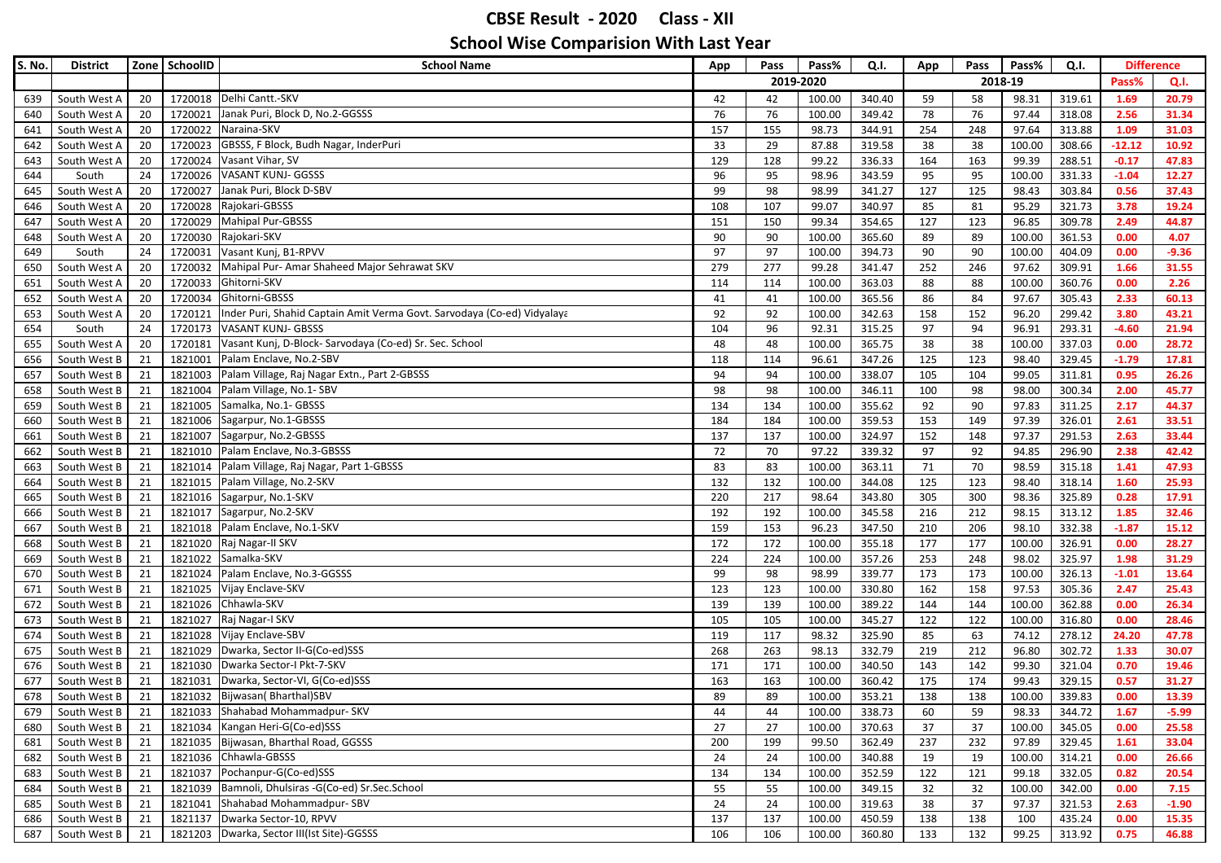# CBSE Result - 2020 Class - XII

## School Wise Comparision With Last Year

| S. No. | District | Zone | SchoolID | School Name | App | Pass | Pass% | Q.I. | App | Pass | Pass% | Q.I. | Difference | |
|---|---|---|---|---|---|---|---|---|---|---|---|---|---|---|
| | | | | | 2019-2020 | | | | 2018-19 | | | | Pass% | Q.I. |
| 639 | South West A | 20 | 1720018 | Delhi Cantt.-SKV | 42 | 42 | 100.00 | 340.40 | 59 | 58 | 98.31 | 319.61 | 1.69 | 20.79 |
| 640 | South West A | 20 | 1720021 | Janak Puri, Block D, No.2-GGSSS | 76 | 76 | 100.00 | 349.42 | 78 | 76 | 97.44 | 318.08 | 2.56 | 31.34 |
| 641 | South West A | 20 | 1720022 | Naraina-SKV | 157 | 155 | 98.73 | 344.91 | 254 | 248 | 97.64 | 313.88 | 1.09 | 31.03 |
| 642 | South West A | 20 | 1720023 | GBSSS, F Block, Budh Nagar, InderPuri | 33 | 29 | 87.88 | 319.58 | 38 | 38 | 100.00 | 308.66 | -12.12 | 10.92 |
| 643 | South West A | 20 | 1720024 | Vasant Vihar, SV | 129 | 128 | 99.22 | 336.33 | 164 | 163 | 99.39 | 288.51 | -0.17 | 47.83 |
| 644 | South | 24 | 1720026 | VASANT KUNJ- GGSSS | 96 | 95 | 98.96 | 343.59 | 95 | 95 | 100.00 | 331.33 | -1.04 | 12.27 |
| 645 | South West A | 20 | 1720027 | Janak Puri, Block D-SBV | 99 | 98 | 98.99 | 341.27 | 127 | 125 | 98.43 | 303.84 | 0.56 | 37.43 |
| 646 | South West A | 20 | 1720028 | Rajokari-GBSSS | 108 | 107 | 99.07 | 340.97 | 85 | 81 | 95.29 | 321.73 | 3.78 | 19.24 |
| 647 | South West A | 20 | 1720029 | Mahipal Pur-GBSSS | 151 | 150 | 99.34 | 354.65 | 127 | 123 | 96.85 | 309.78 | 2.49 | 44.87 |
| 648 | South West A | 20 | 1720030 | Rajokari-SKV | 90 | 90 | 100.00 | 365.60 | 89 | 89 | 100.00 | 361.53 | 0.00 | 4.07 |
| 649 | South | 24 | 1720031 | Vasant Kunj, B1-RPVV | 97 | 97 | 100.00 | 394.73 | 90 | 90 | 100.00 | 404.09 | 0.00 | -9.36 |
| 650 | South West A | 20 | 1720032 | Mahipal Pur- Amar Shaheed Major Sehrawat SKV | 279 | 277 | 99.28 | 341.47 | 252 | 246 | 97.62 | 309.91 | 1.66 | 31.55 |
| 651 | South West A | 20 | 1720033 | Ghitorni-SKV | 114 | 114 | 100.00 | 363.03 | 88 | 88 | 100.00 | 360.76 | 0.00 | 2.26 |
| 652 | South West A | 20 | 1720034 | Ghitorni-GBSSS | 41 | 41 | 100.00 | 365.56 | 86 | 84 | 97.67 | 305.43 | 2.33 | 60.13 |
| 653 | South West A | 20 | 1720121 | Inder Puri, Shahid Captain Amit Verma Govt. Sarvodaya (Co-ed) Vidyalaya | 92 | 92 | 100.00 | 342.63 | 158 | 152 | 96.20 | 299.42 | 3.80 | 43.21 |
| 654 | South | 24 | 1720173 | VASANT KUNJ- GBSSS | 104 | 96 | 92.31 | 315.25 | 97 | 94 | 96.91 | 293.31 | -4.60 | 21.94 |
| 655 | South West A | 20 | 1720181 | Vasant Kunj, D-Block- Sarvodaya (Co-ed) Sr. Sec. School | 48 | 48 | 100.00 | 365.75 | 38 | 38 | 100.00 | 337.03 | 0.00 | 28.72 |
| 656 | South West B | 21 | 1821001 | Palam Enclave, No.2-SBV | 118 | 114 | 96.61 | 347.26 | 125 | 123 | 98.40 | 329.45 | -1.79 | 17.81 |
| 657 | South West B | 21 | 1821003 | Palam Village, Raj Nagar Extn., Part 2-GBSSS | 94 | 94 | 100.00 | 338.07 | 105 | 104 | 99.05 | 311.81 | 0.95 | 26.26 |
| 658 | South West B | 21 | 1821004 | Palam Village, No.1- SBV | 98 | 98 | 100.00 | 346.11 | 100 | 98 | 98.00 | 300.34 | 2.00 | 45.77 |
| 659 | South West B | 21 | 1821005 | Samalka, No.1- GBSSS | 134 | 134 | 100.00 | 355.62 | 92 | 90 | 97.83 | 311.25 | 2.17 | 44.37 |
| 660 | South West B | 21 | 1821006 | Sagarpur, No.1-GBSSS | 184 | 184 | 100.00 | 359.53 | 153 | 149 | 97.39 | 326.01 | 2.61 | 33.51 |
| 661 | South West B | 21 | 1821007 | Sagarpur, No.2-GBSSS | 137 | 137 | 100.00 | 324.97 | 152 | 148 | 97.37 | 291.53 | 2.63 | 33.44 |
| 662 | South West B | 21 | 1821010 | Palam Enclave, No.3-GBSSS | 72 | 70 | 97.22 | 339.32 | 97 | 92 | 94.85 | 296.90 | 2.38 | 42.42 |
| 663 | South West B | 21 | 1821014 | Palam Village, Raj Nagar, Part 1-GBSSS | 83 | 83 | 100.00 | 363.11 | 71 | 70 | 98.59 | 315.18 | 1.41 | 47.93 |
| 664 | South West B | 21 | 1821015 | Palam Village, No.2-SKV | 132 | 132 | 100.00 | 344.08 | 125 | 123 | 98.40 | 318.14 | 1.60 | 25.93 |
| 665 | South West B | 21 | 1821016 | Sagarpur, No.1-SKV | 220 | 217 | 98.64 | 343.80 | 305 | 300 | 98.36 | 325.89 | 0.28 | 17.91 |
| 666 | South West B | 21 | 1821017 | Sagarpur, No.2-SKV | 192 | 192 | 100.00 | 345.58 | 216 | 212 | 98.15 | 313.12 | 1.85 | 32.46 |
| 667 | South West B | 21 | 1821018 | Palam Enclave, No.1-SKV | 159 | 153 | 96.23 | 347.50 | 210 | 206 | 98.10 | 332.38 | -1.87 | 15.12 |
| 668 | South West B | 21 | 1821020 | Raj Nagar-II SKV | 172 | 172 | 100.00 | 355.18 | 177 | 177 | 100.00 | 326.91 | 0.00 | 28.27 |
| 669 | South West B | 21 | 1821022 | Samalka-SKV | 224 | 224 | 100.00 | 357.26 | 253 | 248 | 98.02 | 325.97 | 1.98 | 31.29 |
| 670 | South West B | 21 | 1821024 | Palam Enclave, No.3-GGSSS | 99 | 98 | 98.99 | 339.77 | 173 | 173 | 100.00 | 326.13 | -1.01 | 13.64 |
| 671 | South West B | 21 | 1821025 | Vijay Enclave-SKV | 123 | 123 | 100.00 | 330.80 | 162 | 158 | 97.53 | 305.36 | 2.47 | 25.43 |
| 672 | South West B | 21 | 1821026 | Chhawla-SKV | 139 | 139 | 100.00 | 389.22 | 144 | 144 | 100.00 | 362.88 | 0.00 | 26.34 |
| 673 | South West B | 21 | 1821027 | Raj Nagar-I SKV | 105 | 105 | 100.00 | 345.27 | 122 | 122 | 100.00 | 316.80 | 0.00 | 28.46 |
| 674 | South West B | 21 | 1821028 | Vijay Enclave-SBV | 119 | 117 | 98.32 | 325.90 | 85 | 63 | 74.12 | 278.12 | 24.20 | 47.78 |
| 675 | South West B | 21 | 1821029 | Dwarka, Sector II-G(Co-ed)SSS | 268 | 263 | 98.13 | 332.79 | 219 | 212 | 96.80 | 302.72 | 1.33 | 30.07 |
| 676 | South West B | 21 | 1821030 | Dwarka Sector-I Pkt-7-SKV | 171 | 171 | 100.00 | 340.50 | 143 | 142 | 99.30 | 321.04 | 0.70 | 19.46 |
| 677 | South West B | 21 | 1821031 | Dwarka, Sector-VI, G(Co-ed)SSS | 163 | 163 | 100.00 | 360.42 | 175 | 174 | 99.43 | 329.15 | 0.57 | 31.27 |
| 678 | South West B | 21 | 1821032 | Bijwasan( Bharthal)SBV | 89 | 89 | 100.00 | 353.21 | 138 | 138 | 100.00 | 339.83 | 0.00 | 13.39 |
| 679 | South West B | 21 | 1821033 | Shahabad Mohammadpur- SKV | 44 | 44 | 100.00 | 338.73 | 60 | 59 | 98.33 | 344.72 | 1.67 | -5.99 |
| 680 | South West B | 21 | 1821034 | Kangan Heri-G(Co-ed)SSS | 27 | 27 | 100.00 | 370.63 | 37 | 37 | 100.00 | 345.05 | 0.00 | 25.58 |
| 681 | South West B | 21 | 1821035 | Bijwasan, Bharthal Road, GGSSS | 200 | 199 | 99.50 | 362.49 | 237 | 232 | 97.89 | 329.45 | 1.61 | 33.04 |
| 682 | South West B | 21 | 1821036 | Chhawla-GBSSS | 24 | 24 | 100.00 | 340.88 | 19 | 19 | 100.00 | 314.21 | 0.00 | 26.66 |
| 683 | South West B | 21 | 1821037 | Pochanpur-G(Co-ed)SSS | 134 | 134 | 100.00 | 352.59 | 122 | 121 | 99.18 | 332.05 | 0.82 | 20.54 |
| 684 | South West B | 21 | 1821039 | Bamnoli, Dhulsiras -G(Co-ed) Sr.Sec.School | 55 | 55 | 100.00 | 349.15 | 32 | 32 | 100.00 | 342.00 | 0.00 | 7.15 |
| 685 | South West B | 21 | 1821041 | Shahabad Mohammadpur- SBV | 24 | 24 | 100.00 | 319.63 | 38 | 37 | 97.37 | 321.53 | 2.63 | -1.90 |
| 686 | South West B | 21 | 1821137 | Dwarka Sector-10, RPVV | 137 | 137 | 100.00 | 450.59 | 138 | 138 | 100 | 435.24 | 0.00 | 15.35 |
| 687 | South West B | 21 | 1821203 | Dwarka, Sector III(Ist Site)-GGSSS | 106 | 106 | 100.00 | 360.80 | 133 | 132 | 99.25 | 313.92 | 0.75 | 46.88 |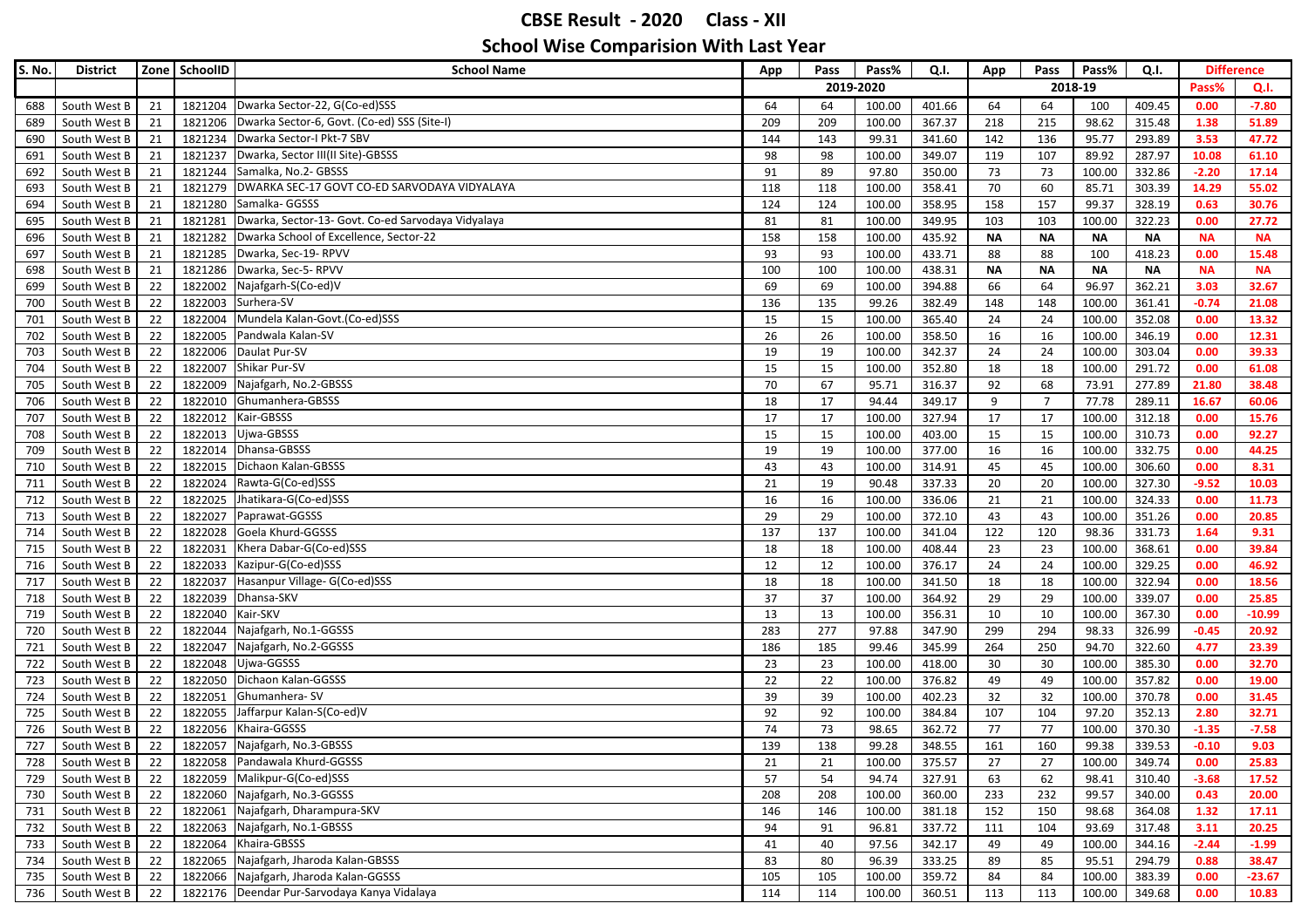# CBSE Result - 2020 Class - XII

## School Wise Comparision With Last Year

| S. No. | District | Zone | SchoolID | School Name | App | Pass | Pass% | Q.I. | App | Pass | Pass% | Q.I. | Difference | |
|---|---|---|---|---|---|---|---|---|---|---|---|---|---|---|
| | | | | | 2019-2020 | | | | 2018-19 | | | | Pass% | Q.I. |
| 688 | South West B | 21 | 1821204 | Dwarka Sector-22, G(Co-ed)SSS | 64 | 64 | 100.00 | 401.66 | 64 | 64 | 100 | 409.45 | 0.00 | -7.80 |
| 689 | South West B | 21 | 1821206 | Dwarka Sector-6, Govt. (Co-ed) SSS (Site-I) | 209 | 209 | 100.00 | 367.37 | 218 | 215 | 98.62 | 315.48 | 1.38 | 51.89 |
| 690 | South West B | 21 | 1821234 | Dwarka Sector-I Pkt-7 SBV | 144 | 143 | 99.31 | 341.60 | 142 | 136 | 95.77 | 293.89 | 3.53 | 47.72 |
| 691 | South West B | 21 | 1821237 | Dwarka, Sector III(II Site)-GBSSS | 98 | 98 | 100.00 | 349.07 | 119 | 107 | 89.92 | 287.97 | 10.08 | 61.10 |
| 692 | South West B | 21 | 1821244 | Samalka, No.2- GBSSS | 91 | 89 | 97.80 | 350.00 | 73 | 73 | 100.00 | 332.86 | -2.20 | 17.14 |
| 693 | South West B | 21 | 1821279 | DWARKA SEC-17 GOVT CO-ED SARVODAYA VIDYALAYA | 118 | 118 | 100.00 | 358.41 | 70 | 60 | 85.71 | 303.39 | 14.29 | 55.02 |
| 694 | South West B | 21 | 1821280 | Samalka- GGSSS | 124 | 124 | 100.00 | 358.95 | 158 | 157 | 99.37 | 328.19 | 0.63 | 30.76 |
| 695 | South West B | 21 | 1821281 | Dwarka, Sector-13- Govt. Co-ed Sarvodaya Vidyalaya | 81 | 81 | 100.00 | 349.95 | 103 | 103 | 100.00 | 322.23 | 0.00 | 27.72 |
| 696 | South West B | 21 | 1821282 | Dwarka School of Excellence, Sector-22 | 158 | 158 | 100.00 | 435.92 | NA | NA | NA | NA | NA | NA |
| 697 | South West B | 21 | 1821285 | Dwarka, Sec-19- RPVV | 93 | 93 | 100.00 | 433.71 | 88 | 88 | 100 | 418.23 | 0.00 | 15.48 |
| 698 | South West B | 21 | 1821286 | Dwarka, Sec-5- RPVV | 100 | 100 | 100.00 | 438.31 | NA | NA | NA | NA | NA | NA |
| 699 | South West B | 22 | 1822002 | Najafgarh-S(Co-ed)V | 69 | 69 | 100.00 | 394.88 | 66 | 64 | 96.97 | 362.21 | 3.03 | 32.67 |
| 700 | South West B | 22 | 1822003 | Surhera-SV | 136 | 135 | 99.26 | 382.49 | 148 | 148 | 100.00 | 361.41 | -0.74 | 21.08 |
| 701 | South West B | 22 | 1822004 | Mundela Kalan-Govt.(Co-ed)SSS | 15 | 15 | 100.00 | 365.40 | 24 | 24 | 100.00 | 352.08 | 0.00 | 13.32 |
| 702 | South West B | 22 | 1822005 | Pandwala Kalan-SV | 26 | 26 | 100.00 | 358.50 | 16 | 16 | 100.00 | 346.19 | 0.00 | 12.31 |
| 703 | South West B | 22 | 1822006 | Daulat Pur-SV | 19 | 19 | 100.00 | 342.37 | 24 | 24 | 100.00 | 303.04 | 0.00 | 39.33 |
| 704 | South West B | 22 | 1822007 | Shikar Pur-SV | 15 | 15 | 100.00 | 352.80 | 18 | 18 | 100.00 | 291.72 | 0.00 | 61.08 |
| 705 | South West B | 22 | 1822009 | Najafgarh, No.2-GBSSS | 70 | 67 | 95.71 | 316.37 | 92 | 68 | 73.91 | 277.89 | 21.80 | 38.48 |
| 706 | South West B | 22 | 1822010 | Ghumanhera-GBSSS | 18 | 17 | 94.44 | 349.17 | 9 | 7 | 77.78 | 289.11 | 16.67 | 60.06 |
| 707 | South West B | 22 | 1822012 | Kair-GBSSS | 17 | 17 | 100.00 | 327.94 | 17 | 17 | 100.00 | 312.18 | 0.00 | 15.76 |
| 708 | South West B | 22 | 1822013 | Ujwa-GBSSS | 15 | 15 | 100.00 | 403.00 | 15 | 15 | 100.00 | 310.73 | 0.00 | 92.27 |
| 709 | South West B | 22 | 1822014 | Dhansa-GBSSS | 19 | 19 | 100.00 | 377.00 | 16 | 16 | 100.00 | 332.75 | 0.00 | 44.25 |
| 710 | South West B | 22 | 1822015 | Dichaon Kalan-GBSSS | 43 | 43 | 100.00 | 314.91 | 45 | 45 | 100.00 | 306.60 | 0.00 | 8.31 |
| 711 | South West B | 22 | 1822024 | Rawta-G(Co-ed)SSS | 21 | 19 | 90.48 | 337.33 | 20 | 20 | 100.00 | 327.30 | -9.52 | 10.03 |
| 712 | South West B | 22 | 1822025 | Jhatikara-G(Co-ed)SSS | 16 | 16 | 100.00 | 336.06 | 21 | 21 | 100.00 | 324.33 | 0.00 | 11.73 |
| 713 | South West B | 22 | 1822027 | Paprawat-GGSSS | 29 | 29 | 100.00 | 372.10 | 43 | 43 | 100.00 | 351.26 | 0.00 | 20.85 |
| 714 | South West B | 22 | 1822028 | Goela Khurd-GGSSS | 137 | 137 | 100.00 | 341.04 | 122 | 120 | 98.36 | 331.73 | 1.64 | 9.31 |
| 715 | South West B | 22 | 1822031 | Khera Dabar-G(Co-ed)SSS | 18 | 18 | 100.00 | 408.44 | 23 | 23 | 100.00 | 368.61 | 0.00 | 39.84 |
| 716 | South West B | 22 | 1822033 | Kazipur-G(Co-ed)SSS | 12 | 12 | 100.00 | 376.17 | 24 | 24 | 100.00 | 329.25 | 0.00 | 46.92 |
| 717 | South West B | 22 | 1822037 | Hasanpur Village- G(Co-ed)SSS | 18 | 18 | 100.00 | 341.50 | 18 | 18 | 100.00 | 322.94 | 0.00 | 18.56 |
| 718 | South West B | 22 | 1822039 | Dhansa-SKV | 37 | 37 | 100.00 | 364.92 | 29 | 29 | 100.00 | 339.07 | 0.00 | 25.85 |
| 719 | South West B | 22 | 1822040 | Kair-SKV | 13 | 13 | 100.00 | 356.31 | 10 | 10 | 100.00 | 367.30 | 0.00 | -10.99 |
| 720 | South West B | 22 | 1822044 | Najafgarh, No.1-GGSSS | 283 | 277 | 97.88 | 347.90 | 299 | 294 | 98.33 | 326.99 | -0.45 | 20.92 |
| 721 | South West B | 22 | 1822047 | Najafgarh, No.2-GGSSS | 186 | 185 | 99.46 | 345.99 | 264 | 250 | 94.70 | 322.60 | 4.77 | 23.39 |
| 722 | South West B | 22 | 1822048 | Ujwa-GGSSS | 23 | 23 | 100.00 | 418.00 | 30 | 30 | 100.00 | 385.30 | 0.00 | 32.70 |
| 723 | South West B | 22 | 1822050 | Dichaon Kalan-GGSSS | 22 | 22 | 100.00 | 376.82 | 49 | 49 | 100.00 | 357.82 | 0.00 | 19.00 |
| 724 | South West B | 22 | 1822051 | Ghumanhera- SV | 39 | 39 | 100.00 | 402.23 | 32 | 32 | 100.00 | 370.78 | 0.00 | 31.45 |
| 725 | South West B | 22 | 1822055 | Jaffarpur Kalan-S(Co-ed)V | 92 | 92 | 100.00 | 384.84 | 107 | 104 | 97.20 | 352.13 | 2.80 | 32.71 |
| 726 | South West B | 22 | 1822056 | Khaira-GGSSS | 74 | 73 | 98.65 | 362.72 | 77 | 77 | 100.00 | 370.30 | -1.35 | -7.58 |
| 727 | South West B | 22 | 1822057 | Najafgarh, No.3-GBSSS | 139 | 138 | 99.28 | 348.55 | 161 | 160 | 99.38 | 339.53 | -0.10 | 9.03 |
| 728 | South West B | 22 | 1822058 | Pandawala Khurd-GGSSS | 21 | 21 | 100.00 | 375.57 | 27 | 27 | 100.00 | 349.74 | 0.00 | 25.83 |
| 729 | South West B | 22 | 1822059 | Malikpur-G(Co-ed)SSS | 57 | 54 | 94.74 | 327.91 | 63 | 62 | 98.41 | 310.40 | -3.68 | 17.52 |
| 730 | South West B | 22 | 1822060 | Najafgarh, No.3-GGSSS | 208 | 208 | 100.00 | 360.00 | 233 | 232 | 99.57 | 340.00 | 0.43 | 20.00 |
| 731 | South West B | 22 | 1822061 | Najafgarh, Dharampura-SKV | 146 | 146 | 100.00 | 381.18 | 152 | 150 | 98.68 | 364.08 | 1.32 | 17.11 |
| 732 | South West B | 22 | 1822063 | Najafgarh, No.1-GBSSS | 94 | 91 | 96.81 | 337.72 | 111 | 104 | 93.69 | 317.48 | 3.11 | 20.25 |
| 733 | South West B | 22 | 1822064 | Khaira-GBSSS | 41 | 40 | 97.56 | 342.17 | 49 | 49 | 100.00 | 344.16 | -2.44 | -1.99 |
| 734 | South West B | 22 | 1822065 | Najafgarh, Jharoda Kalan-GBSSS | 83 | 80 | 96.39 | 333.25 | 89 | 85 | 95.51 | 294.79 | 0.88 | 38.47 |
| 735 | South West B | 22 | 1822066 | Najafgarh, Jharoda Kalan-GGSSS | 105 | 105 | 100.00 | 359.72 | 84 | 84 | 100.00 | 383.39 | 0.00 | -23.67 |
| 736 | South West B | 22 | 1822176 | Deendar Pur-Sarvodaya Kanya Vidalaya | 114 | 114 | 100.00 | 360.51 | 113 | 113 | 100.00 | 349.68 | 0.00 | 10.83 |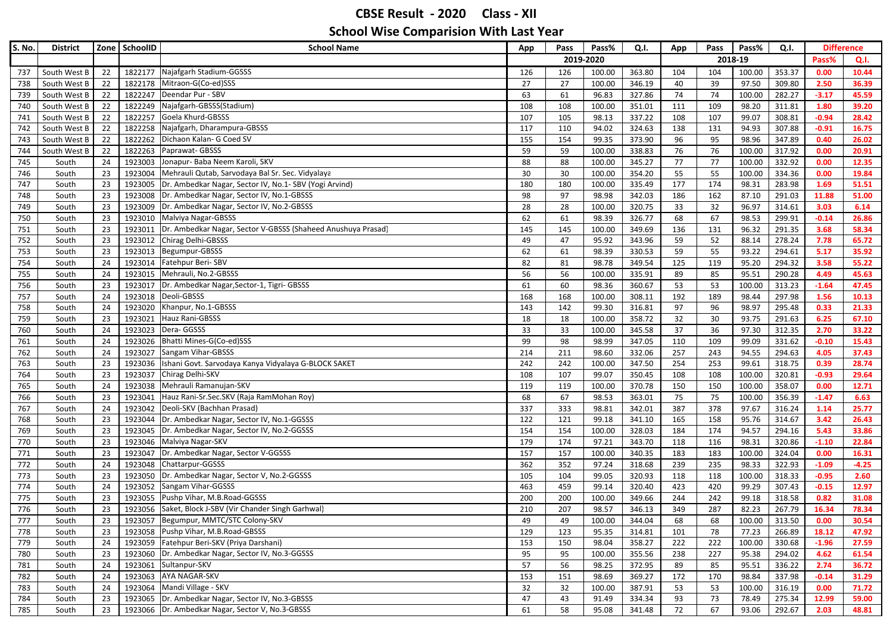# CBSE Result - 2020 Class - XII

## School Wise Comparision With Last Year

| S. No. | District | Zone | SchoolID | School Name | App | Pass | Pass% | Q.I. | App | Pass | Pass% | Q.I. | Difference | |
|---|---|---|---|---|---|---|---|---|---|---|---|---|---|---|
| | | | | | 2019-2020 | | | | 2018-19 | | | | Pass% | Q.I. |
| 737 | South West B | 22 | 1822177 | Najafgarh Stadium-GGSSS | 126 | 126 | 100.00 | 363.80 | 104 | 104 | 100.00 | 353.37 | 0.00 | 10.44 |
| 738 | South West B | 22 | 1822178 | Mitraon-G(Co-ed)SSS | 27 | 27 | 100.00 | 346.19 | 40 | 39 | 97.50 | 309.80 | 2.50 | 36.39 |
| 739 | South West B | 22 | 1822247 | Deendar Pur - SBV | 63 | 61 | 96.83 | 327.86 | 74 | 74 | 100.00 | 282.27 | -3.17 | 45.59 |
| 740 | South West B | 22 | 1822249 | Najafgarh-GBSSS(Stadium) | 108 | 108 | 100.00 | 351.01 | 111 | 109 | 98.20 | 311.81 | 1.80 | 39.20 |
| 741 | South West B | 22 | 1822257 | Goela Khurd-GBSSS | 107 | 105 | 98.13 | 337.22 | 108 | 107 | 99.07 | 308.81 | -0.94 | 28.42 |
| 742 | South West B | 22 | 1822258 | Najafgarh, Dharampura-GBSSS | 117 | 110 | 94.02 | 324.63 | 138 | 131 | 94.93 | 307.88 | -0.91 | 16.75 |
| 743 | South West B | 22 | 1822262 | Dichaon Kalan- G Coed SV | 155 | 154 | 99.35 | 373.90 | 96 | 95 | 98.96 | 347.89 | 0.40 | 26.02 |
| 744 | South West B | 22 | 1822263 | Paprawat- GBSSS | 59 | 59 | 100.00 | 338.83 | 76 | 76 | 100.00 | 317.92 | 0.00 | 20.91 |
| 745 | South | 24 | 1923003 | Jonapur- Baba Neem Karoli, SKV | 88 | 88 | 100.00 | 345.27 | 77 | 77 | 100.00 | 332.92 | 0.00 | 12.35 |
| 746 | South | 23 | 1923004 | Mehrauli Qutab, Sarvodaya Bal Sr. Sec. Vidyalaya | 30 | 30 | 100.00 | 354.20 | 55 | 55 | 100.00 | 334.36 | 0.00 | 19.84 |
| 747 | South | 23 | 1923005 | Dr. Ambedkar Nagar, Sector IV, No.1- SBV (Yogi Arvind) | 180 | 180 | 100.00 | 335.49 | 177 | 174 | 98.31 | 283.98 | 1.69 | 51.51 |
| 748 | South | 23 | 1923008 | Dr. Ambedkar Nagar, Sector IV, No.1-GBSSS | 98 | 97 | 98.98 | 342.03 | 186 | 162 | 87.10 | 291.03 | 11.88 | 51.00 |
| 749 | South | 23 | 1923009 | Dr. Ambedkar Nagar, Sector IV, No.2-GBSSS | 28 | 28 | 100.00 | 320.75 | 33 | 32 | 96.97 | 314.61 | 3.03 | 6.14 |
| 750 | South | 23 | 1923010 | Malviya Nagar-GBSSS | 62 | 61 | 98.39 | 326.77 | 68 | 67 | 98.53 | 299.91 | -0.14 | 26.86 |
| 751 | South | 23 | 1923011 | Dr. Ambedkar Nagar, Sector V-GBSSS (Shaheed Anushuya Prasad) | 145 | 145 | 100.00 | 349.69 | 136 | 131 | 96.32 | 291.35 | 3.68 | 58.34 |
| 752 | South | 23 | 1923012 | Chirag Delhi-GBSSS | 49 | 47 | 95.92 | 343.96 | 59 | 52 | 88.14 | 278.24 | 7.78 | 65.72 |
| 753 | South | 23 | 1923013 | Begumpur-GBSSS | 62 | 61 | 98.39 | 330.53 | 59 | 55 | 93.22 | 294.61 | 5.17 | 35.92 |
| 754 | South | 24 | 1923014 | Fatehpur Beri- SBV | 82 | 81 | 98.78 | 349.54 | 125 | 119 | 95.20 | 294.32 | 3.58 | 55.22 |
| 755 | South | 24 | 1923015 | Mehrauli, No.2-GBSSS | 56 | 56 | 100.00 | 335.91 | 89 | 85 | 95.51 | 290.28 | 4.49 | 45.63 |
| 756 | South | 23 | 1923017 | Dr. Ambedkar Nagar,Sector-1, Tigri- GBSSS | 61 | 60 | 98.36 | 360.67 | 53 | 53 | 100.00 | 313.23 | -1.64 | 47.45 |
| 757 | South | 24 | 1923018 | Deoli-GBSSS | 168 | 168 | 100.00 | 308.11 | 192 | 189 | 98.44 | 297.98 | 1.56 | 10.13 |
| 758 | South | 24 | 1923020 | Khanpur, No.1-GBSSS | 143 | 142 | 99.30 | 316.81 | 97 | 96 | 98.97 | 295.48 | 0.33 | 21.33 |
| 759 | South | 23 | 1923021 | Hauz Rani-GBSSS | 18 | 18 | 100.00 | 358.72 | 32 | 30 | 93.75 | 291.63 | 6.25 | 67.10 |
| 760 | South | 24 | 1923023 | Dera- GGSSS | 33 | 33 | 100.00 | 345.58 | 37 | 36 | 97.30 | 312.35 | 2.70 | 33.22 |
| 761 | South | 24 | 1923026 | Bhatti Mines-G(Co-ed)SSS | 99 | 98 | 98.99 | 347.05 | 110 | 109 | 99.09 | 331.62 | -0.10 | 15.43 |
| 762 | South | 24 | 1923027 | Sangam Vihar-GBSSS | 214 | 211 | 98.60 | 332.06 | 257 | 243 | 94.55 | 294.63 | 4.05 | 37.43 |
| 763 | South | 23 | 1923036 | Ishani Govt. Sarvodaya Kanya Vidyalaya G-BLOCK SAKET | 242 | 242 | 100.00 | 347.50 | 254 | 253 | 99.61 | 318.75 | 0.39 | 28.74 |
| 764 | South | 23 | 1923037 | Chirag Delhi-SKV | 108 | 107 | 99.07 | 350.45 | 108 | 108 | 100.00 | 320.81 | -0.93 | 29.64 |
| 765 | South | 24 | 1923038 | Mehrauli Ramanujan-SKV | 119 | 119 | 100.00 | 370.78 | 150 | 150 | 100.00 | 358.07 | 0.00 | 12.71 |
| 766 | South | 23 | 1923041 | Hauz Rani-Sr.Sec.SKV (Raja RamMohan Roy) | 68 | 67 | 98.53 | 363.01 | 75 | 75 | 100.00 | 356.39 | -1.47 | 6.63 |
| 767 | South | 24 | 1923042 | Deoli-SKV (Bachhan Prasad) | 337 | 333 | 98.81 | 342.01 | 387 | 378 | 97.67 | 316.24 | 1.14 | 25.77 |
| 768 | South | 23 | 1923044 | Dr. Ambedkar Nagar, Sector IV, No.1-GGSSS | 122 | 121 | 99.18 | 341.10 | 165 | 158 | 95.76 | 314.67 | 3.42 | 26.43 |
| 769 | South | 23 | 1923045 | Dr. Ambedkar Nagar, Sector IV, No.2-GGSSS | 154 | 154 | 100.00 | 328.03 | 184 | 174 | 94.57 | 294.16 | 5.43 | 33.86 |
| 770 | South | 23 | 1923046 | Malviya Nagar-SKV | 179 | 174 | 97.21 | 343.70 | 118 | 116 | 98.31 | 320.86 | -1.10 | 22.84 |
| 771 | South | 23 | 1923047 | Dr. Ambedkar Nagar, Sector V-GGSSS | 157 | 157 | 100.00 | 340.35 | 183 | 183 | 100.00 | 324.04 | 0.00 | 16.31 |
| 772 | South | 24 | 1923048 | Chattarpur-GGSSS | 362 | 352 | 97.24 | 318.68 | 239 | 235 | 98.33 | 322.93 | -1.09 | -4.25 |
| 773 | South | 23 | 1923050 | Dr. Ambedkar Nagar, Sector V, No.2-GGSSS | 105 | 104 | 99.05 | 320.93 | 118 | 118 | 100.00 | 318.33 | -0.95 | 2.60 |
| 774 | South | 24 | 1923052 | Sangam Vihar-GGSSS | 463 | 459 | 99.14 | 320.40 | 423 | 420 | 99.29 | 307.43 | -0.15 | 12.97 |
| 775 | South | 23 | 1923055 | Pushp Vihar, M.B.Road-GGSSS | 200 | 200 | 100.00 | 349.66 | 244 | 242 | 99.18 | 318.58 | 0.82 | 31.08 |
| 776 | South | 23 | 1923056 | Saket, Block J-SBV (Vir Chander Singh Garhwal) | 210 | 207 | 98.57 | 346.13 | 349 | 287 | 82.23 | 267.79 | 16.34 | 78.34 |
| 777 | South | 23 | 1923057 | Begumpur, MMTC/STC Colony-SKV | 49 | 49 | 100.00 | 344.04 | 68 | 68 | 100.00 | 313.50 | 0.00 | 30.54 |
| 778 | South | 23 | 1923058 | Pushp Vihar, M.B.Road-GBSSS | 129 | 123 | 95.35 | 314.81 | 101 | 78 | 77.23 | 266.89 | 18.12 | 47.92 |
| 779 | South | 24 | 1923059 | Fatehpur Beri-SKV (Priya Darshani) | 153 | 150 | 98.04 | 358.27 | 222 | 222 | 100.00 | 330.68 | -1.96 | 27.59 |
| 780 | South | 23 | 1923060 | Dr. Ambedkar Nagar, Sector IV, No.3-GGSSS | 95 | 95 | 100.00 | 355.56 | 238 | 227 | 95.38 | 294.02 | 4.62 | 61.54 |
| 781 | South | 24 | 1923061 | Sultanpur-SKV | 57 | 56 | 98.25 | 372.95 | 89 | 85 | 95.51 | 336.22 | 2.74 | 36.72 |
| 782 | South | 24 | 1923063 | AYA NAGAR-SKV | 153 | 151 | 98.69 | 369.27 | 172 | 170 | 98.84 | 337.98 | -0.14 | 31.29 |
| 783 | South | 24 | 1923064 | Mandi Village - SKV | 32 | 32 | 100.00 | 387.91 | 53 | 53 | 100.00 | 316.19 | 0.00 | 71.72 |
| 784 | South | 23 | 1923065 | Dr. Ambedkar Nagar, Sector IV, No.3-GBSSS | 47 | 43 | 91.49 | 334.34 | 93 | 73 | 78.49 | 275.34 | 12.99 | 59.00 |
| 785 | South | 23 | 1923066 | Dr. Ambedkar Nagar, Sector V, No.3-GBSSS | 61 | 58 | 95.08 | 341.48 | 72 | 67 | 93.06 | 292.67 | 2.03 | 48.81 |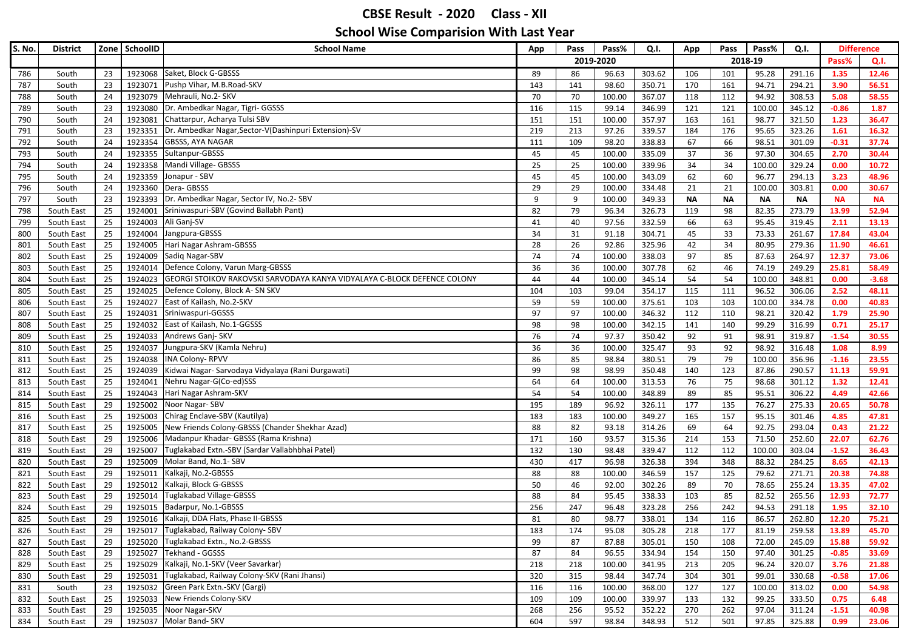# CBSE Result - 2020 Class - XII

## School Wise Comparision With Last Year

| S. No. | District | Zone | SchoolID | School Name | App | Pass | Pass% | Q.I. | App | Pass | Pass% | Q.I. | Difference | |
|---|---|---|---|---|---|---|---|---|---|---|---|---|---|---|
| | | | | | 2019-2020 | | | | 2018-19 | | | | Pass% | Q.I. |
| 786 | South | 23 | 1923068 | Saket, Block G-GBSSS | 89 | 86 | 96.63 | 303.62 | 106 | 101 | 95.28 | 291.16 | 1.35 | 12.46 |
| 787 | South | 23 | 1923071 | Pushp Vihar, M.B.Road-SKV | 143 | 141 | 98.60 | 350.71 | 170 | 161 | 94.71 | 294.21 | 3.90 | 56.51 |
| 788 | South | 24 | 1923079 | Mehrauli, No.2- SKV | 70 | 70 | 100.00 | 367.07 | 118 | 112 | 94.92 | 308.53 | 5.08 | 58.55 |
| 789 | South | 23 | 1923080 | Dr. Ambedkar Nagar, Tigri- GGSSS | 116 | 115 | 99.14 | 346.99 | 121 | 121 | 100.00 | 345.12 | -0.86 | 1.87 |
| 790 | South | 24 | 1923081 | Chattarpur, Acharya Tulsi SBV | 151 | 151 | 100.00 | 357.97 | 163 | 161 | 98.77 | 321.50 | 1.23 | 36.47 |
| 791 | South | 23 | 1923351 | Dr. Ambedkar Nagar,Sector-V(Dashinpuri Extension)-SV | 219 | 213 | 97.26 | 339.57 | 184 | 176 | 95.65 | 323.26 | 1.61 | 16.32 |
| 792 | South | 24 | 1923354 | GBSSS, AYA NAGAR | 111 | 109 | 98.20 | 338.83 | 67 | 66 | 98.51 | 301.09 | -0.31 | 37.74 |
| 793 | South | 24 | 1923355 | Sultanpur-GBSSS | 45 | 45 | 100.00 | 335.09 | 37 | 36 | 97.30 | 304.65 | 2.70 | 30.44 |
| 794 | South | 24 | 1923358 | Mandi Village- GBSSS | 25 | 25 | 100.00 | 339.96 | 34 | 34 | 100.00 | 329.24 | 0.00 | 10.72 |
| 795 | South | 24 | 1923359 | Jonapur - SBV | 45 | 45 | 100.00 | 343.09 | 62 | 60 | 96.77 | 294.13 | 3.23 | 48.96 |
| 796 | South | 24 | 1923360 | Dera- GBSSS | 29 | 29 | 100.00 | 334.48 | 21 | 21 | 100.00 | 303.81 | 0.00 | 30.67 |
| 797 | South | 23 | 1923393 | Dr. Ambedkar Nagar, Sector IV, No.2- SBV | 9 | 9 | 100.00 | 349.33 | NA | NA | NA | NA | NA | NA |
| 798 | South East | 25 | 1924001 | Sriniwaspuri-SBV (Govind Ballabh Pant) | 82 | 79 | 96.34 | 326.73 | 119 | 98 | 82.35 | 273.79 | 13.99 | 52.94 |
| 799 | South East | 25 | 1924003 | Ali Ganj-SV | 41 | 40 | 97.56 | 332.59 | 66 | 63 | 95.45 | 319.45 | 2.11 | 13.13 |
| 800 | South East | 25 | 1924004 | Jangpura-GBSSS | 34 | 31 | 91.18 | 304.71 | 45 | 33 | 73.33 | 261.67 | 17.84 | 43.04 |
| 801 | South East | 25 | 1924005 | Hari Nagar Ashram-GBSSS | 28 | 26 | 92.86 | 325.96 | 42 | 34 | 80.95 | 279.36 | 11.90 | 46.61 |
| 802 | South East | 25 | 1924009 | Sadiq Nagar-SBV | 74 | 74 | 100.00 | 338.03 | 97 | 85 | 87.63 | 264.97 | 12.37 | 73.06 |
| 803 | South East | 25 | 1924014 | Defence Colony, Varun Marg-GBSSS | 36 | 36 | 100.00 | 307.78 | 62 | 46 | 74.19 | 249.29 | 25.81 | 58.49 |
| 804 | South East | 25 | 1924023 | GEORGI STOIKOV RAKOVSKI SARVODAYA KANYA VIDYALAYA C-BLOCK DEFENCE COLONY | 44 | 44 | 100.00 | 345.14 | 54 | 54 | 100.00 | 348.81 | 0.00 | -3.68 |
| 805 | South East | 25 | 1924025 | Defence Colony, Block A- SN SKV | 104 | 103 | 99.04 | 354.17 | 115 | 111 | 96.52 | 306.06 | 2.52 | 48.11 |
| 806 | South East | 25 | 1924027 | East of Kailash, No.2-SKV | 59 | 59 | 100.00 | 375.61 | 103 | 103 | 100.00 | 334.78 | 0.00 | 40.83 |
| 807 | South East | 25 | 1924031 | Sriniwaspuri-GGSSS | 97 | 97 | 100.00 | 346.32 | 112 | 110 | 98.21 | 320.42 | 1.79 | 25.90 |
| 808 | South East | 25 | 1924032 | East of Kailash, No.1-GGSSS | 98 | 98 | 100.00 | 342.15 | 141 | 140 | 99.29 | 316.99 | 0.71 | 25.17 |
| 809 | South East | 25 | 1924033 | Andrews Ganj- SKV | 76 | 74 | 97.37 | 350.42 | 92 | 91 | 98.91 | 319.87 | -1.54 | 30.55 |
| 810 | South East | 25 | 1924037 | Jungpura-SKV (Kamla Nehru) | 36 | 36 | 100.00 | 325.47 | 93 | 92 | 98.92 | 316.48 | 1.08 | 8.99 |
| 811 | South East | 25 | 1924038 | INA Colony- RPVV | 86 | 85 | 98.84 | 380.51 | 79 | 79 | 100.00 | 356.96 | -1.16 | 23.55 |
| 812 | South East | 25 | 1924039 | Kidwai Nagar- Sarvodaya Vidyalaya (Rani Durgawati) | 99 | 98 | 98.99 | 350.48 | 140 | 123 | 87.86 | 290.57 | 11.13 | 59.91 |
| 813 | South East | 25 | 1924041 | Nehru Nagar-G(Co-ed)SSS | 64 | 64 | 100.00 | 313.53 | 76 | 75 | 98.68 | 301.12 | 1.32 | 12.41 |
| 814 | South East | 25 | 1924043 | Hari Nagar Ashram-SKV | 54 | 54 | 100.00 | 348.89 | 89 | 85 | 95.51 | 306.22 | 4.49 | 42.66 |
| 815 | South East | 29 | 1925002 | Noor Nagar- SBV | 195 | 189 | 96.92 | 326.11 | 177 | 135 | 76.27 | 275.33 | 20.65 | 50.78 |
| 816 | South East | 25 | 1925003 | Chirag Enclave-SBV (Kautilya) | 183 | 183 | 100.00 | 349.27 | 165 | 157 | 95.15 | 301.46 | 4.85 | 47.81 |
| 817 | South East | 25 | 1925005 | New Friends Colony-GBSSS (Chander Shekhar Azad) | 88 | 82 | 93.18 | 314.26 | 69 | 64 | 92.75 | 293.04 | 0.43 | 21.22 |
| 818 | South East | 29 | 1925006 | Madanpur Khadar- GBSSS (Rama Krishna) | 171 | 160 | 93.57 | 315.36 | 214 | 153 | 71.50 | 252.60 | 22.07 | 62.76 |
| 819 | South East | 29 | 1925007 | Tuglakabad Extn.-SBV (Sardar Vallabhbhai Patel) | 132 | 130 | 98.48 | 339.47 | 112 | 112 | 100.00 | 303.04 | -1.52 | 36.43 |
| 820 | South East | 29 | 1925009 | Molar Band, No.1- SBV | 430 | 417 | 96.98 | 326.38 | 394 | 348 | 88.32 | 284.25 | 8.65 | 42.13 |
| 821 | South East | 29 | 1925011 | Kalkaji, No.2-GBSSS | 88 | 88 | 100.00 | 346.59 | 157 | 125 | 79.62 | 271.71 | 20.38 | 74.88 |
| 822 | South East | 29 | 1925012 | Kalkaji, Block G-GBSSS | 50 | 46 | 92.00 | 302.26 | 89 | 70 | 78.65 | 255.24 | 13.35 | 47.02 |
| 823 | South East | 29 | 1925014 | Tuglakabad Village-GBSSS | 88 | 84 | 95.45 | 338.33 | 103 | 85 | 82.52 | 265.56 | 12.93 | 72.77 |
| 824 | South East | 29 | 1925015 | Badarpur, No.1-GBSSS | 256 | 247 | 96.48 | 323.28 | 256 | 242 | 94.53 | 291.18 | 1.95 | 32.10 |
| 825 | South East | 29 | 1925016 | Kalkaji, DDA Flats, Phase II-GBSSS | 81 | 80 | 98.77 | 338.01 | 134 | 116 | 86.57 | 262.80 | 12.20 | 75.21 |
| 826 | South East | 29 | 1925017 | Tuglakabad, Railway Colony- SBV | 183 | 174 | 95.08 | 305.28 | 218 | 177 | 81.19 | 259.58 | 13.89 | 45.70 |
| 827 | South East | 29 | 1925020 | Tuglakabad Extn., No.2-GBSSS | 99 | 87 | 87.88 | 305.01 | 150 | 108 | 72.00 | 245.09 | 15.88 | 59.92 |
| 828 | South East | 29 | 1925027 | Tekhand - GGSSS | 87 | 84 | 96.55 | 334.94 | 154 | 150 | 97.40 | 301.25 | -0.85 | 33.69 |
| 829 | South East | 25 | 1925029 | Kalkaji, No.1-SKV (Veer Savarkar) | 218 | 218 | 100.00 | 341.95 | 213 | 205 | 96.24 | 320.07 | 3.76 | 21.88 |
| 830 | South East | 29 | 1925031 | Tuglakabad, Railway Colony-SKV (Rani Jhansi) | 320 | 315 | 98.44 | 347.74 | 304 | 301 | 99.01 | 330.68 | -0.58 | 17.06 |
| 831 | South | 23 | 1925032 | Green Park Extn.-SKV (Gargi) | 116 | 116 | 100.00 | 368.00 | 127 | 127 | 100.00 | 313.02 | 0.00 | 54.98 |
| 832 | South East | 25 | 1925033 | New Friends Colony-SKV | 109 | 109 | 100.00 | 339.97 | 133 | 132 | 99.25 | 333.50 | 0.75 | 6.48 |
| 833 | South East | 29 | 1925035 | Noor Nagar-SKV | 268 | 256 | 95.52 | 352.22 | 270 | 262 | 97.04 | 311.24 | -1.51 | 40.98 |
| 834 | South East | 29 | 1925037 | Molar Band- SKV | 604 | 597 | 98.84 | 348.93 | 512 | 501 | 97.85 | 325.88 | 0.99 | 23.06 |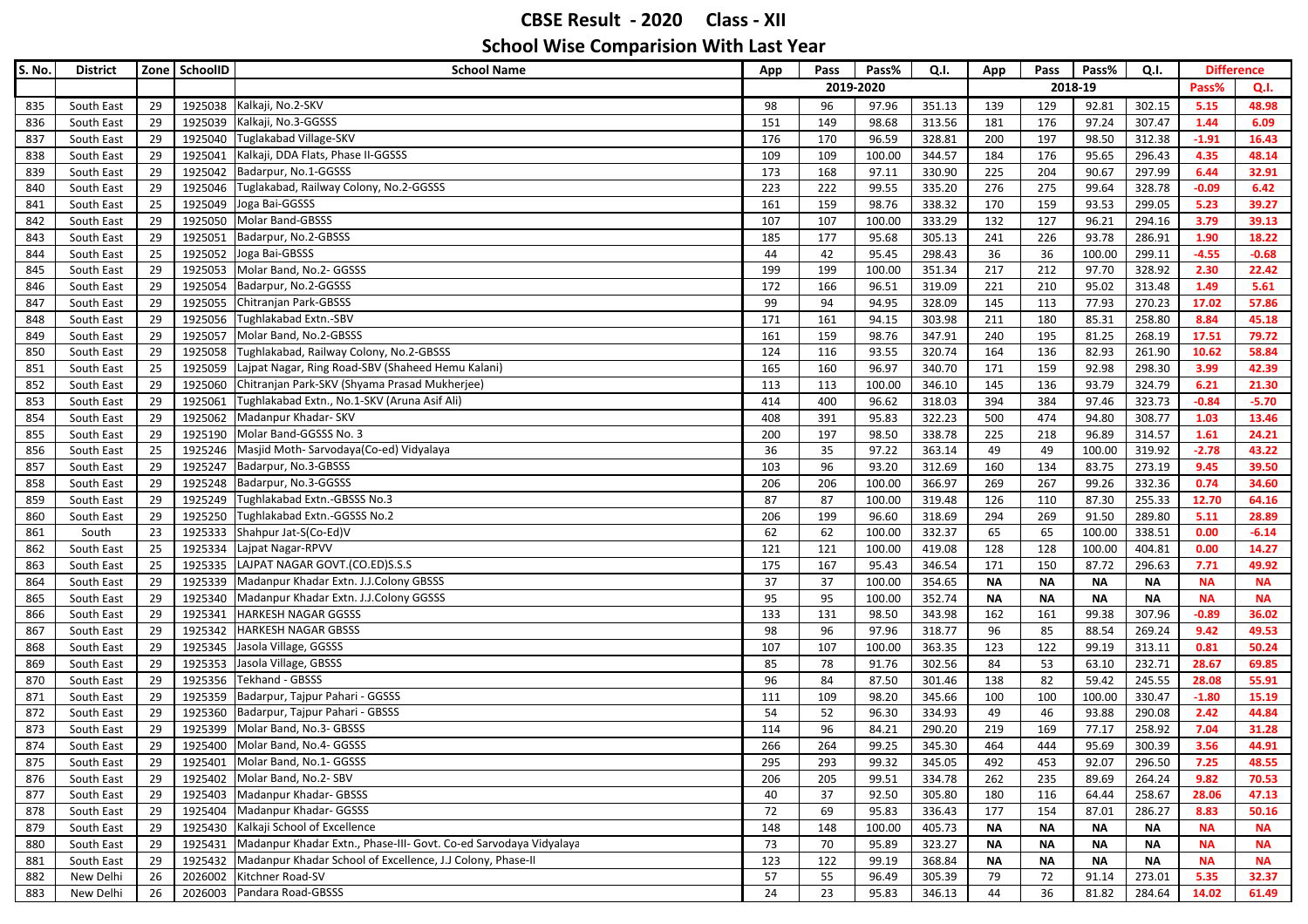# CBSE Result - 2020 Class - XII

## School Wise Comparision With Last Year

| S. No. | District | Zone | SchoolID | School Name | App | Pass | Pass% | Q.I. | App | Pass | Pass% | Q.I. | Difference | |
|---|---|---|---|---|---|---|---|---|---|---|---|---|---|---|
| | | | | | 2019-2020 | | | | 2018-19 | | | | Pass% | Q.I. |
| 835 | South East | 29 | 1925038 | Kalkaji, No.2-SKV | 98 | 96 | 97.96 | 351.13 | 139 | 129 | 92.81 | 302.15 | 5.15 | 48.98 |
| 836 | South East | 29 | 1925039 | Kalkaji, No.3-GGSSS | 151 | 149 | 98.68 | 313.56 | 181 | 176 | 97.24 | 307.47 | 1.44 | 6.09 |
| 837 | South East | 29 | 1925040 | Tuglakabad Village-SKV | 176 | 170 | 96.59 | 328.81 | 200 | 197 | 98.50 | 312.38 | -1.91 | 16.43 |
| 838 | South East | 29 | 1925041 | Kalkaji, DDA Flats, Phase II-GGSSS | 109 | 109 | 100.00 | 344.57 | 184 | 176 | 95.65 | 296.43 | 4.35 | 48.14 |
| 839 | South East | 29 | 1925042 | Badarpur, No.1-GGSSS | 173 | 168 | 97.11 | 330.90 | 225 | 204 | 90.67 | 297.99 | 6.44 | 32.91 |
| 840 | South East | 29 | 1925046 | Tuglakabad, Railway Colony, No.2-GGSSS | 223 | 222 | 99.55 | 335.20 | 276 | 275 | 99.64 | 328.78 | -0.09 | 6.42 |
| 841 | South East | 25 | 1925049 | Joga Bai-GGSSS | 161 | 159 | 98.76 | 338.32 | 170 | 159 | 93.53 | 299.05 | 5.23 | 39.27 |
| 842 | South East | 29 | 1925050 | Molar Band-GBSSS | 107 | 107 | 100.00 | 333.29 | 132 | 127 | 96.21 | 294.16 | 3.79 | 39.13 |
| 843 | South East | 29 | 1925051 | Badarpur, No.2-GBSSS | 185 | 177 | 95.68 | 305.13 | 241 | 226 | 93.78 | 286.91 | 1.90 | 18.22 |
| 844 | South East | 25 | 1925052 | Joga Bai-GBSSS | 44 | 42 | 95.45 | 298.43 | 36 | 36 | 100.00 | 299.11 | -4.55 | -0.68 |
| 845 | South East | 29 | 1925053 | Molar Band, No.2- GGSSS | 199 | 199 | 100.00 | 351.34 | 217 | 212 | 97.70 | 328.92 | 2.30 | 22.42 |
| 846 | South East | 29 | 1925054 | Badarpur, No.2-GGSSS | 172 | 166 | 96.51 | 319.09 | 221 | 210 | 95.02 | 313.48 | 1.49 | 5.61 |
| 847 | South East | 29 | 1925055 | Chitranjan Park-GBSSS | 99 | 94 | 94.95 | 328.09 | 145 | 113 | 77.93 | 270.23 | 17.02 | 57.86 |
| 848 | South East | 29 | 1925056 | Tughlakabad Extn.-SBV | 171 | 161 | 94.15 | 303.98 | 211 | 180 | 85.31 | 258.80 | 8.84 | 45.18 |
| 849 | South East | 29 | 1925057 | Molar Band, No.2-GBSSS | 161 | 159 | 98.76 | 347.91 | 240 | 195 | 81.25 | 268.19 | 17.51 | 79.72 |
| 850 | South East | 29 | 1925058 | Tughlakabad, Railway Colony, No.2-GBSSS | 124 | 116 | 93.55 | 320.74 | 164 | 136 | 82.93 | 261.90 | 10.62 | 58.84 |
| 851 | South East | 25 | 1925059 | Lajpat Nagar, Ring Road-SBV (Shaheed Hemu Kalani) | 165 | 160 | 96.97 | 340.70 | 171 | 159 | 92.98 | 298.30 | 3.99 | 42.39 |
| 852 | South East | 29 | 1925060 | Chitranjan Park-SKV (Shyama Prasad Mukherjee) | 113 | 113 | 100.00 | 346.10 | 145 | 136 | 93.79 | 324.79 | 6.21 | 21.30 |
| 853 | South East | 29 | 1925061 | Tughlakabad Extn., No.1-SKV (Aruna Asif Ali) | 414 | 400 | 96.62 | 318.03 | 394 | 384 | 97.46 | 323.73 | -0.84 | -5.70 |
| 854 | South East | 29 | 1925062 | Madanpur Khadar- SKV | 408 | 391 | 95.83 | 322.23 | 500 | 474 | 94.80 | 308.77 | 1.03 | 13.46 |
| 855 | South East | 29 | 1925190 | Molar Band-GGSSS No. 3 | 200 | 197 | 98.50 | 338.78 | 225 | 218 | 96.89 | 314.57 | 1.61 | 24.21 |
| 856 | South East | 25 | 1925246 | Masjid Moth- Sarvodaya(Co-ed) Vidyalaya | 36 | 35 | 97.22 | 363.14 | 49 | 49 | 100.00 | 319.92 | -2.78 | 43.22 |
| 857 | South East | 29 | 1925247 | Badarpur, No.3-GBSSS | 103 | 96 | 93.20 | 312.69 | 160 | 134 | 83.75 | 273.19 | 9.45 | 39.50 |
| 858 | South East | 29 | 1925248 | Badarpur, No.3-GGSSS | 206 | 206 | 100.00 | 366.97 | 269 | 267 | 99.26 | 332.36 | 0.74 | 34.60 |
| 859 | South East | 29 | 1925249 | Tughlakabad Extn.-GBSSS No.3 | 87 | 87 | 100.00 | 319.48 | 126 | 110 | 87.30 | 255.33 | 12.70 | 64.16 |
| 860 | South East | 29 | 1925250 | Tughlakabad Extn.-GGSSS No.2 | 206 | 199 | 96.60 | 318.69 | 294 | 269 | 91.50 | 289.80 | 5.11 | 28.89 |
| 861 | South | 23 | 1925333 | Shahpur Jat-S(Co-Ed)V | 62 | 62 | 100.00 | 332.37 | 65 | 65 | 100.00 | 338.51 | 0.00 | -6.14 |
| 862 | South East | 25 | 1925334 | Lajpat Nagar-RPVV | 121 | 121 | 100.00 | 419.08 | 128 | 128 | 100.00 | 404.81 | 0.00 | 14.27 |
| 863 | South East | 25 | 1925335 | LAJPAT NAGAR GOVT.(CO.ED)S.S.S | 175 | 167 | 95.43 | 346.54 | 171 | 150 | 87.72 | 296.63 | 7.71 | 49.92 |
| 864 | South East | 29 | 1925339 | Madanpur Khadar Extn. J.J.Colony GBSSS | 37 | 37 | 100.00 | 354.65 | NA | NA | NA | NA | NA | NA |
| 865 | South East | 29 | 1925340 | Madanpur Khadar Extn. J.J.Colony GGSSS | 95 | 95 | 100.00 | 352.74 | NA | NA | NA | NA | NA | NA |
| 866 | South East | 29 | 1925341 | HARKESH NAGAR GGSSS | 133 | 131 | 98.50 | 343.98 | 162 | 161 | 99.38 | 307.96 | -0.89 | 36.02 |
| 867 | South East | 29 | 1925342 | HARKESH NAGAR GBSSS | 98 | 96 | 97.96 | 318.77 | 96 | 85 | 88.54 | 269.24 | 9.42 | 49.53 |
| 868 | South East | 29 | 1925345 | Jasola Village, GGSSS | 107 | 107 | 100.00 | 363.35 | 123 | 122 | 99.19 | 313.11 | 0.81 | 50.24 |
| 869 | South East | 29 | 1925353 | Jasola Village, GBSSS | 85 | 78 | 91.76 | 302.56 | 84 | 53 | 63.10 | 232.71 | 28.67 | 69.85 |
| 870 | South East | 29 | 1925356 | Tekhand - GBSSS | 96 | 84 | 87.50 | 301.46 | 138 | 82 | 59.42 | 245.55 | 28.08 | 55.91 |
| 871 | South East | 29 | 1925359 | Badarpur, Tajpur Pahari - GGSSS | 111 | 109 | 98.20 | 345.66 | 100 | 100 | 100.00 | 330.47 | -1.80 | 15.19 |
| 872 | South East | 29 | 1925360 | Badarpur, Tajpur Pahari - GBSSS | 54 | 52 | 96.30 | 334.93 | 49 | 46 | 93.88 | 290.08 | 2.42 | 44.84 |
| 873 | South East | 29 | 1925399 | Molar Band, No.3- GBSSS | 114 | 96 | 84.21 | 290.20 | 219 | 169 | 77.17 | 258.92 | 7.04 | 31.28 |
| 874 | South East | 29 | 1925400 | Molar Band, No.4- GGSSS | 266 | 264 | 99.25 | 345.30 | 464 | 444 | 95.69 | 300.39 | 3.56 | 44.91 |
| 875 | South East | 29 | 1925401 | Molar Band, No.1- GGSSS | 295 | 293 | 99.32 | 345.05 | 492 | 453 | 92.07 | 296.50 | 7.25 | 48.55 |
| 876 | South East | 29 | 1925402 | Molar Band, No.2- SBV | 206 | 205 | 99.51 | 334.78 | 262 | 235 | 89.69 | 264.24 | 9.82 | 70.53 |
| 877 | South East | 29 | 1925403 | Madanpur Khadar- GBSSS | 40 | 37 | 92.50 | 305.80 | 180 | 116 | 64.44 | 258.67 | 28.06 | 47.13 |
| 878 | South East | 29 | 1925404 | Madanpur Khadar- GGSSS | 72 | 69 | 95.83 | 336.43 | 177 | 154 | 87.01 | 286.27 | 8.83 | 50.16 |
| 879 | South East | 29 | 1925430 | Kalkaji School of Excellence | 148 | 148 | 100.00 | 405.73 | NA | NA | NA | NA | NA | NA |
| 880 | South East | 29 | 1925431 | Madanpur Khadar Extn., Phase-III- Govt. Co-ed Sarvodaya Vidyalaya | 73 | 70 | 95.89 | 323.27 | NA | NA | NA | NA | NA | NA |
| 881 | South East | 29 | 1925432 | Madanpur Khadar School of Excellence, J.J Colony, Phase-II | 123 | 122 | 99.19 | 368.84 | NA | NA | NA | NA | NA | NA |
| 882 | New Delhi | 26 | 2026002 | Kitchner Road-SV | 57 | 55 | 96.49 | 305.39 | 79 | 72 | 91.14 | 273.01 | 5.35 | 32.37 |
| 883 | New Delhi | 26 | 2026003 | Pandara Road-GBSSS | 24 | 23 | 95.83 | 346.13 | 44 | 36 | 81.82 | 284.64 | 14.02 | 61.49 |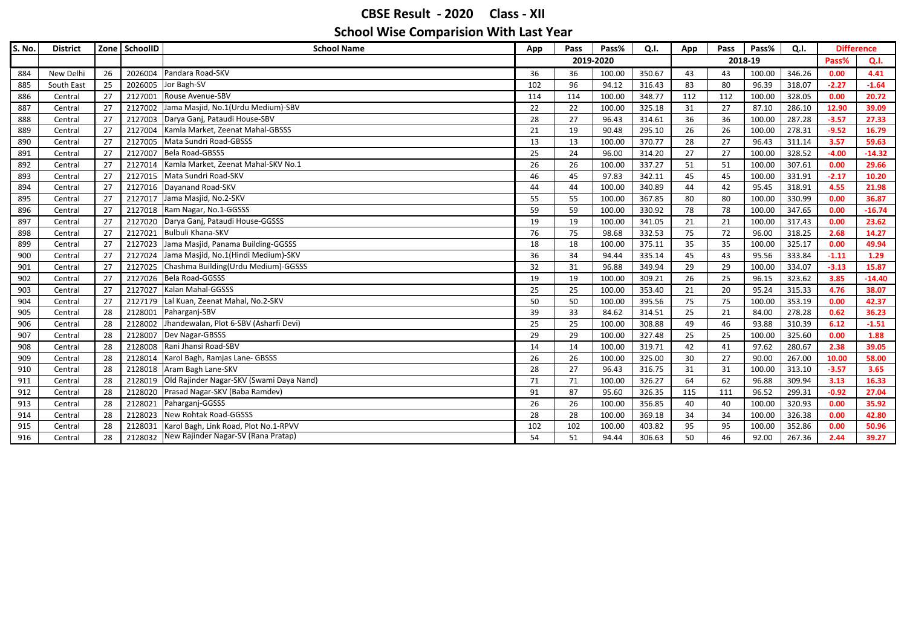# CBSE Result - 2020 Class - XII

## School Wise Comparision With Last Year

| S. No. | District | Zone | SchoolID | School Name | App | Pass | Pass% | Q.I. | App | Pass | Pass% | Q.I. | Difference | |
|---|---|---|---|---|---|---|---|---|---|---|---|---|---|---|
| | | | | | 2019-2020 | | | | 2018-19 | | | | Pass% | Q.I. |
| 884 | New Delhi | 26 | 2026004 | Pandara Road-SKV | 36 | 36 | 100.00 | 350.67 | 43 | 43 | 100.00 | 346.26 | 0.00 | 4.41 |
| 885 | South East | 25 | 2026005 | Jor Bagh-SV | 102 | 96 | 94.12 | 316.43 | 83 | 80 | 96.39 | 318.07 | -2.27 | -1.64 |
| 886 | Central | 27 | 2127001 | Rouse Avenue-SBV | 114 | 114 | 100.00 | 348.77 | 112 | 112 | 100.00 | 328.05 | 0.00 | 20.72 |
| 887 | Central | 27 | 2127002 | Jama Masjid, No.1(Urdu Medium)-SBV | 22 | 22 | 100.00 | 325.18 | 31 | 27 | 87.10 | 286.10 | 12.90 | 39.09 |
| 888 | Central | 27 | 2127003 | Darya Ganj, Pataudi House-SBV | 28 | 27 | 96.43 | 314.61 | 36 | 36 | 100.00 | 287.28 | -3.57 | 27.33 |
| 889 | Central | 27 | 2127004 | Kamla Market, Zeenat Mahal-GBSSS | 21 | 19 | 90.48 | 295.10 | 26 | 26 | 100.00 | 278.31 | -9.52 | 16.79 |
| 890 | Central | 27 | 2127005 | Mata Sundri Road-GBSSS | 13 | 13 | 100.00 | 370.77 | 28 | 27 | 96.43 | 311.14 | 3.57 | 59.63 |
| 891 | Central | 27 | 2127007 | Bela Road-GBSSS | 25 | 24 | 96.00 | 314.20 | 27 | 27 | 100.00 | 328.52 | -4.00 | -14.32 |
| 892 | Central | 27 | 2127014 | Kamla Market, Zeenat Mahal-SKV No.1 | 26 | 26 | 100.00 | 337.27 | 51 | 51 | 100.00 | 307.61 | 0.00 | 29.66 |
| 893 | Central | 27 | 2127015 | Mata Sundri Road-SKV | 46 | 45 | 97.83 | 342.11 | 45 | 45 | 100.00 | 331.91 | -2.17 | 10.20 |
| 894 | Central | 27 | 2127016 | Dayanand Road-SKV | 44 | 44 | 100.00 | 340.89 | 44 | 42 | 95.45 | 318.91 | 4.55 | 21.98 |
| 895 | Central | 27 | 2127017 | Jama Masjid, No.2-SKV | 55 | 55 | 100.00 | 367.85 | 80 | 80 | 100.00 | 330.99 | 0.00 | 36.87 |
| 896 | Central | 27 | 2127018 | Ram Nagar, No.1-GGSSS | 59 | 59 | 100.00 | 330.92 | 78 | 78 | 100.00 | 347.65 | 0.00 | -16.74 |
| 897 | Central | 27 | 2127020 | Darya Ganj, Pataudi House-GGSSS | 19 | 19 | 100.00 | 341.05 | 21 | 21 | 100.00 | 317.43 | 0.00 | 23.62 |
| 898 | Central | 27 | 2127021 | Bulbuli Khana-SKV | 76 | 75 | 98.68 | 332.53 | 75 | 72 | 96.00 | 318.25 | 2.68 | 14.27 |
| 899 | Central | 27 | 2127023 | Jama Masjid, Panama Building-GGSSS | 18 | 18 | 100.00 | 375.11 | 35 | 35 | 100.00 | 325.17 | 0.00 | 49.94 |
| 900 | Central | 27 | 2127024 | Jama Masjid, No.1(Hindi Medium)-SKV | 36 | 34 | 94.44 | 335.14 | 45 | 43 | 95.56 | 333.84 | -1.11 | 1.29 |
| 901 | Central | 27 | 2127025 | Chashma Building(Urdu Medium)-GGSSS | 32 | 31 | 96.88 | 349.94 | 29 | 29 | 100.00 | 334.07 | -3.13 | 15.87 |
| 902 | Central | 27 | 2127026 | Bela Road-GGSSS | 19 | 19 | 100.00 | 309.21 | 26 | 25 | 96.15 | 323.62 | 3.85 | -14.40 |
| 903 | Central | 27 | 2127027 | Kalan Mahal-GGSSS | 25 | 25 | 100.00 | 353.40 | 21 | 20 | 95.24 | 315.33 | 4.76 | 38.07 |
| 904 | Central | 27 | 2127179 | Lal Kuan, Zeenat Mahal, No.2-SKV | 50 | 50 | 100.00 | 395.56 | 75 | 75 | 100.00 | 353.19 | 0.00 | 42.37 |
| 905 | Central | 28 | 2128001 | Paharganj-SBV | 39 | 33 | 84.62 | 314.51 | 25 | 21 | 84.00 | 278.28 | 0.62 | 36.23 |
| 906 | Central | 28 | 2128002 | Jhandewalan, Plot 6-SBV (Asharfi Devi) | 25 | 25 | 100.00 | 308.88 | 49 | 46 | 93.88 | 310.39 | 6.12 | -1.51 |
| 907 | Central | 28 | 2128007 | Dev Nagar-GBSSS | 29 | 29 | 100.00 | 327.48 | 25 | 25 | 100.00 | 325.60 | 0.00 | 1.88 |
| 908 | Central | 28 | 2128008 | Rani Jhansi Road-SBV | 14 | 14 | 100.00 | 319.71 | 42 | 41 | 97.62 | 280.67 | 2.38 | 39.05 |
| 909 | Central | 28 | 2128014 | Karol Bagh, Ramjas Lane- GBSSS | 26 | 26 | 100.00 | 325.00 | 30 | 27 | 90.00 | 267.00 | 10.00 | 58.00 |
| 910 | Central | 28 | 2128018 | Aram Bagh Lane-SKV | 28 | 27 | 96.43 | 316.75 | 31 | 31 | 100.00 | 313.10 | -3.57 | 3.65 |
| 911 | Central | 28 | 2128019 | Old Rajinder Nagar-SKV (Swami Daya Nand) | 71 | 71 | 100.00 | 326.27 | 64 | 62 | 96.88 | 309.94 | 3.13 | 16.33 |
| 912 | Central | 28 | 2128020 | Prasad Nagar-SKV (Baba Ramdev) | 91 | 87 | 95.60 | 326.35 | 115 | 111 | 96.52 | 299.31 | -0.92 | 27.04 |
| 913 | Central | 28 | 2128021 | Paharganj-GGSSS | 26 | 26 | 100.00 | 356.85 | 40 | 40 | 100.00 | 320.93 | 0.00 | 35.92 |
| 914 | Central | 28 | 2128023 | New Rohtak Road-GGSSS | 28 | 28 | 100.00 | 369.18 | 34 | 34 | 100.00 | 326.38 | 0.00 | 42.80 |
| 915 | Central | 28 | 2128031 | Karol Bagh, Link Road, Plot No.1-RPVV | 102 | 102 | 100.00 | 403.82 | 95 | 95 | 100.00 | 352.86 | 0.00 | 50.96 |
| 916 | Central | 28 | 2128032 | New Rajinder Nagar-SV (Rana Pratap) | 54 | 51 | 94.44 | 306.63 | 50 | 46 | 92.00 | 267.36 | 2.44 | 39.27 |